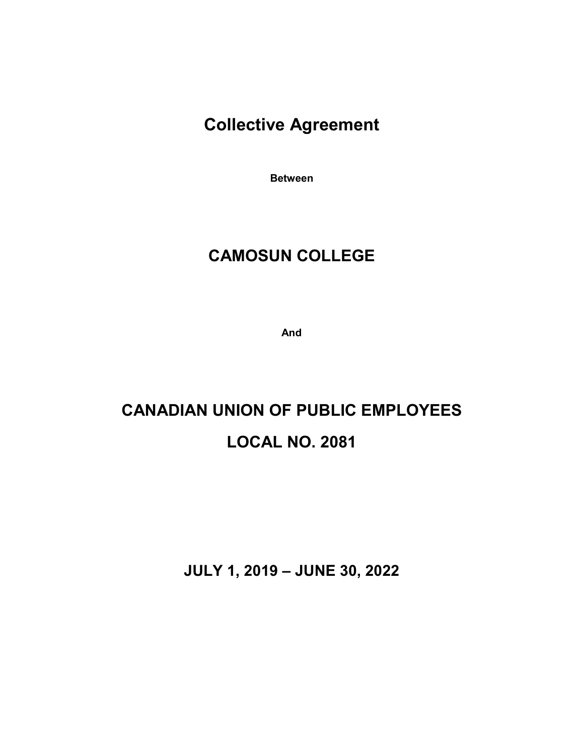# Collective Agreement

**Between**

# CAMOSUN COLLEGE

**And**

# CANADIAN UNION OF PUBLIC EMPLOYEES

# LOCAL NO. 2081

## JULY 1, 2019 – JUNE 30, 2022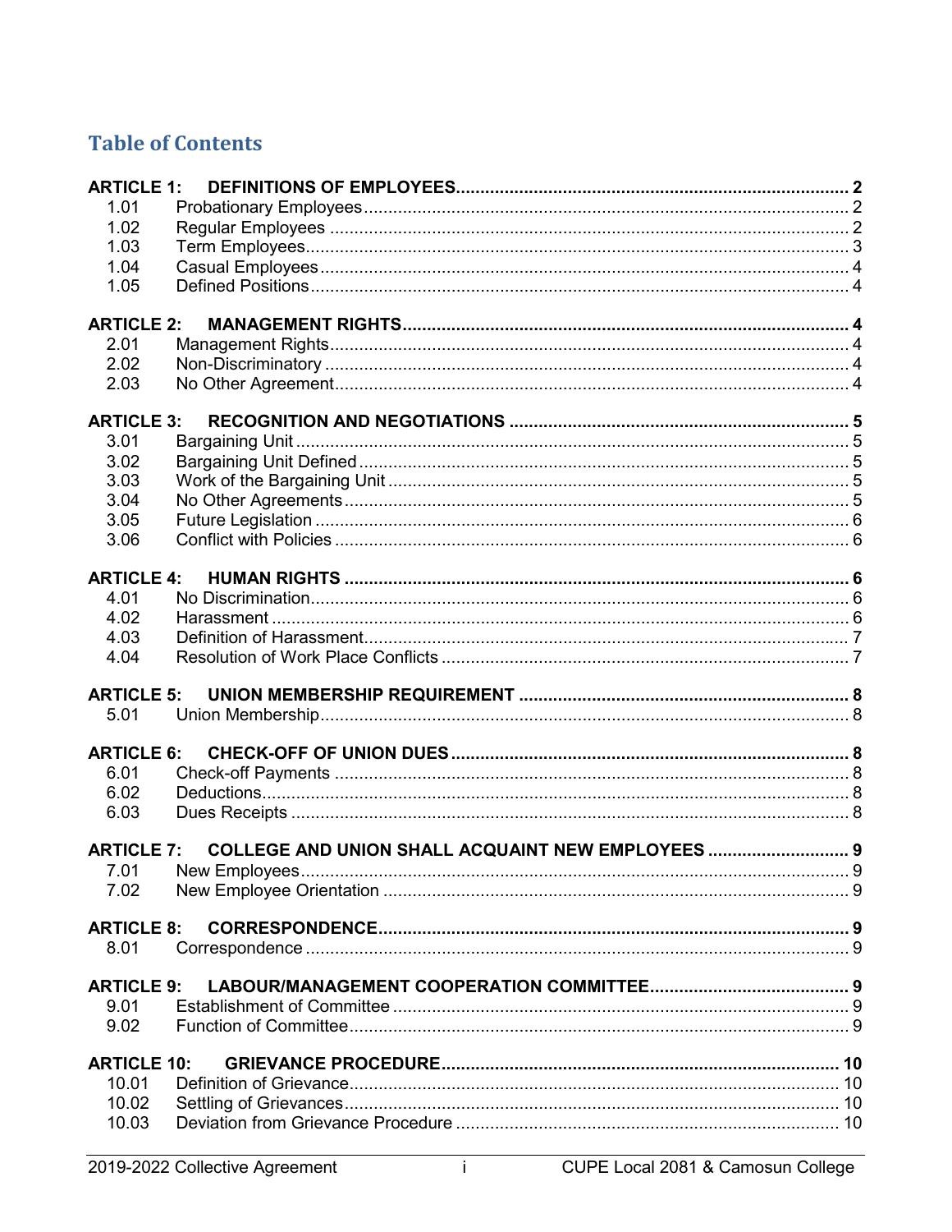## Table of Contents

**ARTICLE 1: DEFINITIONS OF EMPLOYEES** .......... **2**
- 1.01 Probationary Employees .......... 2
- 1.02 Regular Employees .......... 2
- 1.03 Term Employees .......... 3
- 1.04 Casual Employees .......... 4
- 1.05 Defined Positions .......... 4

**ARTICLE 2: MANAGEMENT RIGHTS** .......... **4**
- 2.01 Management Rights .......... 4
- 2.02 Non-Discriminatory .......... 4
- 2.03 No Other Agreement .......... 4

**ARTICLE 3: RECOGNITION AND NEGOTIATIONS** .......... **5**
- 3.01 Bargaining Unit .......... 5
- 3.02 Bargaining Unit Defined .......... 5
- 3.03 Work of the Bargaining Unit .......... 5
- 3.04 No Other Agreements .......... 5
- 3.05 Future Legislation .......... 6
- 3.06 Conflict with Policies .......... 6

**ARTICLE 4: HUMAN RIGHTS** .......... **6**
- 4.01 No Discrimination .......... 6
- 4.02 Harassment .......... 6
- 4.03 Definition of Harassment .......... 7
- 4.04 Resolution of Work Place Conflicts .......... 7

**ARTICLE 5: UNION MEMBERSHIP REQUIREMENT** .......... **8**
- 5.01 Union Membership .......... 8

**ARTICLE 6: CHECK-OFF OF UNION DUES** .......... **8**
- 6.01 Check-off Payments .......... 8
- 6.02 Deductions .......... 8
- 6.03 Dues Receipts .......... 8

**ARTICLE 7: COLLEGE AND UNION SHALL ACQUAINT NEW EMPLOYEES** .......... **9**
- 7.01 New Employees .......... 9
- 7.02 New Employee Orientation .......... 9

**ARTICLE 8: CORRESPONDENCE** .......... **9**
- 8.01 Correspondence .......... 9

**ARTICLE 9: LABOUR/MANAGEMENT COOPERATION COMMITTEE** .......... **9**
- 9.01 Establishment of Committee .......... 9
- 9.02 Function of Committee .......... 9

**ARTICLE 10: GRIEVANCE PROCEDURE** .......... **10**
- 10.01 Definition of Grievance .......... 10
- 10.02 Settling of Grievances .......... 10
- 10.03 Deviation from Grievance Procedure .......... 10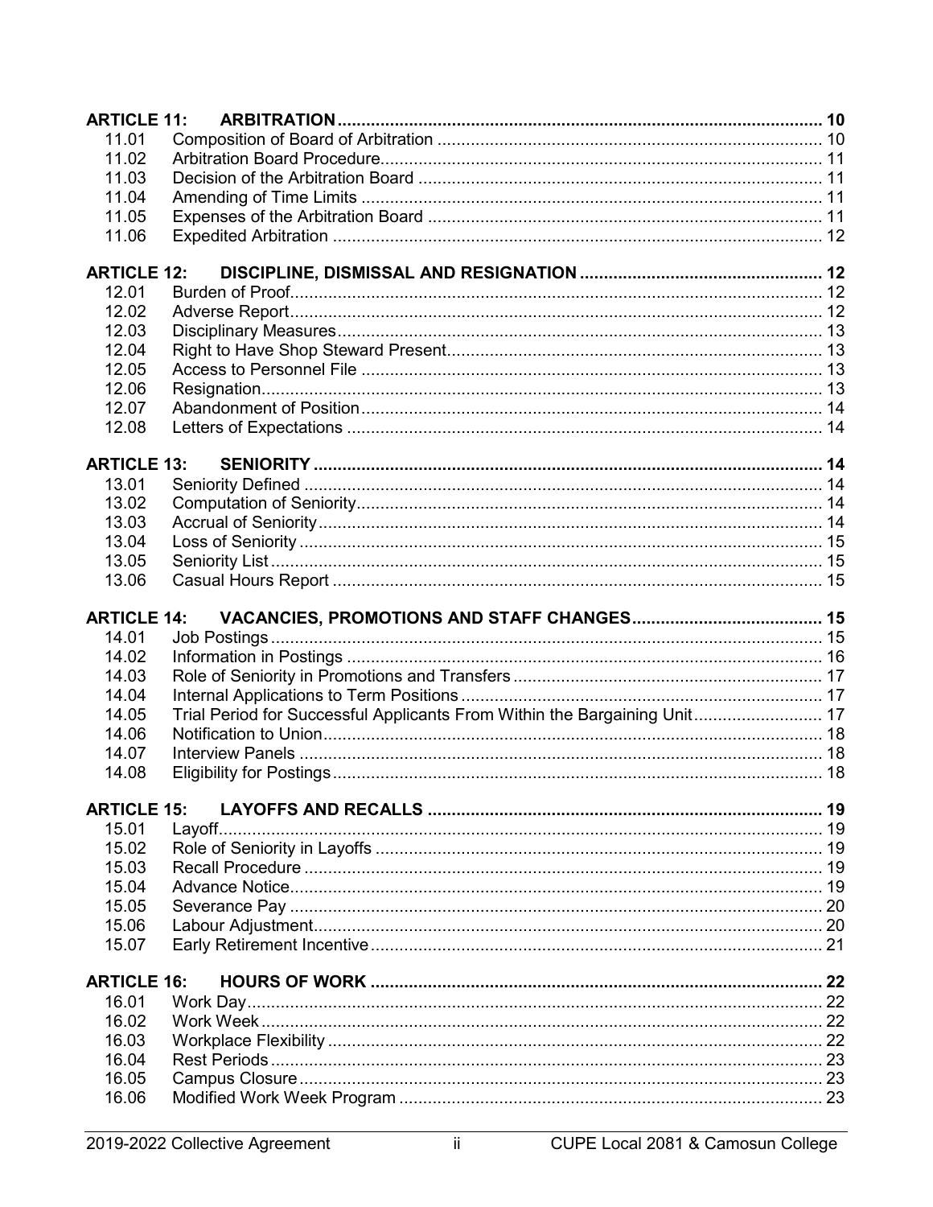| | | |
|---|---|---|
| **ARTICLE 11:** | **ARBITRATION** | **10** |
| 11.01 | Composition of Board of Arbitration | 10 |
| 11.02 | Arbitration Board Procedure | 11 |
| 11.03 | Decision of the Arbitration Board | 11 |
| 11.04 | Amending of Time Limits | 11 |
| 11.05 | Expenses of the Arbitration Board | 11 |
| 11.06 | Expedited Arbitration | 12 |
| **ARTICLE 12:** | **DISCIPLINE, DISMISSAL AND RESIGNATION** | **12** |
| 12.01 | Burden of Proof | 12 |
| 12.02 | Adverse Report | 12 |
| 12.03 | Disciplinary Measures | 13 |
| 12.04 | Right to Have Shop Steward Present | 13 |
| 12.05 | Access to Personnel File | 13 |
| 12.06 | Resignation | 13 |
| 12.07 | Abandonment of Position | 14 |
| 12.08 | Letters of Expectations | 14 |
| **ARTICLE 13:** | **SENIORITY** | **14** |
| 13.01 | Seniority Defined | 14 |
| 13.02 | Computation of Seniority | 14 |
| 13.03 | Accrual of Seniority | 14 |
| 13.04 | Loss of Seniority | 15 |
| 13.05 | Seniority List | 15 |
| 13.06 | Casual Hours Report | 15 |
| **ARTICLE 14:** | **VACANCIES, PROMOTIONS AND STAFF CHANGES** | **15** |
| 14.01 | Job Postings | 15 |
| 14.02 | Information in Postings | 16 |
| 14.03 | Role of Seniority in Promotions and Transfers | 17 |
| 14.04 | Internal Applications to Term Positions | 17 |
| 14.05 | Trial Period for Successful Applicants From Within the Bargaining Unit | 17 |
| 14.06 | Notification to Union | 18 |
| 14.07 | Interview Panels | 18 |
| 14.08 | Eligibility for Postings | 18 |
| **ARTICLE 15:** | **LAYOFFS AND RECALLS** | **19** |
| 15.01 | Layoff | 19 |
| 15.02 | Role of Seniority in Layoffs | 19 |
| 15.03 | Recall Procedure | 19 |
| 15.04 | Advance Notice | 19 |
| 15.05 | Severance Pay | 20 |
| 15.06 | Labour Adjustment | 20 |
| 15.07 | Early Retirement Incentive | 21 |
| **ARTICLE 16:** | **HOURS OF WORK** | **22** |
| 16.01 | Work Day | 22 |
| 16.02 | Work Week | 22 |
| 16.03 | Workplace Flexibility | 22 |
| 16.04 | Rest Periods | 23 |
| 16.05 | Campus Closure | 23 |
| 16.06 | Modified Work Week Program | 23 |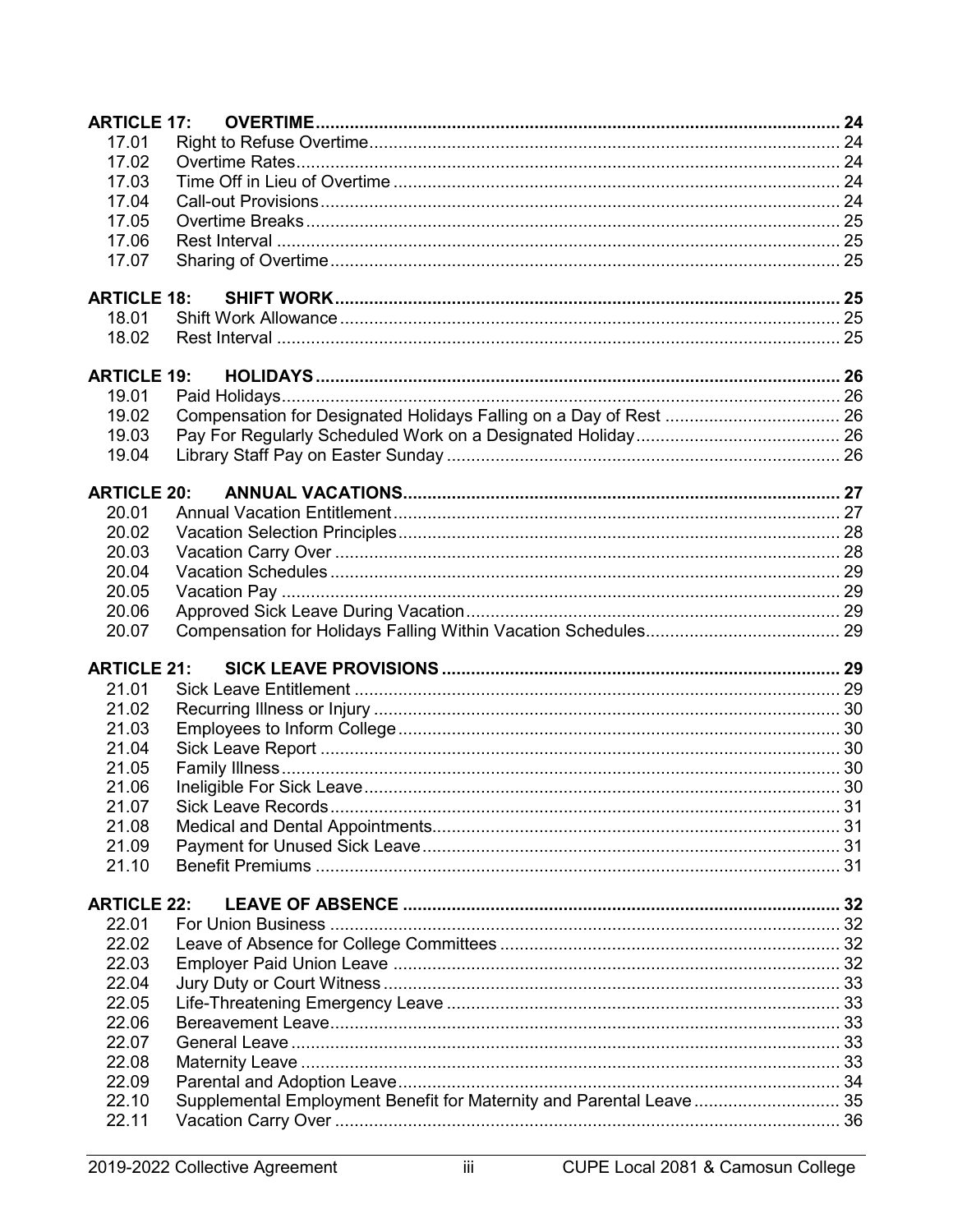| | | |
|---|---|---|
| **ARTICLE 17:** | **OVERTIME** | **24** |
| 17.01 | Right to Refuse Overtime | 24 |
| 17.02 | Overtime Rates | 24 |
| 17.03 | Time Off in Lieu of Overtime | 24 |
| 17.04 | Call-out Provisions | 24 |
| 17.05 | Overtime Breaks | 25 |
| 17.06 | Rest Interval | 25 |
| 17.07 | Sharing of Overtime | 25 |
| **ARTICLE 18:** | **SHIFT WORK** | **25** |
| 18.01 | Shift Work Allowance | 25 |
| 18.02 | Rest Interval | 25 |
| **ARTICLE 19:** | **HOLIDAYS** | **26** |
| 19.01 | Paid Holidays | 26 |
| 19.02 | Compensation for Designated Holidays Falling on a Day of Rest | 26 |
| 19.03 | Pay For Regularly Scheduled Work on a Designated Holiday | 26 |
| 19.04 | Library Staff Pay on Easter Sunday | 26 |
| **ARTICLE 20:** | **ANNUAL VACATIONS** | **27** |
| 20.01 | Annual Vacation Entitlement | 27 |
| 20.02 | Vacation Selection Principles | 28 |
| 20.03 | Vacation Carry Over | 28 |
| 20.04 | Vacation Schedules | 29 |
| 20.05 | Vacation Pay | 29 |
| 20.06 | Approved Sick Leave During Vacation | 29 |
| 20.07 | Compensation for Holidays Falling Within Vacation Schedules | 29 |
| **ARTICLE 21:** | **SICK LEAVE PROVISIONS** | **29** |
| 21.01 | Sick Leave Entitlement | 29 |
| 21.02 | Recurring Illness or Injury | 30 |
| 21.03 | Employees to Inform College | 30 |
| 21.04 | Sick Leave Report | 30 |
| 21.05 | Family Illness | 30 |
| 21.06 | Ineligible For Sick Leave | 30 |
| 21.07 | Sick Leave Records | 31 |
| 21.08 | Medical and Dental Appointments | 31 |
| 21.09 | Payment for Unused Sick Leave | 31 |
| 21.10 | Benefit Premiums | 31 |
| **ARTICLE 22:** | **LEAVE OF ABSENCE** | **32** |
| 22.01 | For Union Business | 32 |
| 22.02 | Leave of Absence for College Committees | 32 |
| 22.03 | Employer Paid Union Leave | 32 |
| 22.04 | Jury Duty or Court Witness | 33 |
| 22.05 | Life-Threatening Emergency Leave | 33 |
| 22.06 | Bereavement Leave | 33 |
| 22.07 | General Leave | 33 |
| 22.08 | Maternity Leave | 33 |
| 22.09 | Parental and Adoption Leave | 34 |
| 22.10 | Supplemental Employment Benefit for Maternity and Parental Leave | 35 |
| 22.11 | Vacation Carry Over | 36 |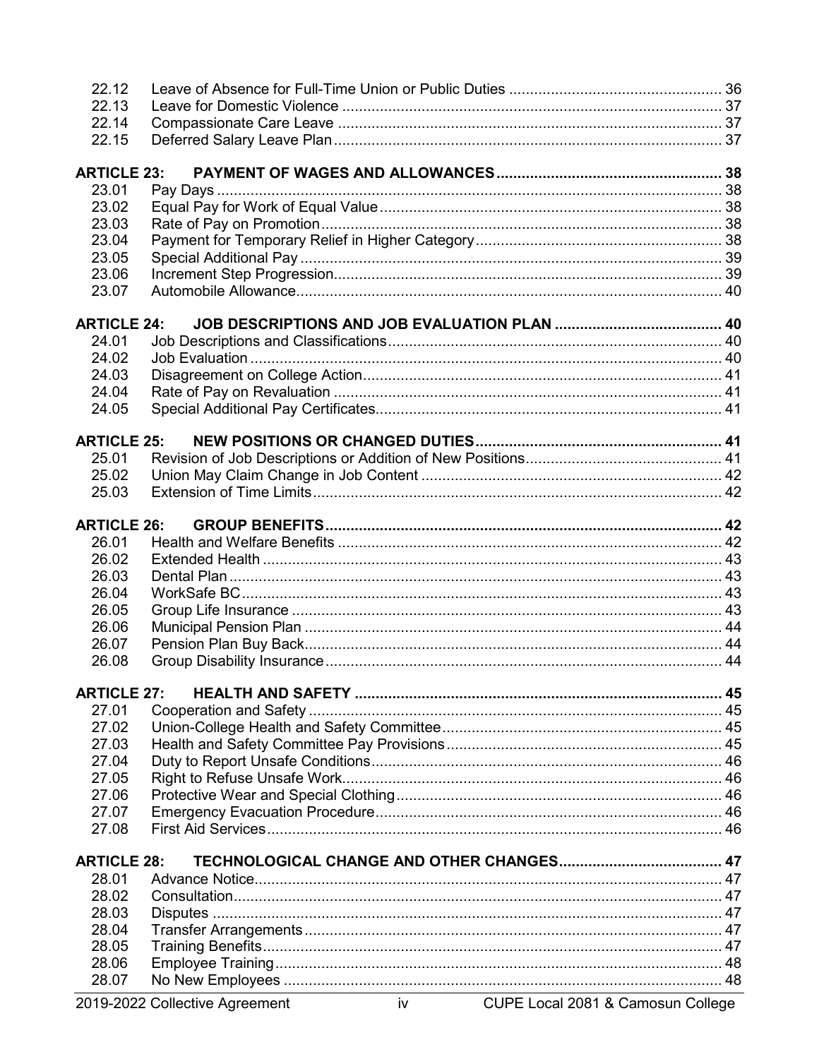| | | |
|---|---|---|
| 22.12 | Leave of Absence for Full-Time Union or Public Duties | 36 |
| 22.13 | Leave for Domestic Violence | 37 |
| 22.14 | Compassionate Care Leave | 37 |
| 22.15 | Deferred Salary Leave Plan | 37 |
| **ARTICLE 23:** | **PAYMENT OF WAGES AND ALLOWANCES** | **38** |
| 23.01 | Pay Days | 38 |
| 23.02 | Equal Pay for Work of Equal Value | 38 |
| 23.03 | Rate of Pay on Promotion | 38 |
| 23.04 | Payment for Temporary Relief in Higher Category | 38 |
| 23.05 | Special Additional Pay | 39 |
| 23.06 | Increment Step Progression | 39 |
| 23.07 | Automobile Allowance | 40 |
| **ARTICLE 24:** | **JOB DESCRIPTIONS AND JOB EVALUATION PLAN** | **40** |
| 24.01 | Job Descriptions and Classifications | 40 |
| 24.02 | Job Evaluation | 40 |
| 24.03 | Disagreement on College Action | 41 |
| 24.04 | Rate of Pay on Revaluation | 41 |
| 24.05 | Special Additional Pay Certificates | 41 |
| **ARTICLE 25:** | **NEW POSITIONS OR CHANGED DUTIES** | **41** |
| 25.01 | Revision of Job Descriptions or Addition of New Positions | 41 |
| 25.02 | Union May Claim Change in Job Content | 42 |
| 25.03 | Extension of Time Limits | 42 |
| **ARTICLE 26:** | **GROUP BENEFITS** | **42** |
| 26.01 | Health and Welfare Benefits | 42 |
| 26.02 | Extended Health | 43 |
| 26.03 | Dental Plan | 43 |
| 26.04 | WorkSafe BC | 43 |
| 26.05 | Group Life Insurance | 43 |
| 26.06 | Municipal Pension Plan | 44 |
| 26.07 | Pension Plan Buy Back | 44 |
| 26.08 | Group Disability Insurance | 44 |
| **ARTICLE 27:** | **HEALTH AND SAFETY** | **45** |
| 27.01 | Cooperation and Safety | 45 |
| 27.02 | Union-College Health and Safety Committee | 45 |
| 27.03 | Health and Safety Committee Pay Provisions | 45 |
| 27.04 | Duty to Report Unsafe Conditions | 46 |
| 27.05 | Right to Refuse Unsafe Work | 46 |
| 27.06 | Protective Wear and Special Clothing | 46 |
| 27.07 | Emergency Evacuation Procedure | 46 |
| 27.08 | First Aid Services | 46 |
| **ARTICLE 28:** | **TECHNOLOGICAL CHANGE AND OTHER CHANGES** | **47** |
| 28.01 | Advance Notice | 47 |
| 28.02 | Consultation | 47 |
| 28.03 | Disputes | 47 |
| 28.04 | Transfer Arrangements | 47 |
| 28.05 | Training Benefits | 47 |
| 28.06 | Employee Training | 48 |
| 28.07 | No New Employees | 48 |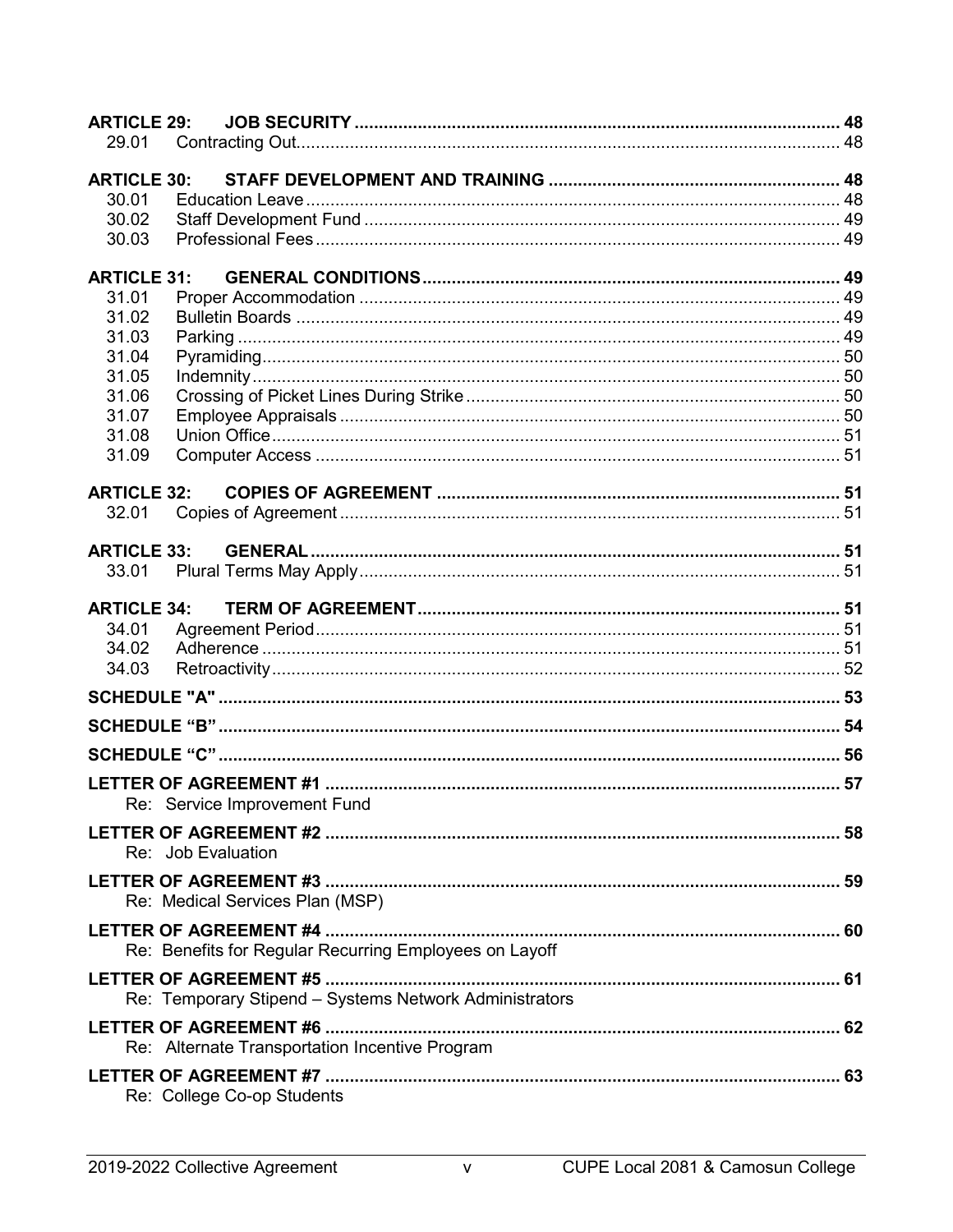**ARTICLE 29: JOB SECURITY** ... 48
- 29.01 Contracting Out ... 48

**ARTICLE 30: STAFF DEVELOPMENT AND TRAINING** ... 48
- 30.01 Education Leave ... 48
- 30.02 Staff Development Fund ... 49
- 30.03 Professional Fees ... 49

**ARTICLE 31: GENERAL CONDITIONS** ... 49
- 31.01 Proper Accommodation ... 49
- 31.02 Bulletin Boards ... 49
- 31.03 Parking ... 49
- 31.04 Pyramiding ... 50
- 31.05 Indemnity ... 50
- 31.06 Crossing of Picket Lines During Strike ... 50
- 31.07 Employee Appraisals ... 50
- 31.08 Union Office ... 51
- 31.09 Computer Access ... 51

**ARTICLE 32: COPIES OF AGREEMENT** ... 51
- 32.01 Copies of Agreement ... 51

**ARTICLE 33: GENERAL** ... 51
- 33.01 Plural Terms May Apply ... 51

**ARTICLE 34: TERM OF AGREEMENT** ... 51
- 34.01 Agreement Period ... 51
- 34.02 Adherence ... 51
- 34.03 Retroactivity ... 52

**SCHEDULE "A"** ... 53

**SCHEDULE "B"** ... 54

**SCHEDULE "C"** ... 56

**LETTER OF AGREEMENT #1** ... 57
Re: Service Improvement Fund

**LETTER OF AGREEMENT #2** ... 58
Re: Job Evaluation

**LETTER OF AGREEMENT #3** ... 59
Re: Medical Services Plan (MSP)

**LETTER OF AGREEMENT #4** ... 60
Re: Benefits for Regular Recurring Employees on Layoff

**LETTER OF AGREEMENT #5** ... 61
Re: Temporary Stipend – Systems Network Administrators

**LETTER OF AGREEMENT #6** ... 62
Re: Alternate Transportation Incentive Program

**LETTER OF AGREEMENT #7** ... 63
Re: College Co-op Students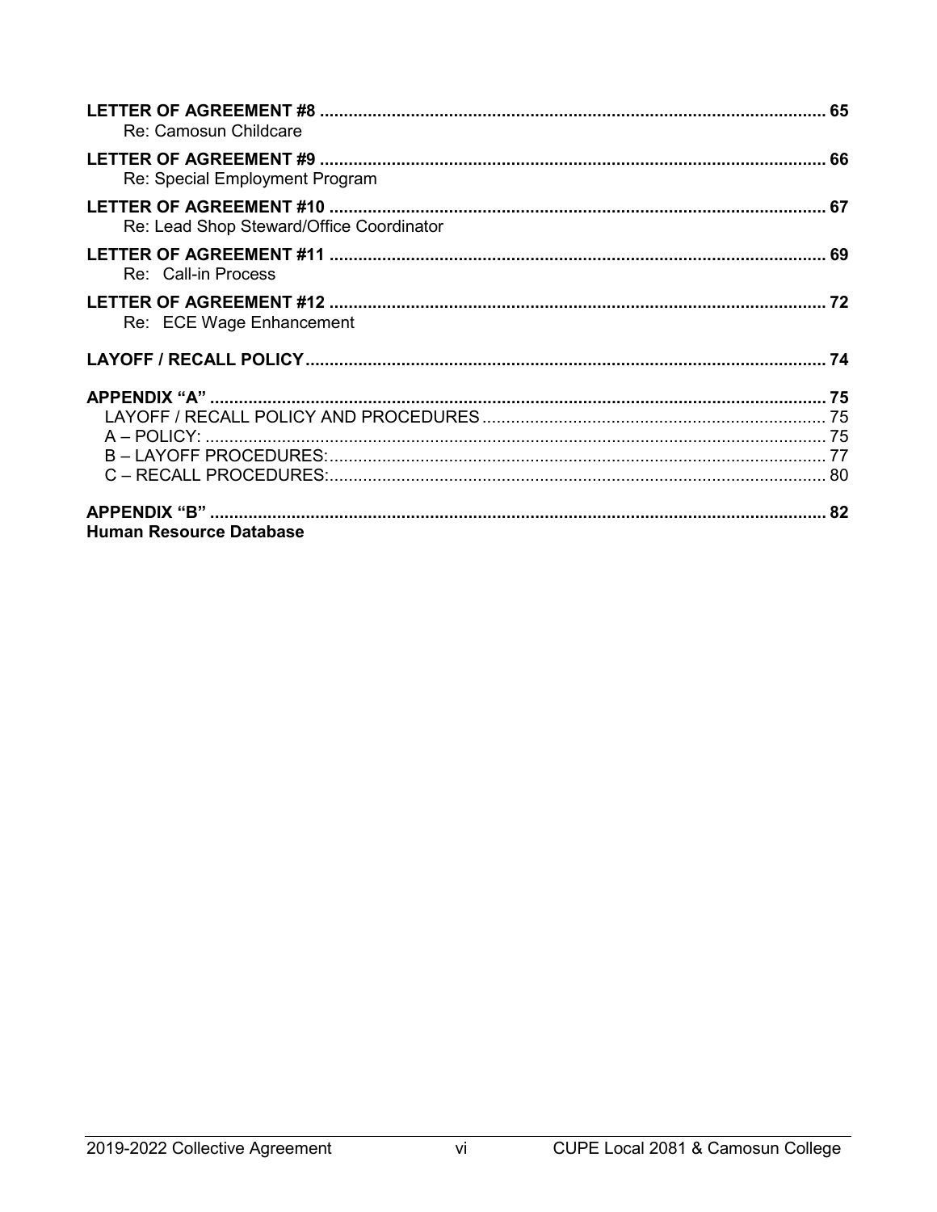**LETTER OF AGREEMENT #8** ........................................................................................................ 65
Re: Camosun Childcare

**LETTER OF AGREEMENT #9** ........................................................................................................ 66
Re: Special Employment Program

**LETTER OF AGREEMENT #10** ...................................................................................................... 67
Re: Lead Shop Steward/Office Coordinator

**LETTER OF AGREEMENT #11** ...................................................................................................... 69
Re: Call-in Process

**LETTER OF AGREEMENT #12** ...................................................................................................... 72
Re: ECE Wage Enhancement

**LAYOFF / RECALL POLICY** ........................................................................................................... 74

**APPENDIX "A"** .............................................................................................................................. 75
LAYOFF / RECALL POLICY AND PROCEDURES ...................................................................... 75
A – POLICY: .................................................................................................................................. 75
B – LAYOFF PROCEDURES: ......................................................................................................... 77
C – RECALL PROCEDURES: ......................................................................................................... 80

**APPENDIX "B"** .............................................................................................................................. 82
**Human Resource Database**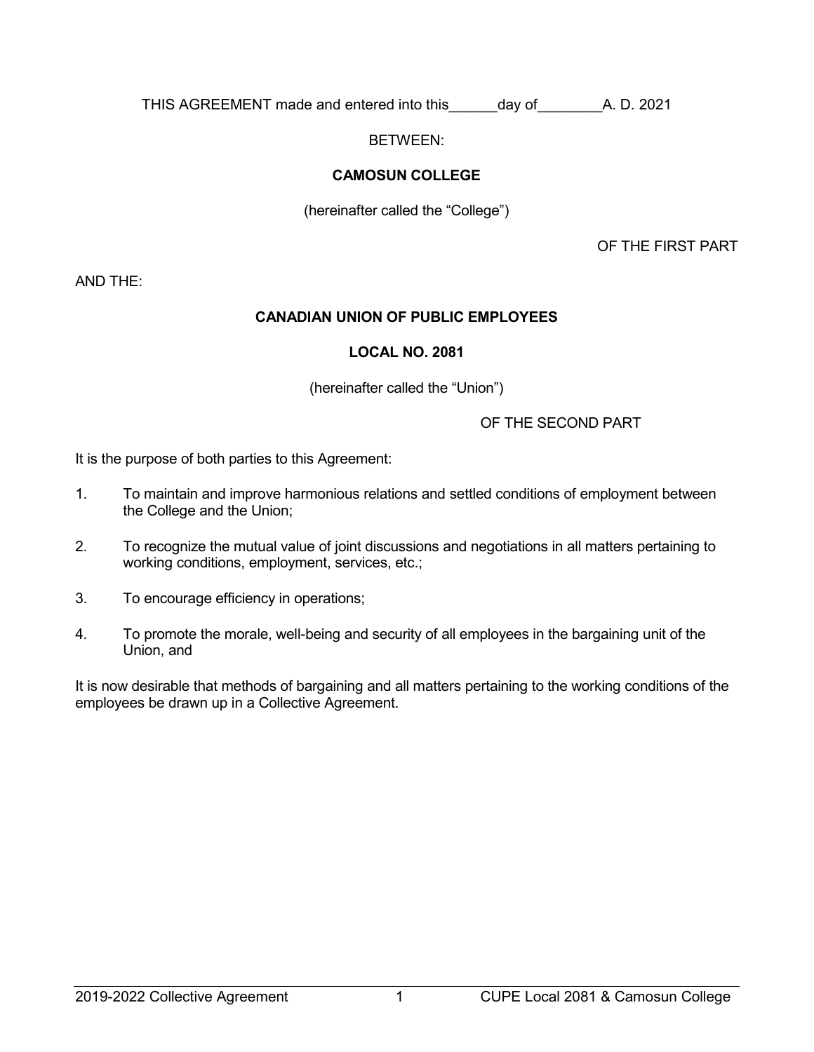THIS AGREEMENT made and entered into this______day of________A. D. 2021

BETWEEN:

**CAMOSUN COLLEGE**

(hereinafter called the "College")

OF THE FIRST PART

AND THE:

**CANADIAN UNION OF PUBLIC EMPLOYEES**

**LOCAL NO. 2081**

(hereinafter called the "Union")

OF THE SECOND PART

It is the purpose of both parties to this Agreement:

1. To maintain and improve harmonious relations and settled conditions of employment between the College and the Union;

2. To recognize the mutual value of joint discussions and negotiations in all matters pertaining to working conditions, employment, services, etc.;

3. To encourage efficiency in operations;

4. To promote the morale, well-being and security of all employees in the bargaining unit of the Union, and

It is now desirable that methods of bargaining and all matters pertaining to the working conditions of the employees be drawn up in a Collective Agreement.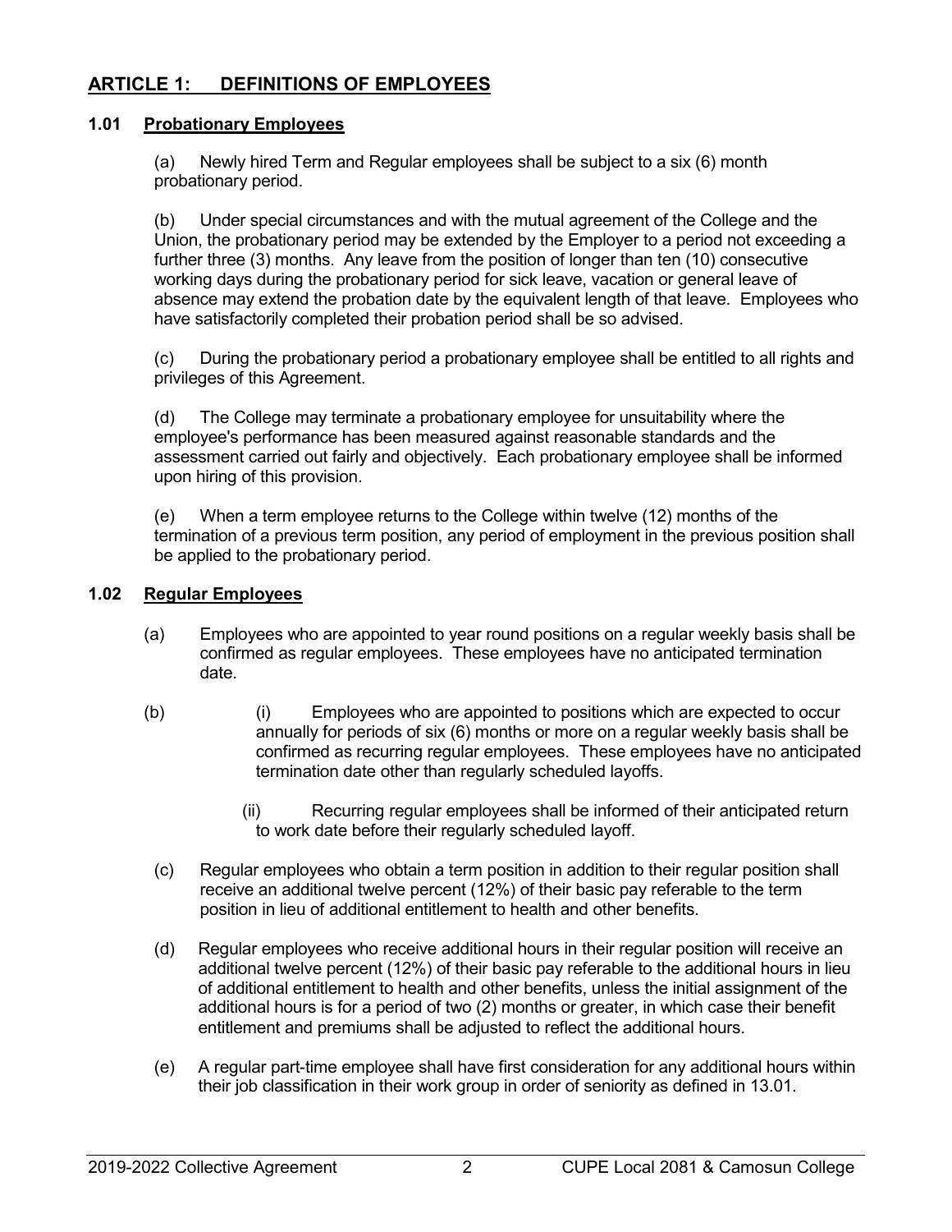## ARTICLE 1: DEFINITIONS OF EMPLOYEES

### 1.01 Probationary Employees

(a) Newly hired Term and Regular employees shall be subject to a six (6) month probationary period.

(b) Under special circumstances and with the mutual agreement of the College and the Union, the probationary period may be extended by the Employer to a period not exceeding a further three (3) months. Any leave from the position of longer than ten (10) consecutive working days during the probationary period for sick leave, vacation or general leave of absence may extend the probation date by the equivalent length of that leave. Employees who have satisfactorily completed their probation period shall be so advised.

(c) During the probationary period a probationary employee shall be entitled to all rights and privileges of this Agreement.

(d) The College may terminate a probationary employee for unsuitability where the employee's performance has been measured against reasonable standards and the assessment carried out fairly and objectively. Each probationary employee shall be informed upon hiring of this provision.

(e) When a term employee returns to the College within twelve (12) months of the termination of a previous term position, any period of employment in the previous position shall be applied to the probationary period.

### 1.02 Regular Employees

(a) Employees who are appointed to year round positions on a regular weekly basis shall be confirmed as regular employees. These employees have no anticipated termination date.

(b) (i) Employees who are appointed to positions which are expected to occur annually for periods of six (6) months or more on a regular weekly basis shall be confirmed as recurring regular employees. These employees have no anticipated termination date other than regularly scheduled layoffs.

(ii) Recurring regular employees shall be informed of their anticipated return to work date before their regularly scheduled layoff.

(c) Regular employees who obtain a term position in addition to their regular position shall receive an additional twelve percent (12%) of their basic pay referable to the term position in lieu of additional entitlement to health and other benefits.

(d) Regular employees who receive additional hours in their regular position will receive an additional twelve percent (12%) of their basic pay referable to the additional hours in lieu of additional entitlement to health and other benefits, unless the initial assignment of the additional hours is for a period of two (2) months or greater, in which case their benefit entitlement and premiums shall be adjusted to reflect the additional hours.

(e) A regular part-time employee shall have first consideration for any additional hours within their job classification in their work group in order of seniority as defined in 13.01.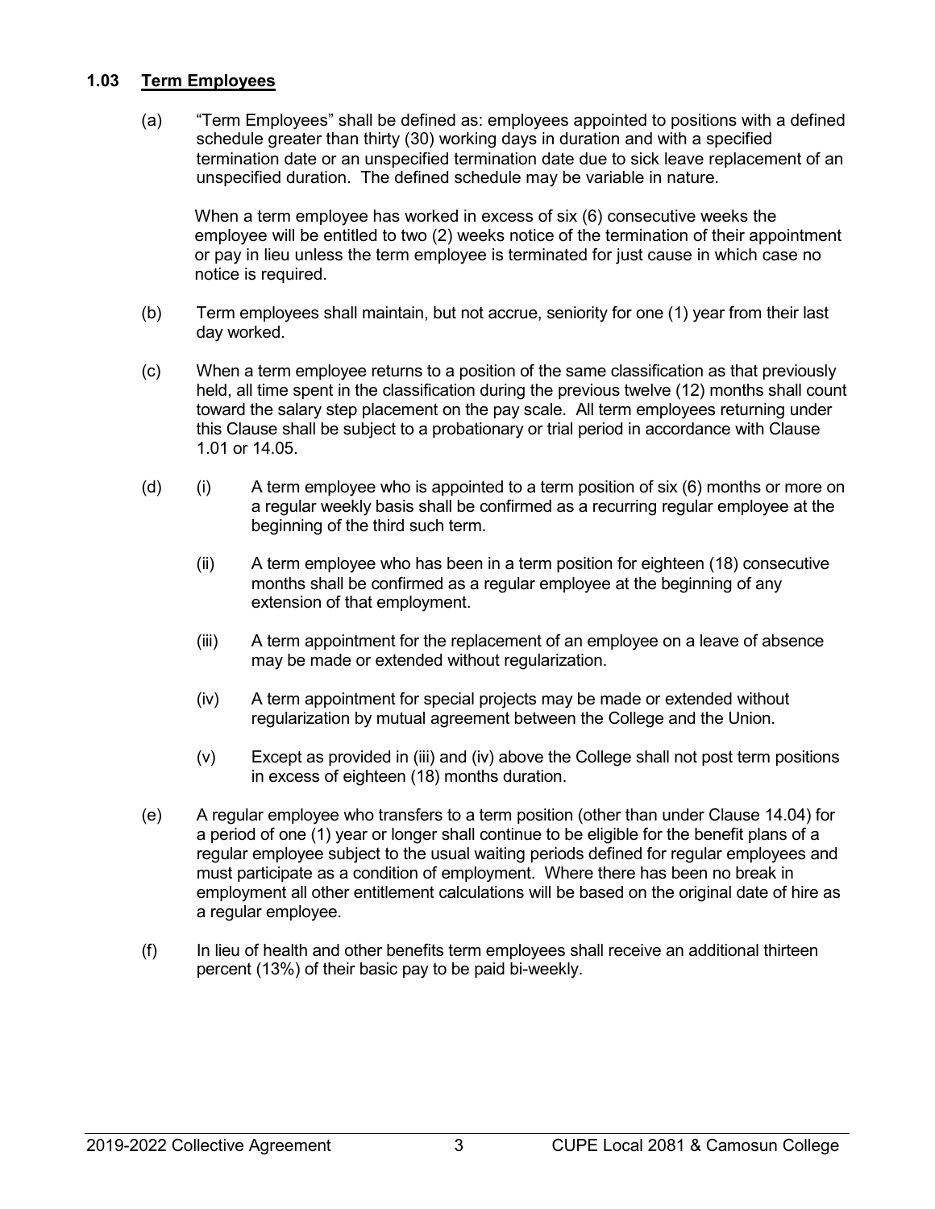### 1.03 Term Employees

(a) "Term Employees" shall be defined as: employees appointed to positions with a defined schedule greater than thirty (30) working days in duration and with a specified termination date or an unspecified termination date due to sick leave replacement of an unspecified duration. The defined schedule may be variable in nature.

When a term employee has worked in excess of six (6) consecutive weeks the employee will be entitled to two (2) weeks notice of the termination of their appointment or pay in lieu unless the term employee is terminated for just cause in which case no notice is required.

(b) Term employees shall maintain, but not accrue, seniority for one (1) year from their last day worked.

(c) When a term employee returns to a position of the same classification as that previously held, all time spent in the classification during the previous twelve (12) months shall count toward the salary step placement on the pay scale. All term employees returning under this Clause shall be subject to a probationary or trial period in accordance with Clause 1.01 or 14.05.

(d) (i) A term employee who is appointed to a term position of six (6) months or more on a regular weekly basis shall be confirmed as a recurring regular employee at the beginning of the third such term.

(ii) A term employee who has been in a term position for eighteen (18) consecutive months shall be confirmed as a regular employee at the beginning of any extension of that employment.

(iii) A term appointment for the replacement of an employee on a leave of absence may be made or extended without regularization.

(iv) A term appointment for special projects may be made or extended without regularization by mutual agreement between the College and the Union.

(v) Except as provided in (iii) and (iv) above the College shall not post term positions in excess of eighteen (18) months duration.

(e) A regular employee who transfers to a term position (other than under Clause 14.04) for a period of one (1) year or longer shall continue to be eligible for the benefit plans of a regular employee subject to the usual waiting periods defined for regular employees and must participate as a condition of employment. Where there has been no break in employment all other entitlement calculations will be based on the original date of hire as a regular employee.

(f) In lieu of health and other benefits term employees shall receive an additional thirteen percent (13%) of their basic pay to be paid bi-weekly.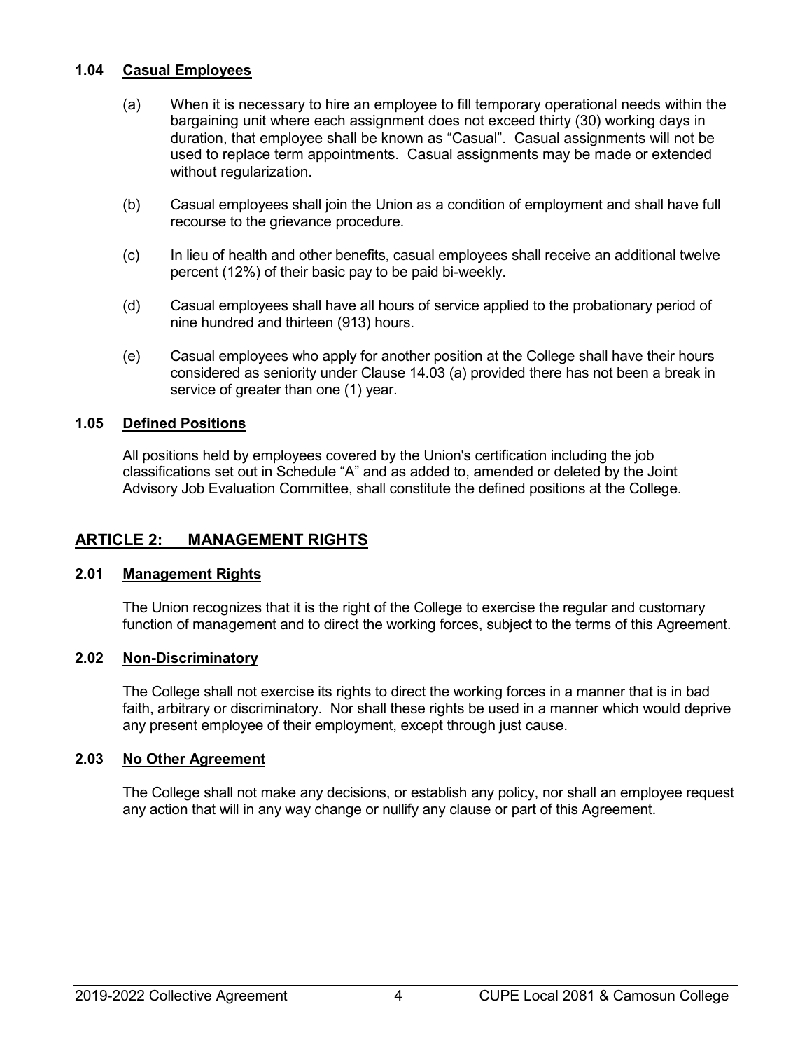### 1.04 Casual Employees

(a) When it is necessary to hire an employee to fill temporary operational needs within the bargaining unit where each assignment does not exceed thirty (30) working days in duration, that employee shall be known as "Casual". Casual assignments will not be used to replace term appointments. Casual assignments may be made or extended without regularization.

(b) Casual employees shall join the Union as a condition of employment and shall have full recourse to the grievance procedure.

(c) In lieu of health and other benefits, casual employees shall receive an additional twelve percent (12%) of their basic pay to be paid bi-weekly.

(d) Casual employees shall have all hours of service applied to the probationary period of nine hundred and thirteen (913) hours.

(e) Casual employees who apply for another position at the College shall have their hours considered as seniority under Clause 14.03 (a) provided there has not been a break in service of greater than one (1) year.

### 1.05 Defined Positions

All positions held by employees covered by the Union's certification including the job classifications set out in Schedule "A" and as added to, amended or deleted by the Joint Advisory Job Evaluation Committee, shall constitute the defined positions at the College.

## ARTICLE 2: MANAGEMENT RIGHTS

### 2.01 Management Rights

The Union recognizes that it is the right of the College to exercise the regular and customary function of management and to direct the working forces, subject to the terms of this Agreement.

### 2.02 Non-Discriminatory

The College shall not exercise its rights to direct the working forces in a manner that is in bad faith, arbitrary or discriminatory. Nor shall these rights be used in a manner which would deprive any present employee of their employment, except through just cause.

### 2.03 No Other Agreement

The College shall not make any decisions, or establish any policy, nor shall an employee request any action that will in any way change or nullify any clause or part of this Agreement.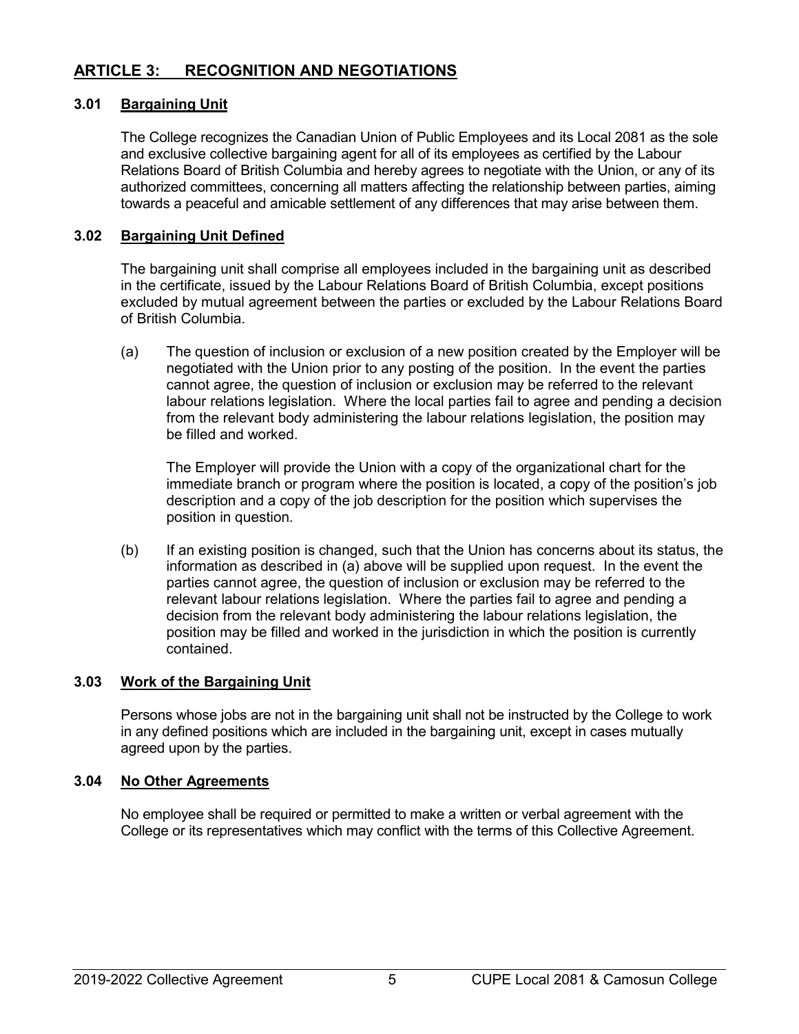## ARTICLE 3: RECOGNITION AND NEGOTIATIONS

### 3.01 Bargaining Unit

The College recognizes the Canadian Union of Public Employees and its Local 2081 as the sole and exclusive collective bargaining agent for all of its employees as certified by the Labour Relations Board of British Columbia and hereby agrees to negotiate with the Union, or any of its authorized committees, concerning all matters affecting the relationship between parties, aiming towards a peaceful and amicable settlement of any differences that may arise between them.

### 3.02 Bargaining Unit Defined

The bargaining unit shall comprise all employees included in the bargaining unit as described in the certificate, issued by the Labour Relations Board of British Columbia, except positions excluded by mutual agreement between the parties or excluded by the Labour Relations Board of British Columbia.

(a) The question of inclusion or exclusion of a new position created by the Employer will be negotiated with the Union prior to any posting of the position. In the event the parties cannot agree, the question of inclusion or exclusion may be referred to the relevant labour relations legislation. Where the local parties fail to agree and pending a decision from the relevant body administering the labour relations legislation, the position may be filled and worked.

The Employer will provide the Union with a copy of the organizational chart for the immediate branch or program where the position is located, a copy of the position's job description and a copy of the job description for the position which supervises the position in question.

(b) If an existing position is changed, such that the Union has concerns about its status, the information as described in (a) above will be supplied upon request. In the event the parties cannot agree, the question of inclusion or exclusion may be referred to the relevant labour relations legislation. Where the parties fail to agree and pending a decision from the relevant body administering the labour relations legislation, the position may be filled and worked in the jurisdiction in which the position is currently contained.

### 3.03 Work of the Bargaining Unit

Persons whose jobs are not in the bargaining unit shall not be instructed by the College to work in any defined positions which are included in the bargaining unit, except in cases mutually agreed upon by the parties.

### 3.04 No Other Agreements

No employee shall be required or permitted to make a written or verbal agreement with the College or its representatives which may conflict with the terms of this Collective Agreement.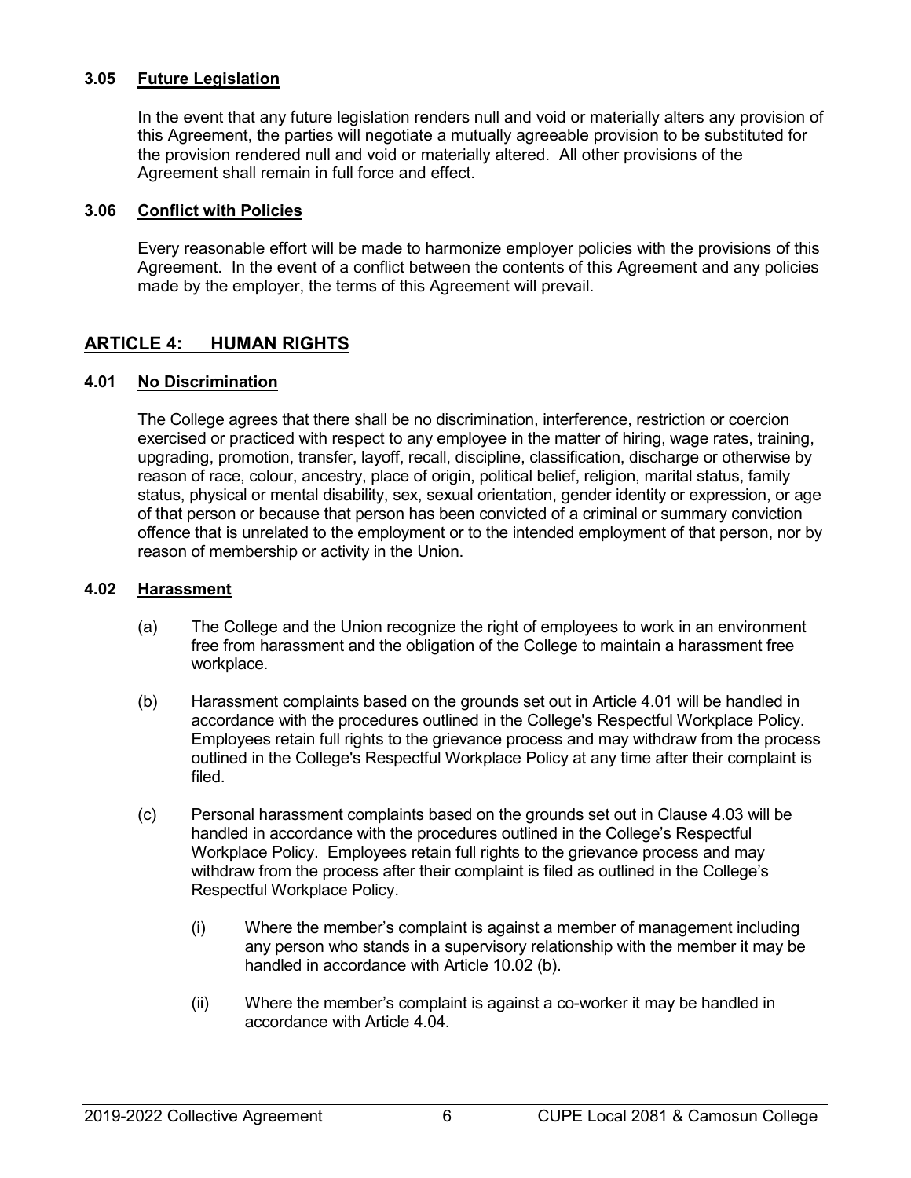### 3.05 Future Legislation

In the event that any future legislation renders null and void or materially alters any provision of this Agreement, the parties will negotiate a mutually agreeable provision to be substituted for the provision rendered null and void or materially altered. All other provisions of the Agreement shall remain in full force and effect.

### 3.06 Conflict with Policies

Every reasonable effort will be made to harmonize employer policies with the provisions of this Agreement. In the event of a conflict between the contents of this Agreement and any policies made by the employer, the terms of this Agreement will prevail.

## ARTICLE 4: HUMAN RIGHTS

### 4.01 No Discrimination

The College agrees that there shall be no discrimination, interference, restriction or coercion exercised or practiced with respect to any employee in the matter of hiring, wage rates, training, upgrading, promotion, transfer, layoff, recall, discipline, classification, discharge or otherwise by reason of race, colour, ancestry, place of origin, political belief, religion, marital status, family status, physical or mental disability, sex, sexual orientation, gender identity or expression, or age of that person or because that person has been convicted of a criminal or summary conviction offence that is unrelated to the employment or to the intended employment of that person, nor by reason of membership or activity in the Union.

### 4.02 Harassment

(a) The College and the Union recognize the right of employees to work in an environment free from harassment and the obligation of the College to maintain a harassment free workplace.

(b) Harassment complaints based on the grounds set out in Article 4.01 will be handled in accordance with the procedures outlined in the College's Respectful Workplace Policy. Employees retain full rights to the grievance process and may withdraw from the process outlined in the College's Respectful Workplace Policy at any time after their complaint is filed.

(c) Personal harassment complaints based on the grounds set out in Clause 4.03 will be handled in accordance with the procedures outlined in the College's Respectful Workplace Policy. Employees retain full rights to the grievance process and may withdraw from the process after their complaint is filed as outlined in the College's Respectful Workplace Policy.

(i) Where the member's complaint is against a member of management including any person who stands in a supervisory relationship with the member it may be handled in accordance with Article 10.02 (b).

(ii) Where the member's complaint is against a co-worker it may be handled in accordance with Article 4.04.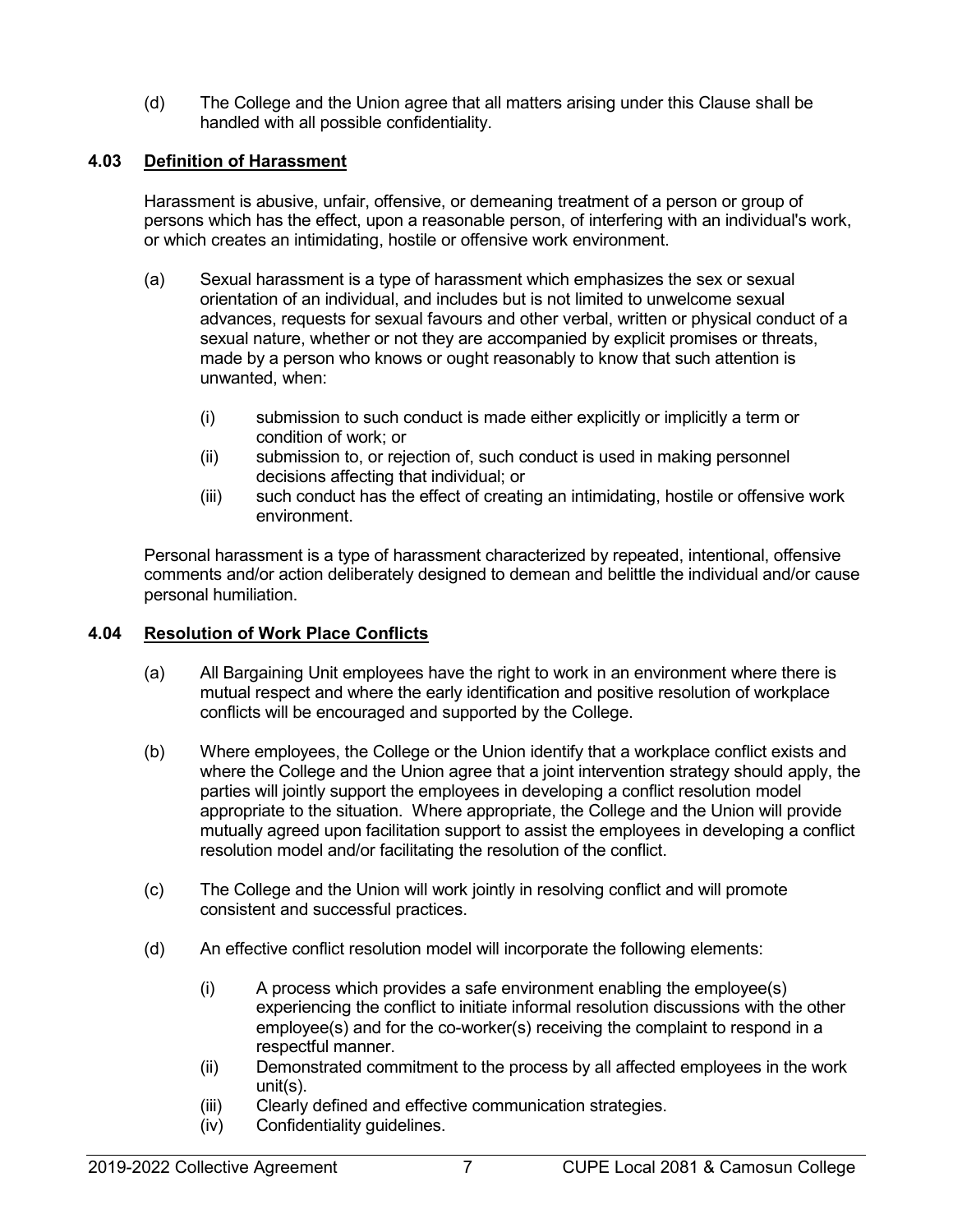(d) The College and the Union agree that all matters arising under this Clause shall be handled with all possible confidentiality.

### 4.03 Definition of Harassment

Harassment is abusive, unfair, offensive, or demeaning treatment of a person or group of persons which has the effect, upon a reasonable person, of interfering with an individual's work, or which creates an intimidating, hostile or offensive work environment.

(a) Sexual harassment is a type of harassment which emphasizes the sex or sexual orientation of an individual, and includes but is not limited to unwelcome sexual advances, requests for sexual favours and other verbal, written or physical conduct of a sexual nature, whether or not they are accompanied by explicit promises or threats, made by a person who knows or ought reasonably to know that such attention is unwanted, when:

   (i) submission to such conduct is made either explicitly or implicitly a term or condition of work; or
   (ii) submission to, or rejection of, such conduct is used in making personnel decisions affecting that individual; or
   (iii) such conduct has the effect of creating an intimidating, hostile or offensive work environment.

Personal harassment is a type of harassment characterized by repeated, intentional, offensive comments and/or action deliberately designed to demean and belittle the individual and/or cause personal humiliation.

### 4.04 Resolution of Work Place Conflicts

(a) All Bargaining Unit employees have the right to work in an environment where there is mutual respect and where the early identification and positive resolution of workplace conflicts will be encouraged and supported by the College.

(b) Where employees, the College or the Union identify that a workplace conflict exists and where the College and the Union agree that a joint intervention strategy should apply, the parties will jointly support the employees in developing a conflict resolution model appropriate to the situation. Where appropriate, the College and the Union will provide mutually agreed upon facilitation support to assist the employees in developing a conflict resolution model and/or facilitating the resolution of the conflict.

(c) The College and the Union will work jointly in resolving conflict and will promote consistent and successful practices.

(d) An effective conflict resolution model will incorporate the following elements:

   (i) A process which provides a safe environment enabling the employee(s) experiencing the conflict to initiate informal resolution discussions with the other employee(s) and for the co-worker(s) receiving the complaint to respond in a respectful manner.
   (ii) Demonstrated commitment to the process by all affected employees in the work unit(s).
   (iii) Clearly defined and effective communication strategies.
   (iv) Confidentiality guidelines.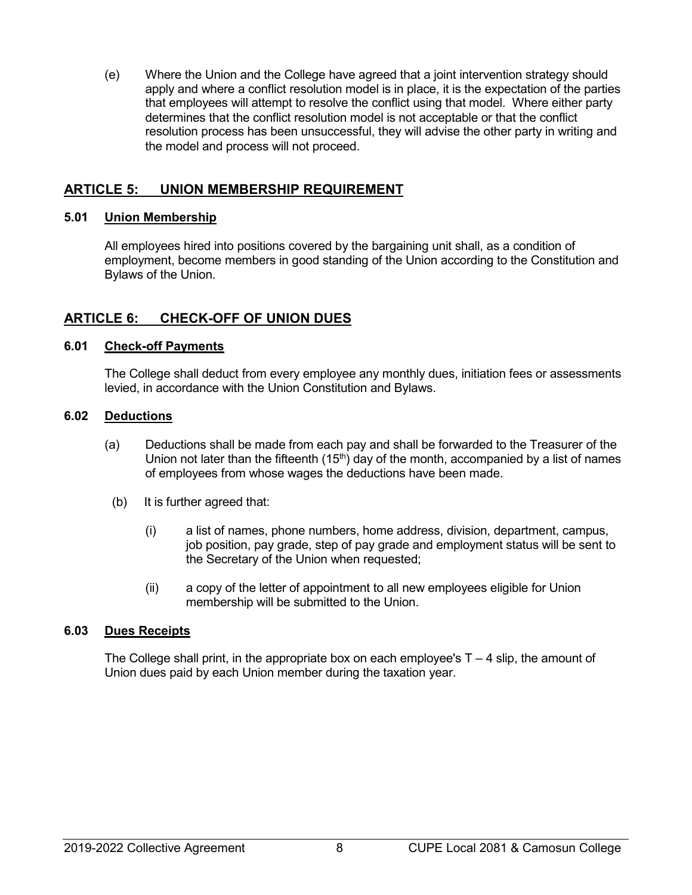(e) Where the Union and the College have agreed that a joint intervention strategy should apply and where a conflict resolution model is in place, it is the expectation of the parties that employees will attempt to resolve the conflict using that model. Where either party determines that the conflict resolution model is not acceptable or that the conflict resolution process has been unsuccessful, they will advise the other party in writing and the model and process will not proceed.

## ARTICLE 5: UNION MEMBERSHIP REQUIREMENT

### 5.01 Union Membership

All employees hired into positions covered by the bargaining unit shall, as a condition of employment, become members in good standing of the Union according to the Constitution and Bylaws of the Union.

## ARTICLE 6: CHECK-OFF OF UNION DUES

### 6.01 Check-off Payments

The College shall deduct from every employee any monthly dues, initiation fees or assessments levied, in accordance with the Union Constitution and Bylaws.

### 6.02 Deductions

(a) Deductions shall be made from each pay and shall be forwarded to the Treasurer of the Union not later than the fifteenth (15th) day of the month, accompanied by a list of names of employees from whose wages the deductions have been made.

(b) It is further agreed that:

(i) a list of names, phone numbers, home address, division, department, campus, job position, pay grade, step of pay grade and employment status will be sent to the Secretary of the Union when requested;

(ii) a copy of the letter of appointment to all new employees eligible for Union membership will be submitted to the Union.

### 6.03 Dues Receipts

The College shall print, in the appropriate box on each employee's T – 4 slip, the amount of Union dues paid by each Union member during the taxation year.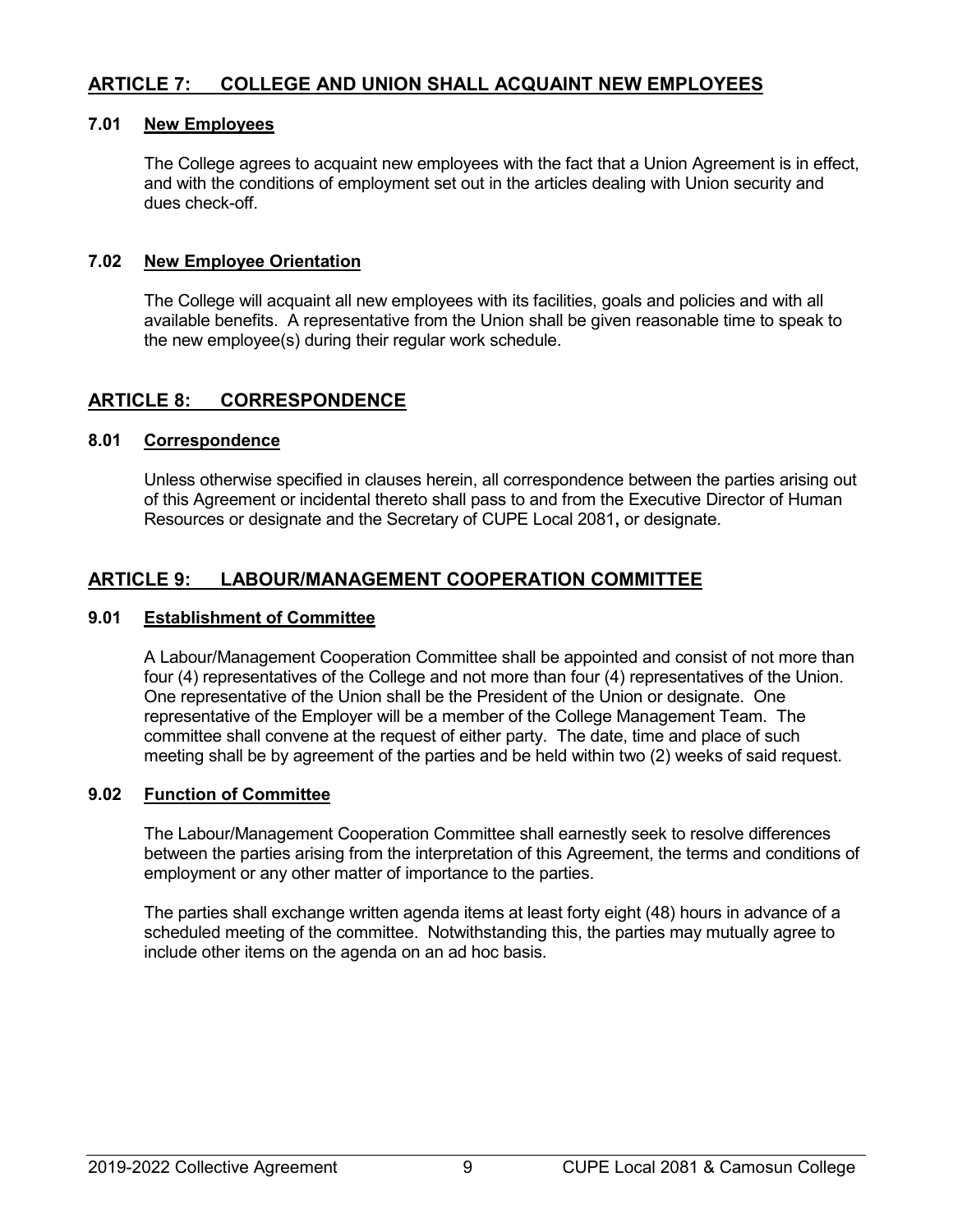## ARTICLE 7: COLLEGE AND UNION SHALL ACQUAINT NEW EMPLOYEES

### 7.01 New Employees

The College agrees to acquaint new employees with the fact that a Union Agreement is in effect, and with the conditions of employment set out in the articles dealing with Union security and dues check-off.

### 7.02 New Employee Orientation

The College will acquaint all new employees with its facilities, goals and policies and with all available benefits. A representative from the Union shall be given reasonable time to speak to the new employee(s) during their regular work schedule.

## ARTICLE 8: CORRESPONDENCE

### 8.01 Correspondence

Unless otherwise specified in clauses herein, all correspondence between the parties arising out of this Agreement or incidental thereto shall pass to and from the Executive Director of Human Resources or designate and the Secretary of CUPE Local 2081**,** or designate.

## ARTICLE 9: LABOUR/MANAGEMENT COOPERATION COMMITTEE

### 9.01 Establishment of Committee

A Labour/Management Cooperation Committee shall be appointed and consist of not more than four (4) representatives of the College and not more than four (4) representatives of the Union. One representative of the Union shall be the President of the Union or designate. One representative of the Employer will be a member of the College Management Team. The committee shall convene at the request of either party. The date, time and place of such meeting shall be by agreement of the parties and be held within two (2) weeks of said request.

### 9.02 Function of Committee

The Labour/Management Cooperation Committee shall earnestly seek to resolve differences between the parties arising from the interpretation of this Agreement, the terms and conditions of employment or any other matter of importance to the parties.

The parties shall exchange written agenda items at least forty eight (48) hours in advance of a scheduled meeting of the committee. Notwithstanding this, the parties may mutually agree to include other items on the agenda on an ad hoc basis.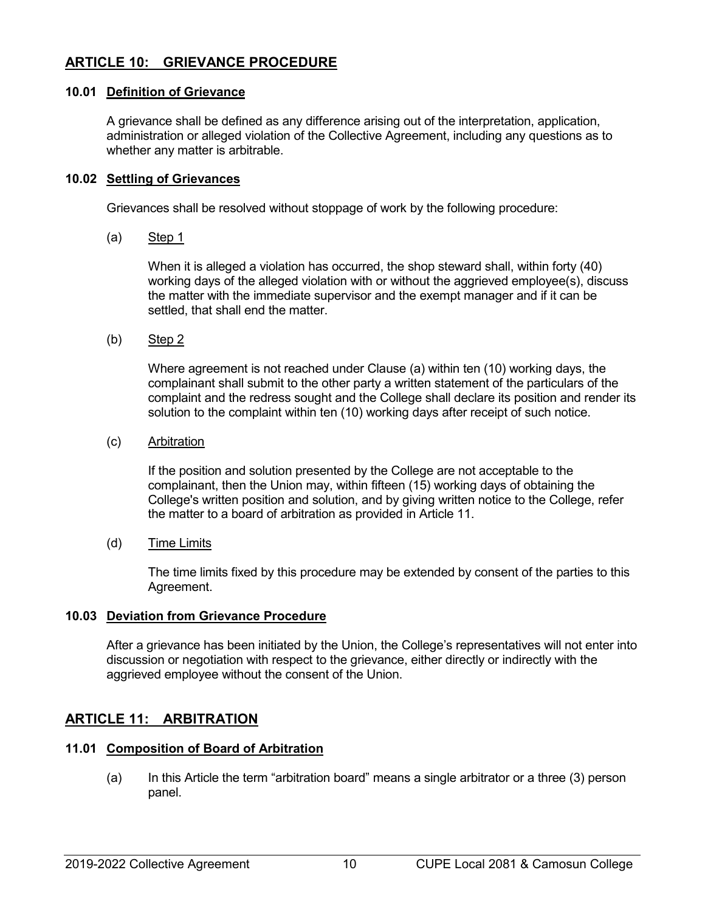## ARTICLE 10: GRIEVANCE PROCEDURE

### 10.01 Definition of Grievance

A grievance shall be defined as any difference arising out of the interpretation, application, administration or alleged violation of the Collective Agreement, including any questions as to whether any matter is arbitrable.

### 10.02 Settling of Grievances

Grievances shall be resolved without stoppage of work by the following procedure:

(a) Step 1

When it is alleged a violation has occurred, the shop steward shall, within forty (40) working days of the alleged violation with or without the aggrieved employee(s), discuss the matter with the immediate supervisor and the exempt manager and if it can be settled, that shall end the matter.

(b) Step 2

Where agreement is not reached under Clause (a) within ten (10) working days, the complainant shall submit to the other party a written statement of the particulars of the complaint and the redress sought and the College shall declare its position and render its solution to the complaint within ten (10) working days after receipt of such notice.

(c) Arbitration

If the position and solution presented by the College are not acceptable to the complainant, then the Union may, within fifteen (15) working days of obtaining the College's written position and solution, and by giving written notice to the College, refer the matter to a board of arbitration as provided in Article 11.

(d) Time Limits

The time limits fixed by this procedure may be extended by consent of the parties to this Agreement.

### 10.03 Deviation from Grievance Procedure

After a grievance has been initiated by the Union, the College's representatives will not enter into discussion or negotiation with respect to the grievance, either directly or indirectly with the aggrieved employee without the consent of the Union.

## ARTICLE 11: ARBITRATION

### 11.01 Composition of Board of Arbitration

(a) In this Article the term "arbitration board" means a single arbitrator or a three (3) person panel.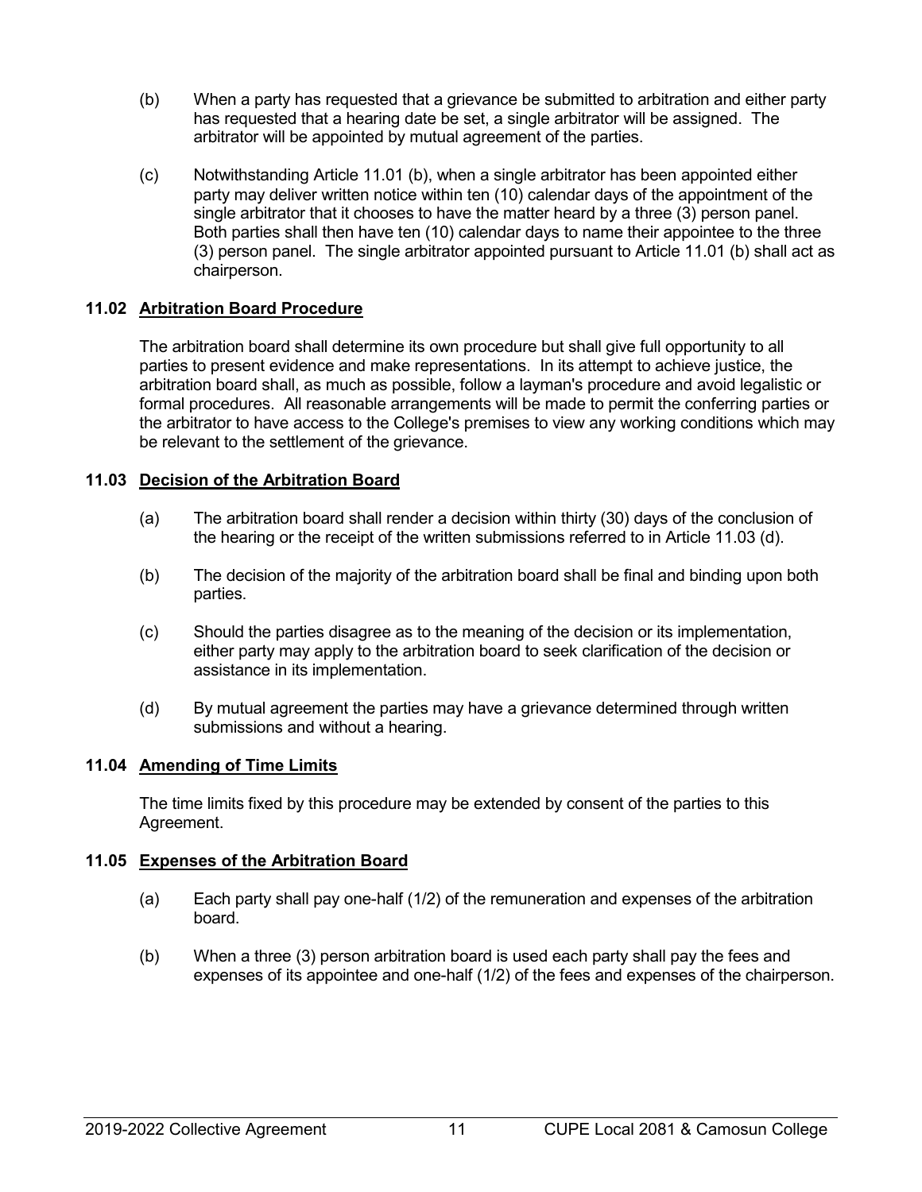(b) When a party has requested that a grievance be submitted to arbitration and either party has requested that a hearing date be set, a single arbitrator will be assigned. The arbitrator will be appointed by mutual agreement of the parties.

(c) Notwithstanding Article 11.01 (b), when a single arbitrator has been appointed either party may deliver written notice within ten (10) calendar days of the appointment of the single arbitrator that it chooses to have the matter heard by a three (3) person panel. Both parties shall then have ten (10) calendar days to name their appointee to the three (3) person panel. The single arbitrator appointed pursuant to Article 11.01 (b) shall act as chairperson.

### 11.02 Arbitration Board Procedure

The arbitration board shall determine its own procedure but shall give full opportunity to all parties to present evidence and make representations. In its attempt to achieve justice, the arbitration board shall, as much as possible, follow a layman's procedure and avoid legalistic or formal procedures. All reasonable arrangements will be made to permit the conferring parties or the arbitrator to have access to the College's premises to view any working conditions which may be relevant to the settlement of the grievance.

### 11.03 Decision of the Arbitration Board

(a) The arbitration board shall render a decision within thirty (30) days of the conclusion of the hearing or the receipt of the written submissions referred to in Article 11.03 (d).

(b) The decision of the majority of the arbitration board shall be final and binding upon both parties.

(c) Should the parties disagree as to the meaning of the decision or its implementation, either party may apply to the arbitration board to seek clarification of the decision or assistance in its implementation.

(d) By mutual agreement the parties may have a grievance determined through written submissions and without a hearing.

### 11.04 Amending of Time Limits

The time limits fixed by this procedure may be extended by consent of the parties to this Agreement.

### 11.05 Expenses of the Arbitration Board

(a) Each party shall pay one-half (1/2) of the remuneration and expenses of the arbitration board.

(b) When a three (3) person arbitration board is used each party shall pay the fees and expenses of its appointee and one-half (1/2) of the fees and expenses of the chairperson.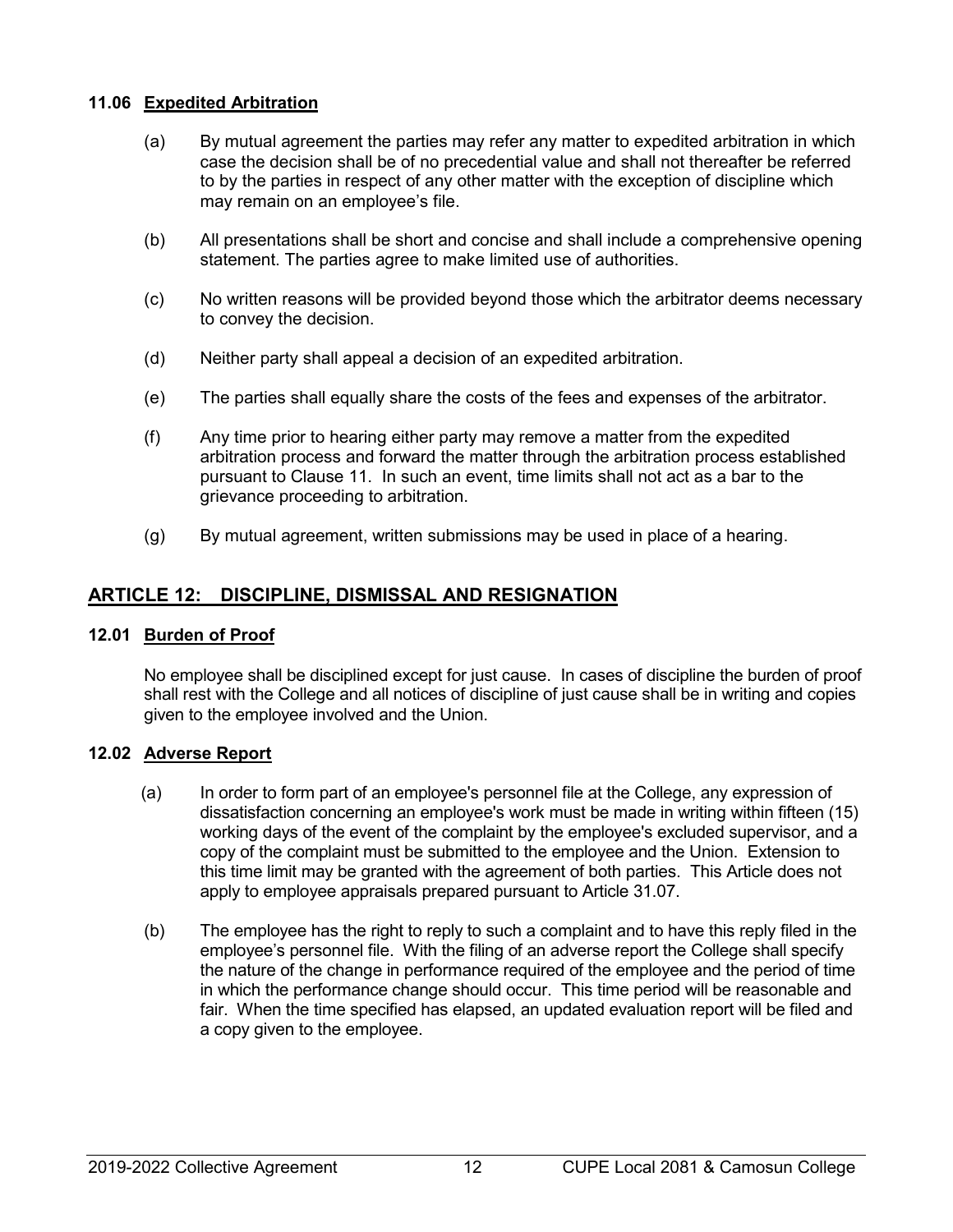### 11.06 Expedited Arbitration

(a) By mutual agreement the parties may refer any matter to expedited arbitration in which case the decision shall be of no precedential value and shall not thereafter be referred to by the parties in respect of any other matter with the exception of discipline which may remain on an employee's file.

(b) All presentations shall be short and concise and shall include a comprehensive opening statement. The parties agree to make limited use of authorities.

(c) No written reasons will be provided beyond those which the arbitrator deems necessary to convey the decision.

(d) Neither party shall appeal a decision of an expedited arbitration.

(e) The parties shall equally share the costs of the fees and expenses of the arbitrator.

(f) Any time prior to hearing either party may remove a matter from the expedited arbitration process and forward the matter through the arbitration process established pursuant to Clause 11. In such an event, time limits shall not act as a bar to the grievance proceeding to arbitration.

(g) By mutual agreement, written submissions may be used in place of a hearing.

## ARTICLE 12: DISCIPLINE, DISMISSAL AND RESIGNATION

### 12.01 Burden of Proof

No employee shall be disciplined except for just cause. In cases of discipline the burden of proof shall rest with the College and all notices of discipline of just cause shall be in writing and copies given to the employee involved and the Union.

### 12.02 Adverse Report

(a) In order to form part of an employee's personnel file at the College, any expression of dissatisfaction concerning an employee's work must be made in writing within fifteen (15) working days of the event of the complaint by the employee's excluded supervisor, and a copy of the complaint must be submitted to the employee and the Union. Extension to this time limit may be granted with the agreement of both parties. This Article does not apply to employee appraisals prepared pursuant to Article 31.07.

(b) The employee has the right to reply to such a complaint and to have this reply filed in the employee's personnel file. With the filing of an adverse report the College shall specify the nature of the change in performance required of the employee and the period of time in which the performance change should occur. This time period will be reasonable and fair. When the time specified has elapsed, an updated evaluation report will be filed and a copy given to the employee.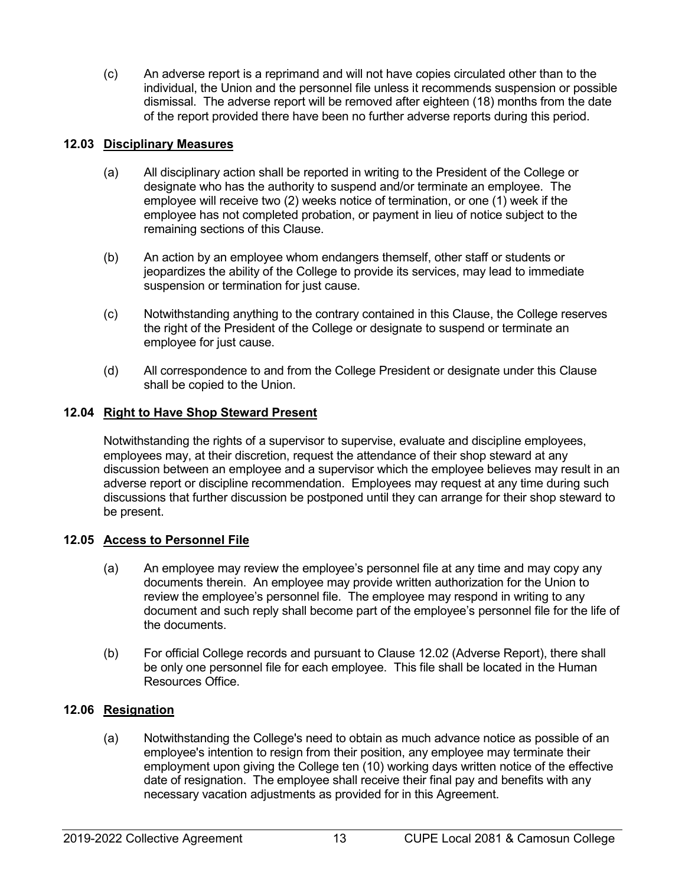(c) An adverse report is a reprimand and will not have copies circulated other than to the individual, the Union and the personnel file unless it recommends suspension or possible dismissal. The adverse report will be removed after eighteen (18) months from the date of the report provided there have been no further adverse reports during this period.

### 12.03 <u>Disciplinary Measures</u>

(a) All disciplinary action shall be reported in writing to the President of the College or designate who has the authority to suspend and/or terminate an employee. The employee will receive two (2) weeks notice of termination, or one (1) week if the employee has not completed probation, or payment in lieu of notice subject to the remaining sections of this Clause.

(b) An action by an employee whom endangers themself, other staff or students or jeopardizes the ability of the College to provide its services, may lead to immediate suspension or termination for just cause.

(c) Notwithstanding anything to the contrary contained in this Clause, the College reserves the right of the President of the College or designate to suspend or terminate an employee for just cause.

(d) All correspondence to and from the College President or designate under this Clause shall be copied to the Union.

### 12.04 <u>Right to Have Shop Steward Present</u>

Notwithstanding the rights of a supervisor to supervise, evaluate and discipline employees, employees may, at their discretion, request the attendance of their shop steward at any discussion between an employee and a supervisor which the employee believes may result in an adverse report or discipline recommendation. Employees may request at any time during such discussions that further discussion be postponed until they can arrange for their shop steward to be present.

### 12.05 <u>Access to Personnel File</u>

(a) An employee may review the employee's personnel file at any time and may copy any documents therein. An employee may provide written authorization for the Union to review the employee's personnel file. The employee may respond in writing to any document and such reply shall become part of the employee's personnel file for the life of the documents.

(b) For official College records and pursuant to Clause 12.02 (Adverse Report), there shall be only one personnel file for each employee. This file shall be located in the Human Resources Office.

### 12.06 <u>Resignation</u>

(a) Notwithstanding the College's need to obtain as much advance notice as possible of an employee's intention to resign from their position, any employee may terminate their employment upon giving the College ten (10) working days written notice of the effective date of resignation. The employee shall receive their final pay and benefits with any necessary vacation adjustments as provided for in this Agreement.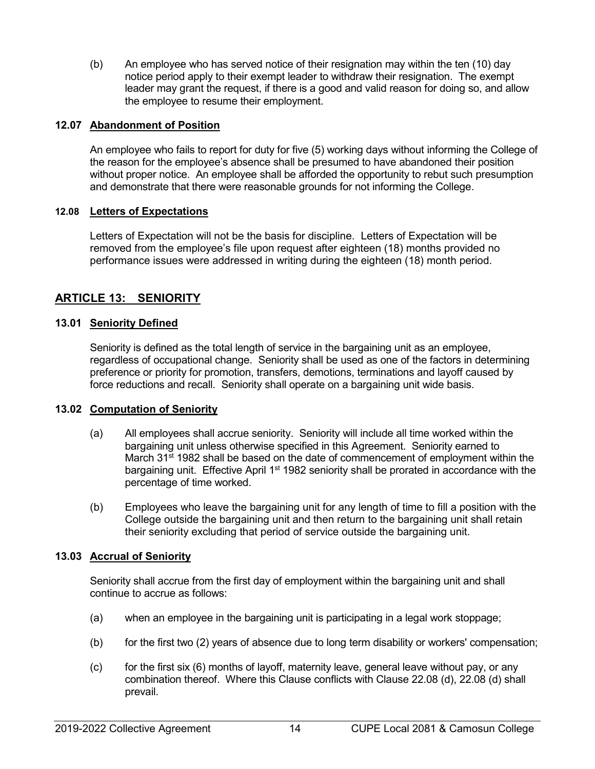(b) An employee who has served notice of their resignation may within the ten (10) day notice period apply to their exempt leader to withdraw their resignation. The exempt leader may grant the request, if there is a good and valid reason for doing so, and allow the employee to resume their employment.

### 12.07 Abandonment of Position

An employee who fails to report for duty for five (5) working days without informing the College of the reason for the employee's absence shall be presumed to have abandoned their position without proper notice. An employee shall be afforded the opportunity to rebut such presumption and demonstrate that there were reasonable grounds for not informing the College.

### 12.08 Letters of Expectations

Letters of Expectation will not be the basis for discipline. Letters of Expectation will be removed from the employee's file upon request after eighteen (18) months provided no performance issues were addressed in writing during the eighteen (18) month period.

## ARTICLE 13: SENIORITY

### 13.01 Seniority Defined

Seniority is defined as the total length of service in the bargaining unit as an employee, regardless of occupational change. Seniority shall be used as one of the factors in determining preference or priority for promotion, transfers, demotions, terminations and layoff caused by force reductions and recall. Seniority shall operate on a bargaining unit wide basis.

### 13.02 Computation of Seniority

(a) All employees shall accrue seniority. Seniority will include all time worked within the bargaining unit unless otherwise specified in this Agreement. Seniority earned to March 31st 1982 shall be based on the date of commencement of employment within the bargaining unit. Effective April 1st 1982 seniority shall be prorated in accordance with the percentage of time worked.

(b) Employees who leave the bargaining unit for any length of time to fill a position with the College outside the bargaining unit and then return to the bargaining unit shall retain their seniority excluding that period of service outside the bargaining unit.

### 13.03 Accrual of Seniority

Seniority shall accrue from the first day of employment within the bargaining unit and shall continue to accrue as follows:

(a) when an employee in the bargaining unit is participating in a legal work stoppage;

(b) for the first two (2) years of absence due to long term disability or workers' compensation;

(c) for the first six (6) months of layoff, maternity leave, general leave without pay, or any combination thereof. Where this Clause conflicts with Clause 22.08 (d), 22.08 (d) shall prevail.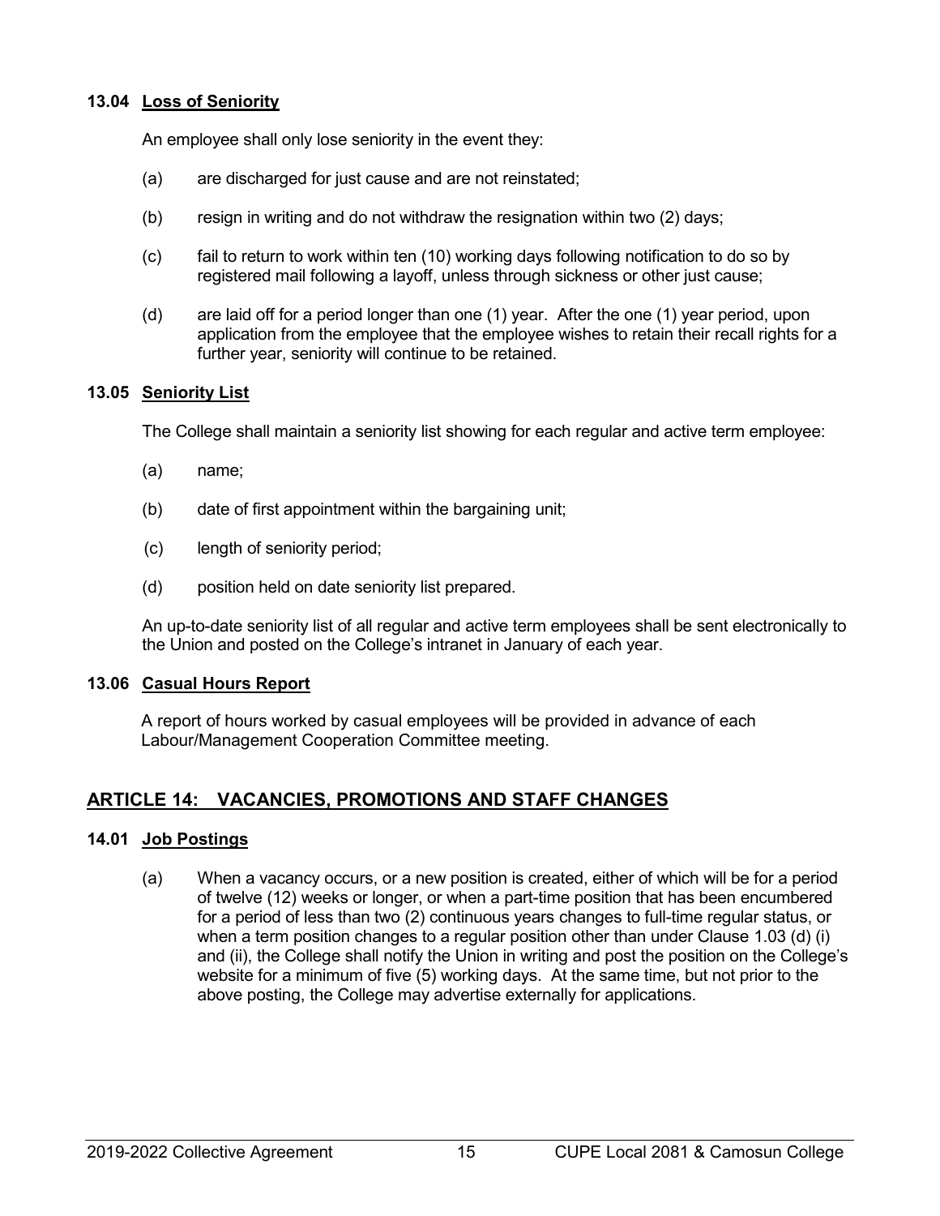### 13.04 Loss of Seniority

An employee shall only lose seniority in the event they:

(a) are discharged for just cause and are not reinstated;

(b) resign in writing and do not withdraw the resignation within two (2) days;

(c) fail to return to work within ten (10) working days following notification to do so by registered mail following a layoff, unless through sickness or other just cause;

(d) are laid off for a period longer than one (1) year. After the one (1) year period, upon application from the employee that the employee wishes to retain their recall rights for a further year, seniority will continue to be retained.

### 13.05 Seniority List

The College shall maintain a seniority list showing for each regular and active term employee:

(a) name;

(b) date of first appointment within the bargaining unit;

(c) length of seniority period;

(d) position held on date seniority list prepared.

An up-to-date seniority list of all regular and active term employees shall be sent electronically to the Union and posted on the College's intranet in January of each year.

### 13.06 Casual Hours Report

A report of hours worked by casual employees will be provided in advance of each Labour/Management Cooperation Committee meeting.

## ARTICLE 14: VACANCIES, PROMOTIONS AND STAFF CHANGES

### 14.01 Job Postings

(a) When a vacancy occurs, or a new position is created, either of which will be for a period of twelve (12) weeks or longer, or when a part-time position that has been encumbered for a period of less than two (2) continuous years changes to full-time regular status, or when a term position changes to a regular position other than under Clause 1.03 (d) (i) and (ii), the College shall notify the Union in writing and post the position on the College's website for a minimum of five (5) working days. At the same time, but not prior to the above posting, the College may advertise externally for applications.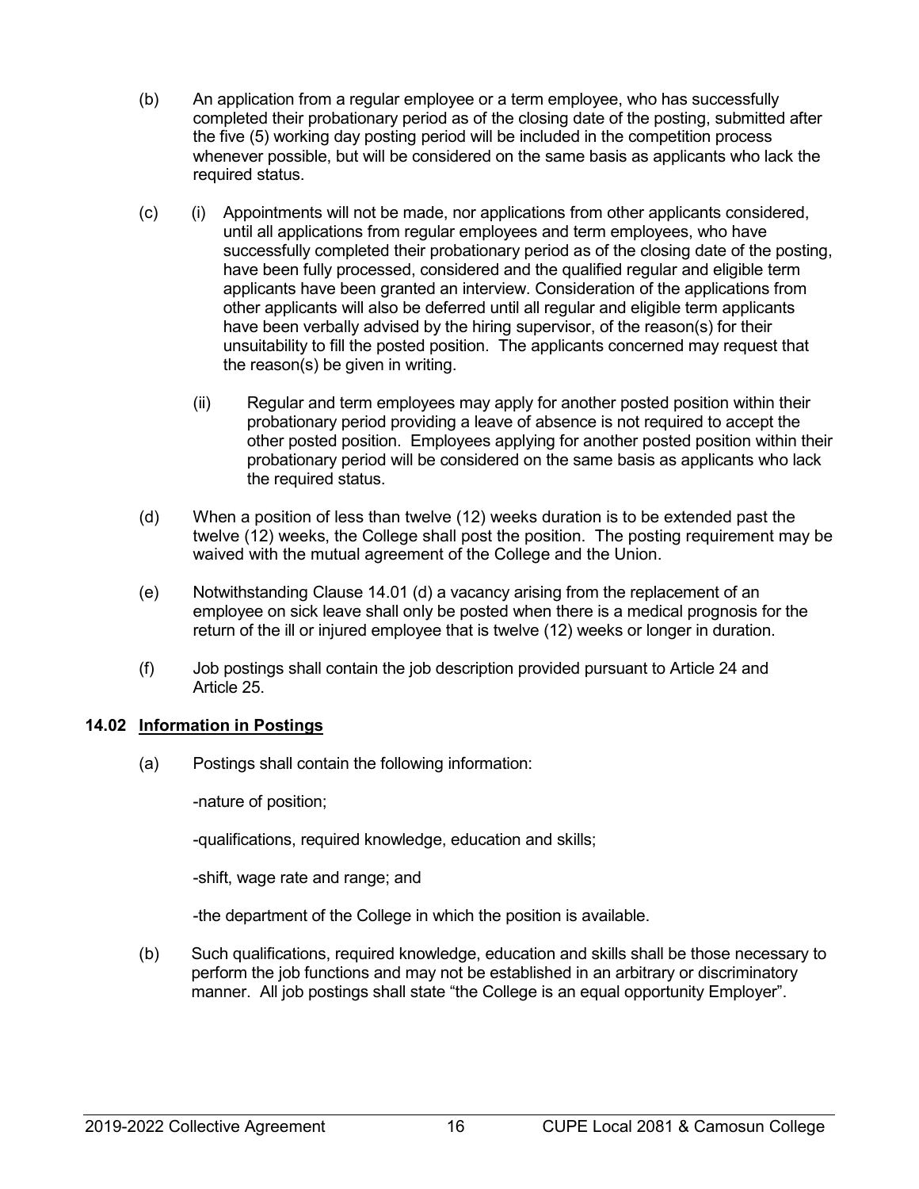(b) An application from a regular employee or a term employee, who has successfully completed their probationary period as of the closing date of the posting, submitted after the five (5) working day posting period will be included in the competition process whenever possible, but will be considered on the same basis as applicants who lack the required status.

(c) (i) Appointments will not be made, nor applications from other applicants considered, until all applications from regular employees and term employees, who have successfully completed their probationary period as of the closing date of the posting, have been fully processed, considered and the qualified regular and eligible term applicants have been granted an interview. Consideration of the applications from other applicants will also be deferred until all regular and eligible term applicants have been verbally advised by the hiring supervisor, of the reason(s) for their unsuitability to fill the posted position. The applicants concerned may request that the reason(s) be given in writing.

(ii) Regular and term employees may apply for another posted position within their probationary period providing a leave of absence is not required to accept the other posted position. Employees applying for another posted position within their probationary period will be considered on the same basis as applicants who lack the required status.

(d) When a position of less than twelve (12) weeks duration is to be extended past the twelve (12) weeks, the College shall post the position. The posting requirement may be waived with the mutual agreement of the College and the Union.

(e) Notwithstanding Clause 14.01 (d) a vacancy arising from the replacement of an employee on sick leave shall only be posted when there is a medical prognosis for the return of the ill or injured employee that is twelve (12) weeks or longer in duration.

(f) Job postings shall contain the job description provided pursuant to Article 24 and Article 25.

### 14.02 Information in Postings

(a) Postings shall contain the following information:

-nature of position;

-qualifications, required knowledge, education and skills;

-shift, wage rate and range; and

-the department of the College in which the position is available.

(b) Such qualifications, required knowledge, education and skills shall be those necessary to perform the job functions and may not be established in an arbitrary or discriminatory manner. All job postings shall state "the College is an equal opportunity Employer".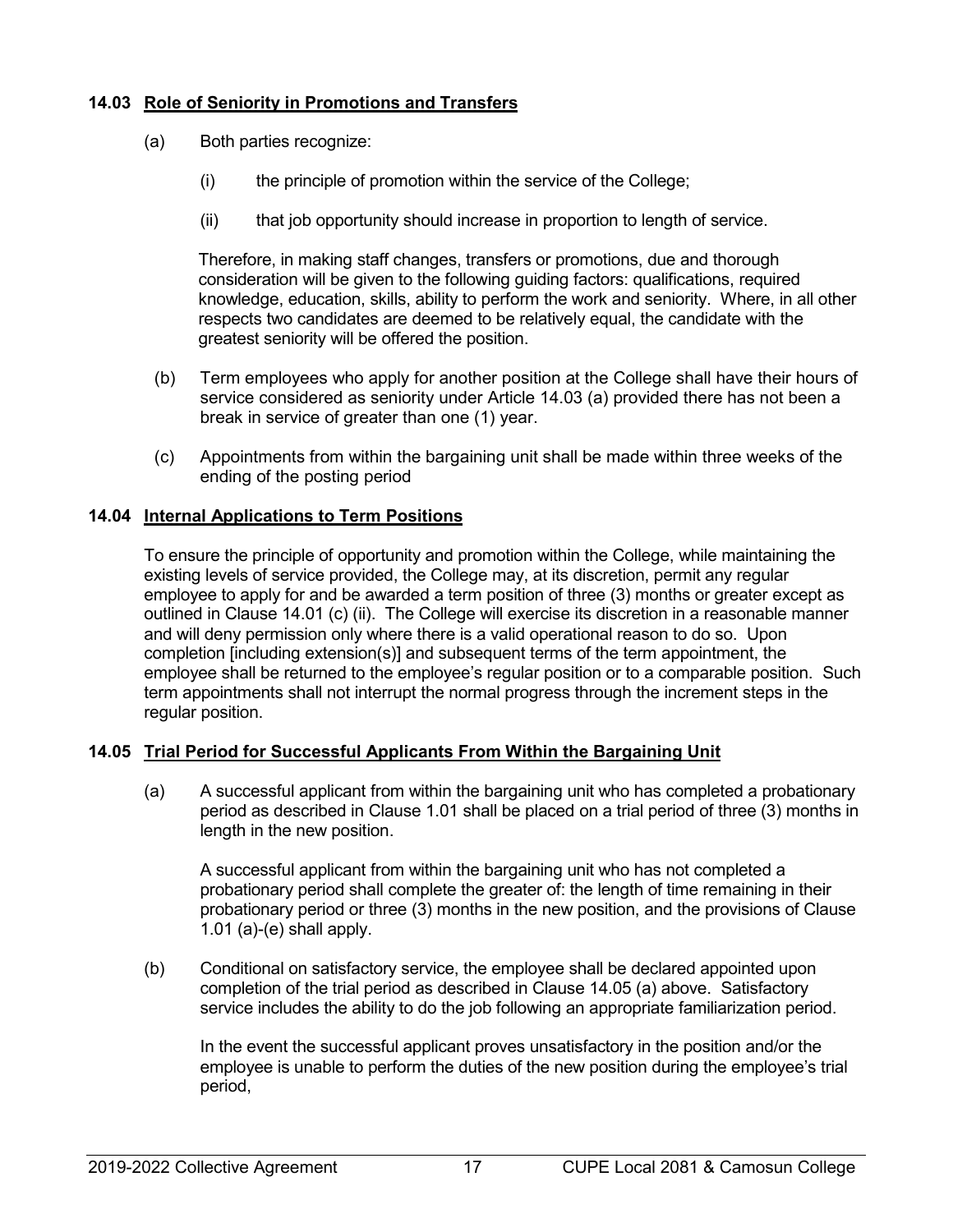**14.03 Role of Seniority in Promotions and Transfers**

(a) Both parties recognize:

(i) the principle of promotion within the service of the College;

(ii) that job opportunity should increase in proportion to length of service.

Therefore, in making staff changes, transfers or promotions, due and thorough consideration will be given to the following guiding factors: qualifications, required knowledge, education, skills, ability to perform the work and seniority. Where, in all other respects two candidates are deemed to be relatively equal, the candidate with the greatest seniority will be offered the position.

(b) Term employees who apply for another position at the College shall have their hours of service considered as seniority under Article 14.03 (a) provided there has not been a break in service of greater than one (1) year.

(c) Appointments from within the bargaining unit shall be made within three weeks of the ending of the posting period

**14.04 Internal Applications to Term Positions**

To ensure the principle of opportunity and promotion within the College, while maintaining the existing levels of service provided, the College may, at its discretion, permit any regular employee to apply for and be awarded a term position of three (3) months or greater except as outlined in Clause 14.01 (c) (ii). The College will exercise its discretion in a reasonable manner and will deny permission only where there is a valid operational reason to do so. Upon completion [including extension(s)] and subsequent terms of the term appointment, the employee shall be returned to the employee's regular position or to a comparable position. Such term appointments shall not interrupt the normal progress through the increment steps in the regular position.

**14.05 Trial Period for Successful Applicants From Within the Bargaining Unit**

(a) A successful applicant from within the bargaining unit who has completed a probationary period as described in Clause 1.01 shall be placed on a trial period of three (3) months in length in the new position.

A successful applicant from within the bargaining unit who has not completed a probationary period shall complete the greater of: the length of time remaining in their probationary period or three (3) months in the new position, and the provisions of Clause 1.01 (a)-(e) shall apply.

(b) Conditional on satisfactory service, the employee shall be declared appointed upon completion of the trial period as described in Clause 14.05 (a) above. Satisfactory service includes the ability to do the job following an appropriate familiarization period.

In the event the successful applicant proves unsatisfactory in the position and/or the employee is unable to perform the duties of the new position during the employee's trial period,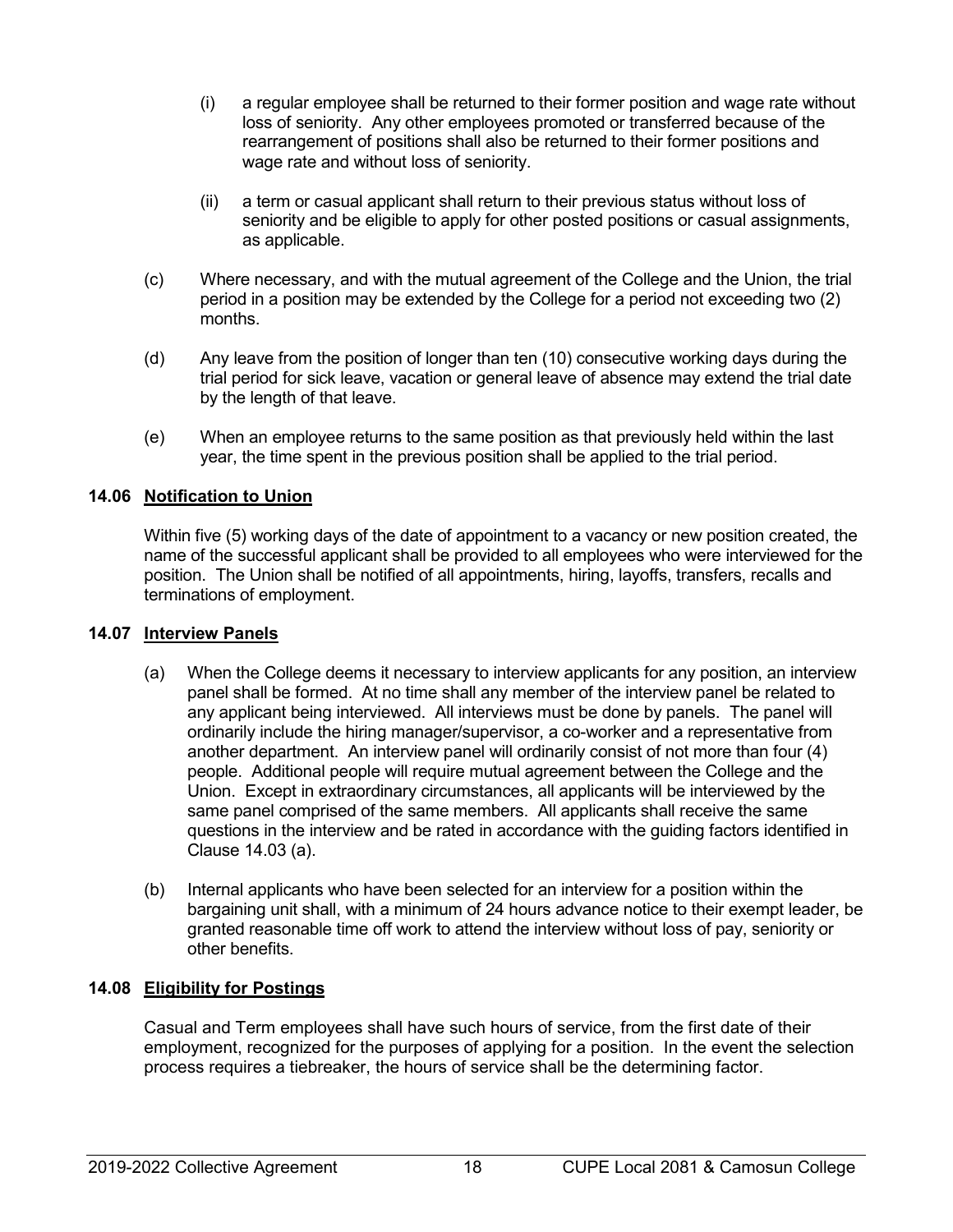(i) a regular employee shall be returned to their former position and wage rate without loss of seniority. Any other employees promoted or transferred because of the rearrangement of positions shall also be returned to their former positions and wage rate and without loss of seniority.

(ii) a term or casual applicant shall return to their previous status without loss of seniority and be eligible to apply for other posted positions or casual assignments, as applicable.

(c) Where necessary, and with the mutual agreement of the College and the Union, the trial period in a position may be extended by the College for a period not exceeding two (2) months.

(d) Any leave from the position of longer than ten (10) consecutive working days during the trial period for sick leave, vacation or general leave of absence may extend the trial date by the length of that leave.

(e) When an employee returns to the same position as that previously held within the last year, the time spent in the previous position shall be applied to the trial period.

### 14.06 Notification to Union

Within five (5) working days of the date of appointment to a vacancy or new position created, the name of the successful applicant shall be provided to all employees who were interviewed for the position. The Union shall be notified of all appointments, hiring, layoffs, transfers, recalls and terminations of employment.

### 14.07 Interview Panels

(a) When the College deems it necessary to interview applicants for any position, an interview panel shall be formed. At no time shall any member of the interview panel be related to any applicant being interviewed. All interviews must be done by panels. The panel will ordinarily include the hiring manager/supervisor, a co-worker and a representative from another department. An interview panel will ordinarily consist of not more than four (4) people. Additional people will require mutual agreement between the College and the Union. Except in extraordinary circumstances, all applicants will be interviewed by the same panel comprised of the same members. All applicants shall receive the same questions in the interview and be rated in accordance with the guiding factors identified in Clause 14.03 (a).

(b) Internal applicants who have been selected for an interview for a position within the bargaining unit shall, with a minimum of 24 hours advance notice to their exempt leader, be granted reasonable time off work to attend the interview without loss of pay, seniority or other benefits.

### 14.08 Eligibility for Postings

Casual and Term employees shall have such hours of service, from the first date of their employment, recognized for the purposes of applying for a position. In the event the selection process requires a tiebreaker, the hours of service shall be the determining factor.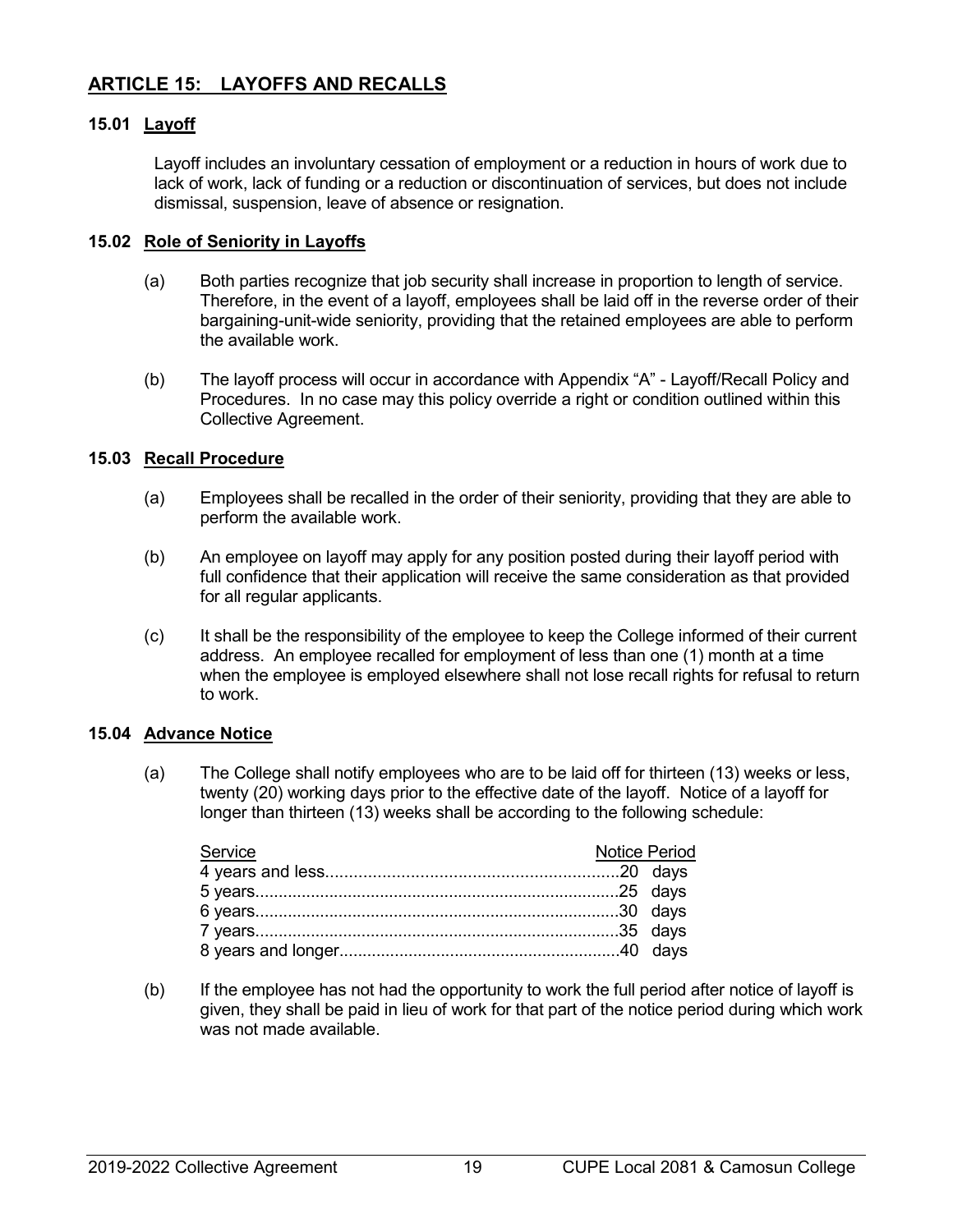## ARTICLE 15: LAYOFFS AND RECALLS

### 15.01 Layoff

Layoff includes an involuntary cessation of employment or a reduction in hours of work due to lack of work, lack of funding or a reduction or discontinuation of services, but does not include dismissal, suspension, leave of absence or resignation.

### 15.02 Role of Seniority in Layoffs

(a) Both parties recognize that job security shall increase in proportion to length of service. Therefore, in the event of a layoff, employees shall be laid off in the reverse order of their bargaining-unit-wide seniority, providing that the retained employees are able to perform the available work.

(b) The layoff process will occur in accordance with Appendix "A" - Layoff/Recall Policy and Procedures. In no case may this policy override a right or condition outlined within this Collective Agreement.

### 15.03 Recall Procedure

(a) Employees shall be recalled in the order of their seniority, providing that they are able to perform the available work.

(b) An employee on layoff may apply for any position posted during their layoff period with full confidence that their application will receive the same consideration as that provided for all regular applicants.

(c) It shall be the responsibility of the employee to keep the College informed of their current address. An employee recalled for employment of less than one (1) month at a time when the employee is employed elsewhere shall not lose recall rights for refusal to return to work.

### 15.04 Advance Notice

(a) The College shall notify employees who are to be laid off for thirteen (13) weeks or less, twenty (20) working days prior to the effective date of the layoff. Notice of a layoff for longer than thirteen (13) weeks shall be according to the following schedule:

| Service | Notice Period |
|---|---|
| 4 years and less | 20 days |
| 5 years | 25 days |
| 6 years | 30 days |
| 7 years | 35 days |
| 8 years and longer | 40 days |

(b) If the employee has not had the opportunity to work the full period after notice of layoff is given, they shall be paid in lieu of work for that part of the notice period during which work was not made available.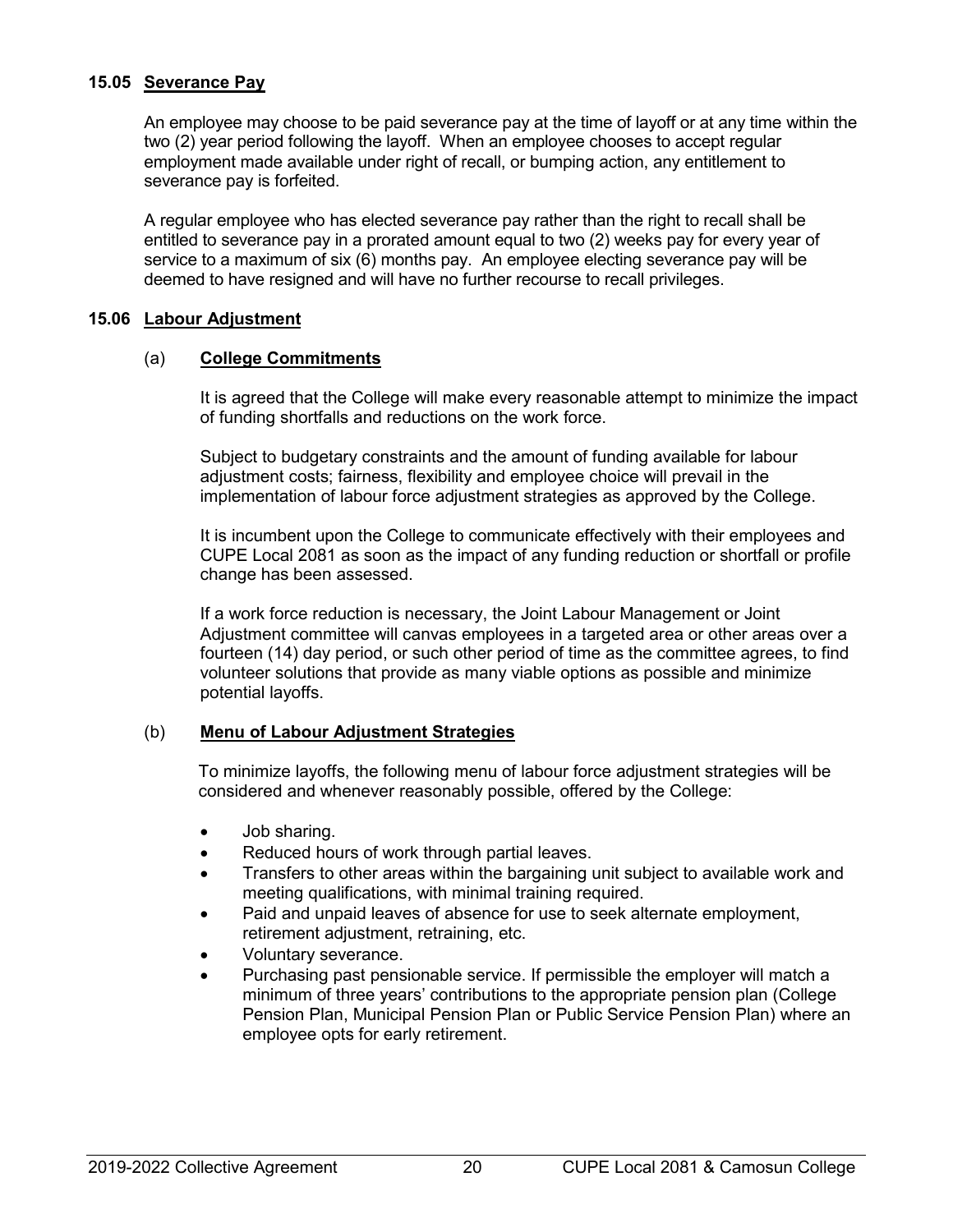### 15.05 Severance Pay

An employee may choose to be paid severance pay at the time of layoff or at any time within the two (2) year period following the layoff. When an employee chooses to accept regular employment made available under right of recall, or bumping action, any entitlement to severance pay is forfeited.

A regular employee who has elected severance pay rather than the right to recall shall be entitled to severance pay in a prorated amount equal to two (2) weeks pay for every year of service to a maximum of six (6) months pay. An employee electing severance pay will be deemed to have resigned and will have no further recourse to recall privileges.

### 15.06 Labour Adjustment

#### (a) College Commitments

It is agreed that the College will make every reasonable attempt to minimize the impact of funding shortfalls and reductions on the work force.

Subject to budgetary constraints and the amount of funding available for labour adjustment costs; fairness, flexibility and employee choice will prevail in the implementation of labour force adjustment strategies as approved by the College.

It is incumbent upon the College to communicate effectively with their employees and CUPE Local 2081 as soon as the impact of any funding reduction or shortfall or profile change has been assessed.

If a work force reduction is necessary, the Joint Labour Management or Joint Adjustment committee will canvas employees in a targeted area or other areas over a fourteen (14) day period, or such other period of time as the committee agrees, to find volunteer solutions that provide as many viable options as possible and minimize potential layoffs.

#### (b) Menu of Labour Adjustment Strategies

To minimize layoffs, the following menu of labour force adjustment strategies will be considered and whenever reasonably possible, offered by the College:

- Job sharing.
- Reduced hours of work through partial leaves.
- Transfers to other areas within the bargaining unit subject to available work and meeting qualifications, with minimal training required.
- Paid and unpaid leaves of absence for use to seek alternate employment, retirement adjustment, retraining, etc.
- Voluntary severance.
- Purchasing past pensionable service. If permissible the employer will match a minimum of three years' contributions to the appropriate pension plan (College Pension Plan, Municipal Pension Plan or Public Service Pension Plan) where an employee opts for early retirement.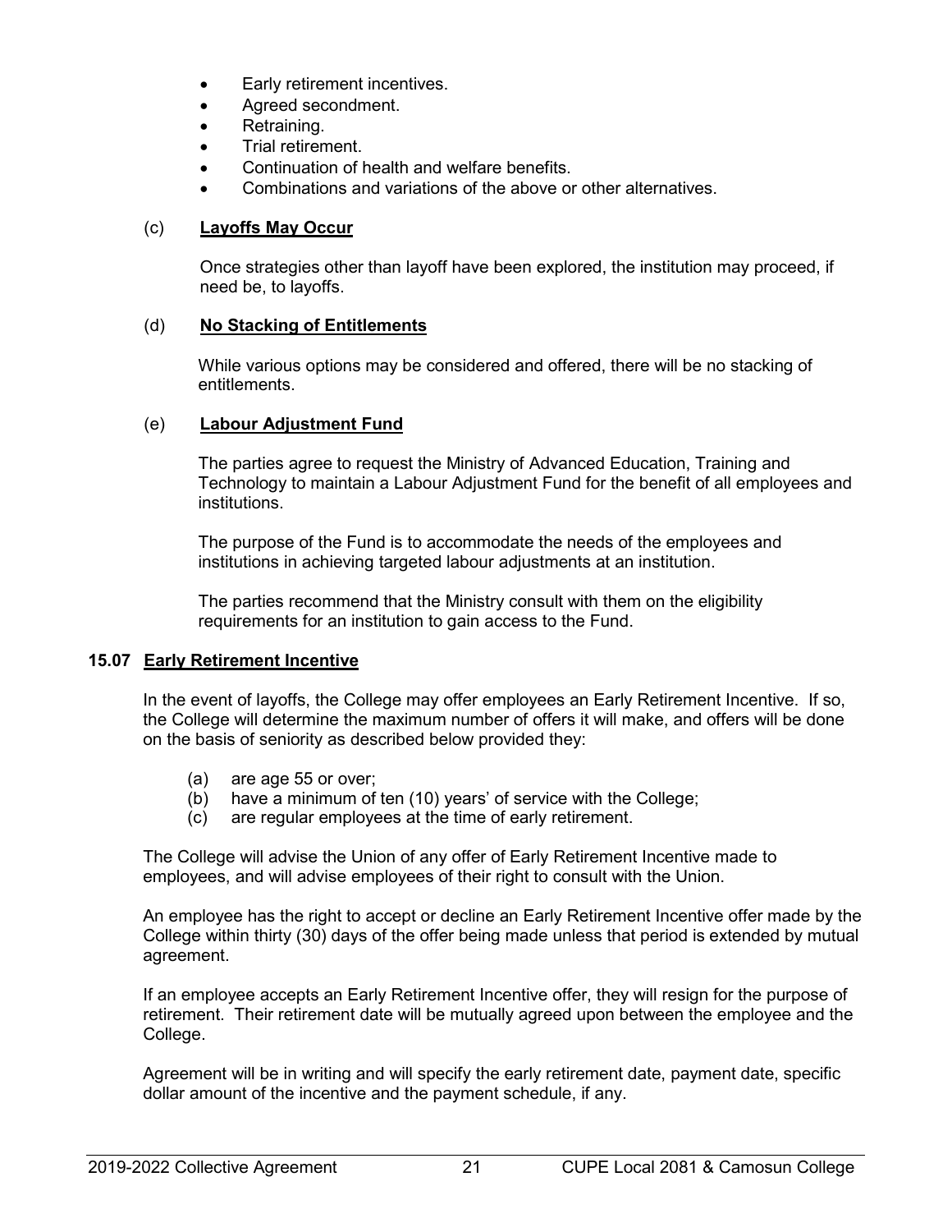- Early retirement incentives.
- Agreed secondment.
- Retraining.
- Trial retirement.
- Continuation of health and welfare benefits.
- Combinations and variations of the above or other alternatives.

(c) **Layoffs May Occur**

Once strategies other than layoff have been explored, the institution may proceed, if need be, to layoffs.

(d) **No Stacking of Entitlements**

While various options may be considered and offered, there will be no stacking of entitlements.

(e) **Labour Adjustment Fund**

The parties agree to request the Ministry of Advanced Education, Training and Technology to maintain a Labour Adjustment Fund for the benefit of all employees and institutions.

The purpose of the Fund is to accommodate the needs of the employees and institutions in achieving targeted labour adjustments at an institution.

The parties recommend that the Ministry consult with them on the eligibility requirements for an institution to gain access to the Fund.

### 15.07 Early Retirement Incentive

In the event of layoffs, the College may offer employees an Early Retirement Incentive. If so, the College will determine the maximum number of offers it will make, and offers will be done on the basis of seniority as described below provided they:

(a) are age 55 or over;
(b) have a minimum of ten (10) years' of service with the College;
(c) are regular employees at the time of early retirement.

The College will advise the Union of any offer of Early Retirement Incentive made to employees, and will advise employees of their right to consult with the Union.

An employee has the right to accept or decline an Early Retirement Incentive offer made by the College within thirty (30) days of the offer being made unless that period is extended by mutual agreement.

If an employee accepts an Early Retirement Incentive offer, they will resign for the purpose of retirement. Their retirement date will be mutually agreed upon between the employee and the College.

Agreement will be in writing and will specify the early retirement date, payment date, specific dollar amount of the incentive and the payment schedule, if any.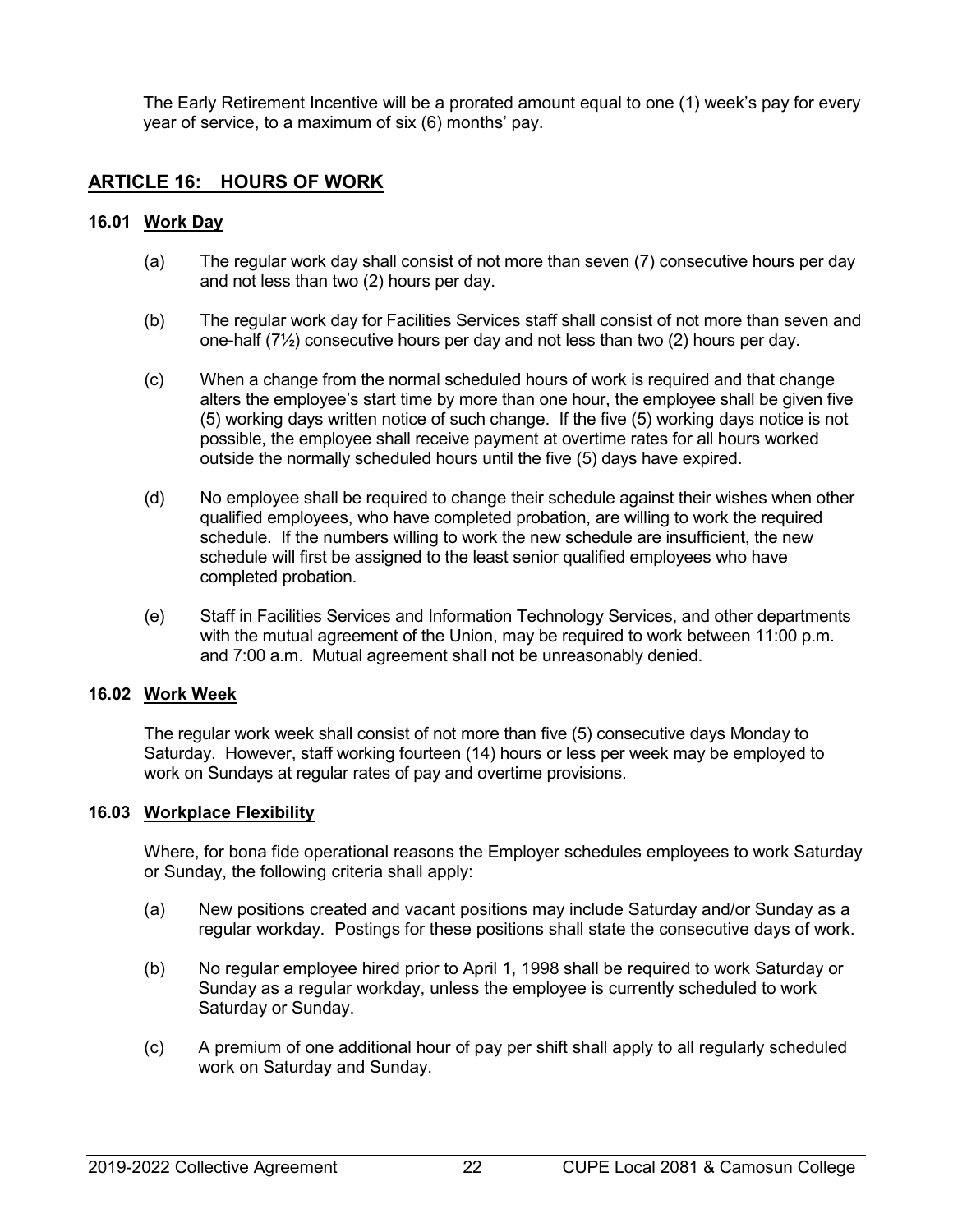The Early Retirement Incentive will be a prorated amount equal to one (1) week's pay for every year of service, to a maximum of six (6) months' pay.

## ARTICLE 16: HOURS OF WORK

### 16.01 Work Day

(a) The regular work day shall consist of not more than seven (7) consecutive hours per day and not less than two (2) hours per day.

(b) The regular work day for Facilities Services staff shall consist of not more than seven and one-half (7½) consecutive hours per day and not less than two (2) hours per day.

(c) When a change from the normal scheduled hours of work is required and that change alters the employee's start time by more than one hour, the employee shall be given five (5) working days written notice of such change. If the five (5) working days notice is not possible, the employee shall receive payment at overtime rates for all hours worked outside the normally scheduled hours until the five (5) days have expired.

(d) No employee shall be required to change their schedule against their wishes when other qualified employees, who have completed probation, are willing to work the required schedule. If the numbers willing to work the new schedule are insufficient, the new schedule will first be assigned to the least senior qualified employees who have completed probation.

(e) Staff in Facilities Services and Information Technology Services, and other departments with the mutual agreement of the Union, may be required to work between 11:00 p.m. and 7:00 a.m. Mutual agreement shall not be unreasonably denied.

### 16.02 Work Week

The regular work week shall consist of not more than five (5) consecutive days Monday to Saturday. However, staff working fourteen (14) hours or less per week may be employed to work on Sundays at regular rates of pay and overtime provisions.

### 16.03 Workplace Flexibility

Where, for bona fide operational reasons the Employer schedules employees to work Saturday or Sunday, the following criteria shall apply:

(a) New positions created and vacant positions may include Saturday and/or Sunday as a regular workday. Postings for these positions shall state the consecutive days of work.

(b) No regular employee hired prior to April 1, 1998 shall be required to work Saturday or Sunday as a regular workday, unless the employee is currently scheduled to work Saturday or Sunday.

(c) A premium of one additional hour of pay per shift shall apply to all regularly scheduled work on Saturday and Sunday.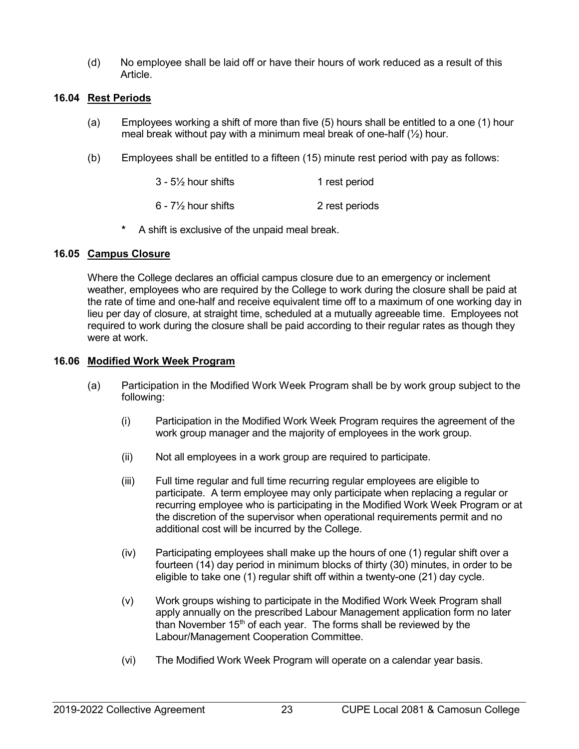(d) No employee shall be laid off or have their hours of work reduced as a result of this Article.

### 16.04 Rest Periods

(a) Employees working a shift of more than five (5) hours shall be entitled to a one (1) hour meal break without pay with a minimum meal break of one-half (½) hour.

(b) Employees shall be entitled to a fifteen (15) minute rest period with pay as follows:

| | |
|---|---|
| 3 - 5½ hour shifts | 1 rest period |
| 6 - 7½ hour shifts | 2 rest periods |

\* A shift is exclusive of the unpaid meal break.

### 16.05 Campus Closure

Where the College declares an official campus closure due to an emergency or inclement weather, employees who are required by the College to work during the closure shall be paid at the rate of time and one-half and receive equivalent time off to a maximum of one working day in lieu per day of closure, at straight time, scheduled at a mutually agreeable time. Employees not required to work during the closure shall be paid according to their regular rates as though they were at work.

### 16.06 Modified Work Week Program

(a) Participation in the Modified Work Week Program shall be by work group subject to the following:

(i) Participation in the Modified Work Week Program requires the agreement of the work group manager and the majority of employees in the work group.

(ii) Not all employees in a work group are required to participate.

(iii) Full time regular and full time recurring regular employees are eligible to participate. A term employee may only participate when replacing a regular or recurring employee who is participating in the Modified Work Week Program or at the discretion of the supervisor when operational requirements permit and no additional cost will be incurred by the College.

(iv) Participating employees shall make up the hours of one (1) regular shift over a fourteen (14) day period in minimum blocks of thirty (30) minutes, in order to be eligible to take one (1) regular shift off within a twenty-one (21) day cycle.

(v) Work groups wishing to participate in the Modified Work Week Program shall apply annually on the prescribed Labour Management application form no later than November 15th of each year. The forms shall be reviewed by the Labour/Management Cooperation Committee.

(vi) The Modified Work Week Program will operate on a calendar year basis.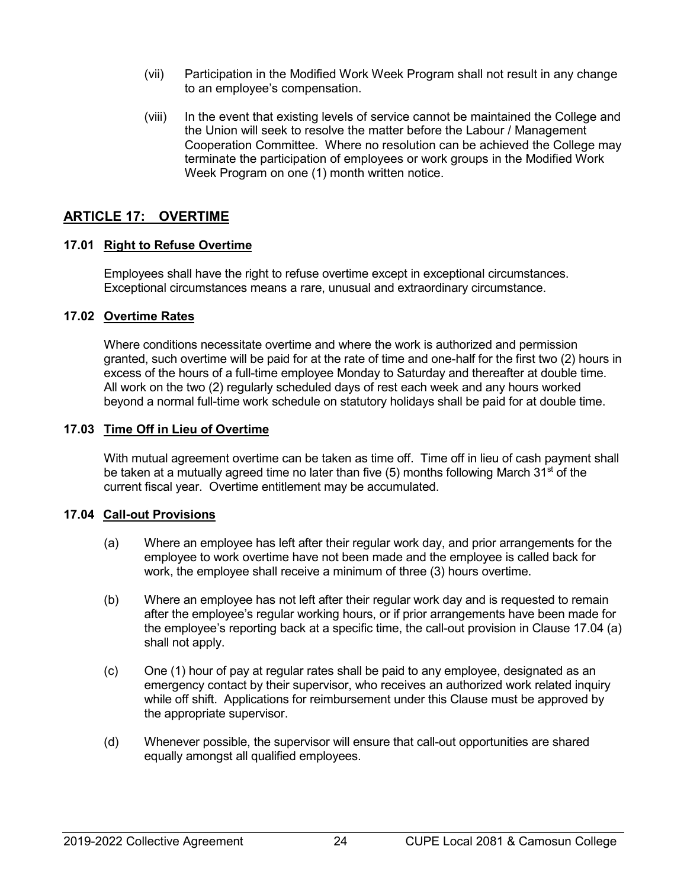(vii) Participation in the Modified Work Week Program shall not result in any change to an employee's compensation.

(viii) In the event that existing levels of service cannot be maintained the College and the Union will seek to resolve the matter before the Labour / Management Cooperation Committee. Where no resolution can be achieved the College may terminate the participation of employees or work groups in the Modified Work Week Program on one (1) month written notice.

## ARTICLE 17: OVERTIME

### 17.01 Right to Refuse Overtime

Employees shall have the right to refuse overtime except in exceptional circumstances. Exceptional circumstances means a rare, unusual and extraordinary circumstance.

### 17.02 Overtime Rates

Where conditions necessitate overtime and where the work is authorized and permission granted, such overtime will be paid for at the rate of time and one-half for the first two (2) hours in excess of the hours of a full-time employee Monday to Saturday and thereafter at double time. All work on the two (2) regularly scheduled days of rest each week and any hours worked beyond a normal full-time work schedule on statutory holidays shall be paid for at double time.

### 17.03 Time Off in Lieu of Overtime

With mutual agreement overtime can be taken as time off. Time off in lieu of cash payment shall be taken at a mutually agreed time no later than five (5) months following March 31st of the current fiscal year. Overtime entitlement may be accumulated.

### 17.04 Call-out Provisions

(a) Where an employee has left after their regular work day, and prior arrangements for the employee to work overtime have not been made and the employee is called back for work, the employee shall receive a minimum of three (3) hours overtime.

(b) Where an employee has not left after their regular work day and is requested to remain after the employee's regular working hours, or if prior arrangements have been made for the employee's reporting back at a specific time, the call-out provision in Clause 17.04 (a) shall not apply.

(c) One (1) hour of pay at regular rates shall be paid to any employee, designated as an emergency contact by their supervisor, who receives an authorized work related inquiry while off shift. Applications for reimbursement under this Clause must be approved by the appropriate supervisor.

(d) Whenever possible, the supervisor will ensure that call-out opportunities are shared equally amongst all qualified employees.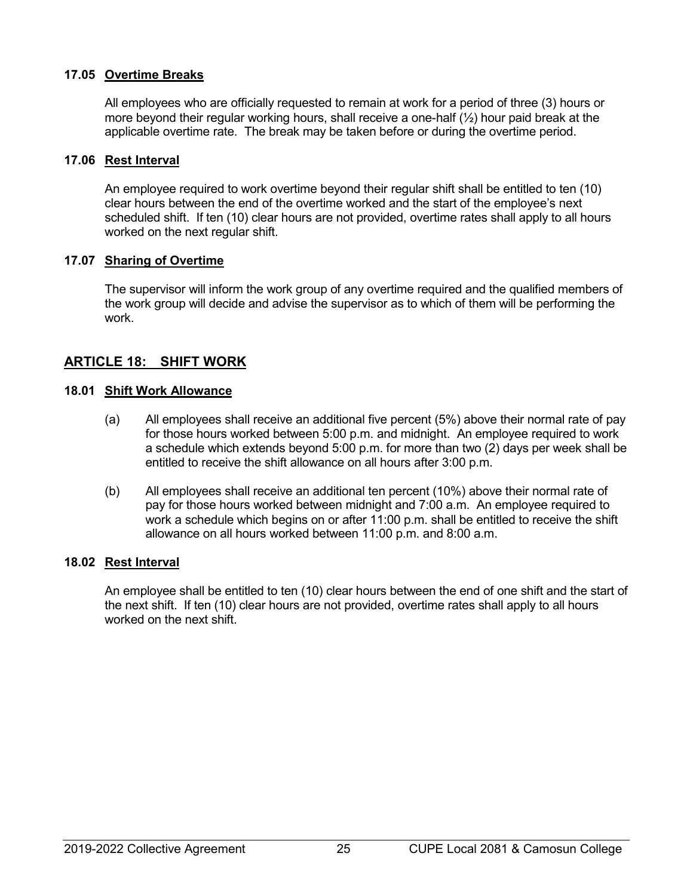### 17.05 Overtime Breaks

All employees who are officially requested to remain at work for a period of three (3) hours or more beyond their regular working hours, shall receive a one-half (½) hour paid break at the applicable overtime rate. The break may be taken before or during the overtime period.

### 17.06 Rest Interval

An employee required to work overtime beyond their regular shift shall be entitled to ten (10) clear hours between the end of the overtime worked and the start of the employee's next scheduled shift. If ten (10) clear hours are not provided, overtime rates shall apply to all hours worked on the next regular shift.

### 17.07 Sharing of Overtime

The supervisor will inform the work group of any overtime required and the qualified members of the work group will decide and advise the supervisor as to which of them will be performing the work.

## ARTICLE 18: SHIFT WORK

### 18.01 Shift Work Allowance

(a) All employees shall receive an additional five percent (5%) above their normal rate of pay for those hours worked between 5:00 p.m. and midnight. An employee required to work a schedule which extends beyond 5:00 p.m. for more than two (2) days per week shall be entitled to receive the shift allowance on all hours after 3:00 p.m.

(b) All employees shall receive an additional ten percent (10%) above their normal rate of pay for those hours worked between midnight and 7:00 a.m. An employee required to work a schedule which begins on or after 11:00 p.m. shall be entitled to receive the shift allowance on all hours worked between 11:00 p.m. and 8:00 a.m.

### 18.02 Rest Interval

An employee shall be entitled to ten (10) clear hours between the end of one shift and the start of the next shift. If ten (10) clear hours are not provided, overtime rates shall apply to all hours worked on the next shift.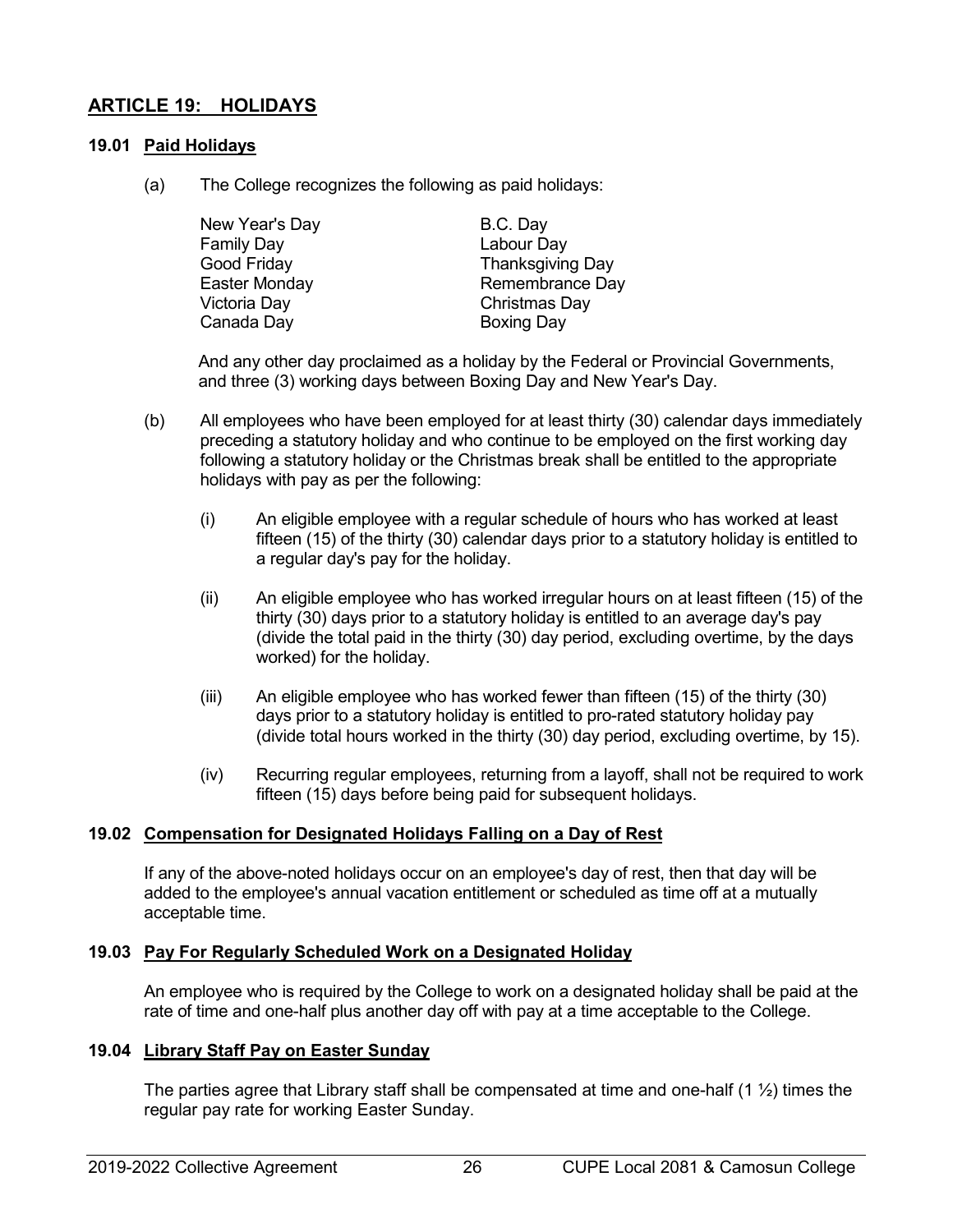## ARTICLE 19: HOLIDAYS

### 19.01 Paid Holidays

(a) The College recognizes the following as paid holidays:

| | |
|---|---|
| New Year's Day | B.C. Day |
| Family Day | Labour Day |
| Good Friday | Thanksgiving Day |
| Easter Monday | Remembrance Day |
| Victoria Day | Christmas Day |
| Canada Day | Boxing Day |

And any other day proclaimed as a holiday by the Federal or Provincial Governments, and three (3) working days between Boxing Day and New Year's Day.

(b) All employees who have been employed for at least thirty (30) calendar days immediately preceding a statutory holiday and who continue to be employed on the first working day following a statutory holiday or the Christmas break shall be entitled to the appropriate holidays with pay as per the following:

(i) An eligible employee with a regular schedule of hours who has worked at least fifteen (15) of the thirty (30) calendar days prior to a statutory holiday is entitled to a regular day's pay for the holiday.

(ii) An eligible employee who has worked irregular hours on at least fifteen (15) of the thirty (30) days prior to a statutory holiday is entitled to an average day's pay (divide the total paid in the thirty (30) day period, excluding overtime, by the days worked) for the holiday.

(iii) An eligible employee who has worked fewer than fifteen (15) of the thirty (30) days prior to a statutory holiday is entitled to pro-rated statutory holiday pay (divide total hours worked in the thirty (30) day period, excluding overtime, by 15).

(iv) Recurring regular employees, returning from a layoff, shall not be required to work fifteen (15) days before being paid for subsequent holidays.

### 19.02 Compensation for Designated Holidays Falling on a Day of Rest

If any of the above-noted holidays occur on an employee's day of rest, then that day will be added to the employee's annual vacation entitlement or scheduled as time off at a mutually acceptable time.

### 19.03 Pay For Regularly Scheduled Work on a Designated Holiday

An employee who is required by the College to work on a designated holiday shall be paid at the rate of time and one-half plus another day off with pay at a time acceptable to the College.

### 19.04 Library Staff Pay on Easter Sunday

The parties agree that Library staff shall be compensated at time and one-half (1 ½) times the regular pay rate for working Easter Sunday.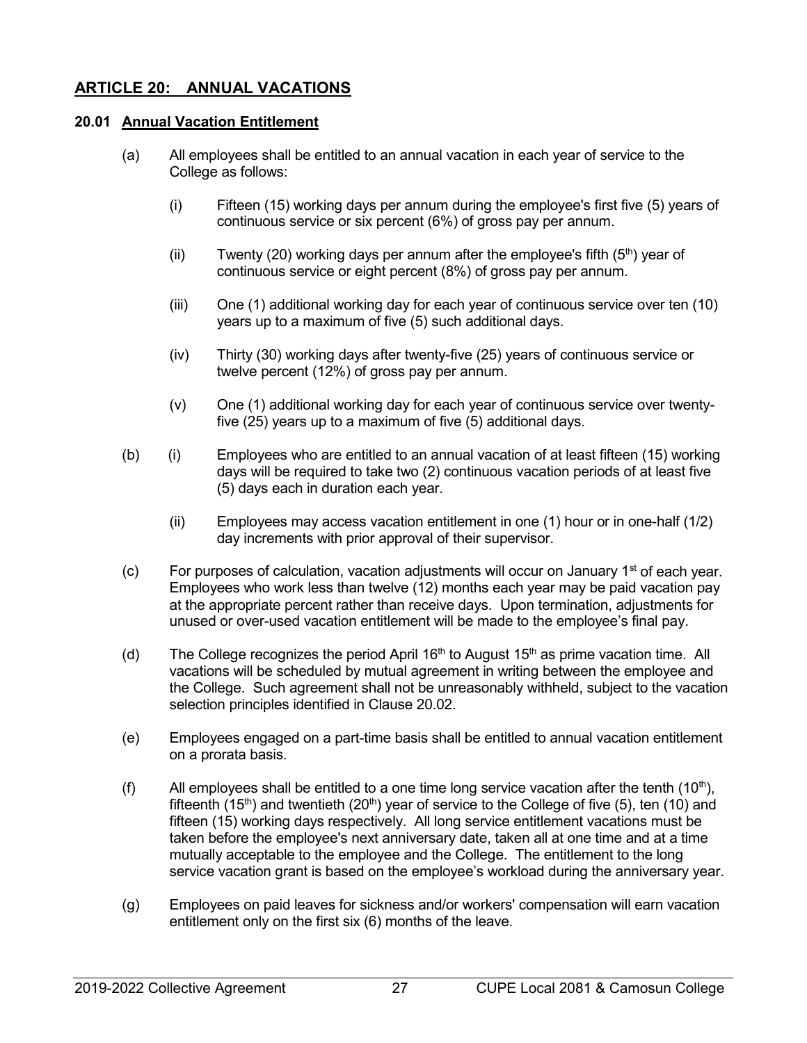## ARTICLE 20: ANNUAL VACATIONS

### 20.01 Annual Vacation Entitlement

(a) All employees shall be entitled to an annual vacation in each year of service to the College as follows:

(i) Fifteen (15) working days per annum during the employee's first five (5) years of continuous service or six percent (6%) of gross pay per annum.

(ii) Twenty (20) working days per annum after the employee's fifth (5th) year of continuous service or eight percent (8%) of gross pay per annum.

(iii) One (1) additional working day for each year of continuous service over ten (10) years up to a maximum of five (5) such additional days.

(iv) Thirty (30) working days after twenty-five (25) years of continuous service or twelve percent (12%) of gross pay per annum.

(v) One (1) additional working day for each year of continuous service over twenty-five (25) years up to a maximum of five (5) additional days.

(b) (i) Employees who are entitled to an annual vacation of at least fifteen (15) working days will be required to take two (2) continuous vacation periods of at least five (5) days each in duration each year.

(ii) Employees may access vacation entitlement in one (1) hour or in one-half (1/2) day increments with prior approval of their supervisor.

(c) For purposes of calculation, vacation adjustments will occur on January 1st of each year. Employees who work less than twelve (12) months each year may be paid vacation pay at the appropriate percent rather than receive days. Upon termination, adjustments for unused or over-used vacation entitlement will be made to the employee's final pay.

(d) The College recognizes the period April 16th to August 15th as prime vacation time. All vacations will be scheduled by mutual agreement in writing between the employee and the College. Such agreement shall not be unreasonably withheld, subject to the vacation selection principles identified in Clause 20.02.

(e) Employees engaged on a part-time basis shall be entitled to annual vacation entitlement on a prorata basis.

(f) All employees shall be entitled to a one time long service vacation after the tenth (10th), fifteenth (15th) and twentieth (20th) year of service to the College of five (5), ten (10) and fifteen (15) working days respectively. All long service entitlement vacations must be taken before the employee's next anniversary date, taken all at one time and at a time mutually acceptable to the employee and the College. The entitlement to the long service vacation grant is based on the employee's workload during the anniversary year.

(g) Employees on paid leaves for sickness and/or workers' compensation will earn vacation entitlement only on the first six (6) months of the leave.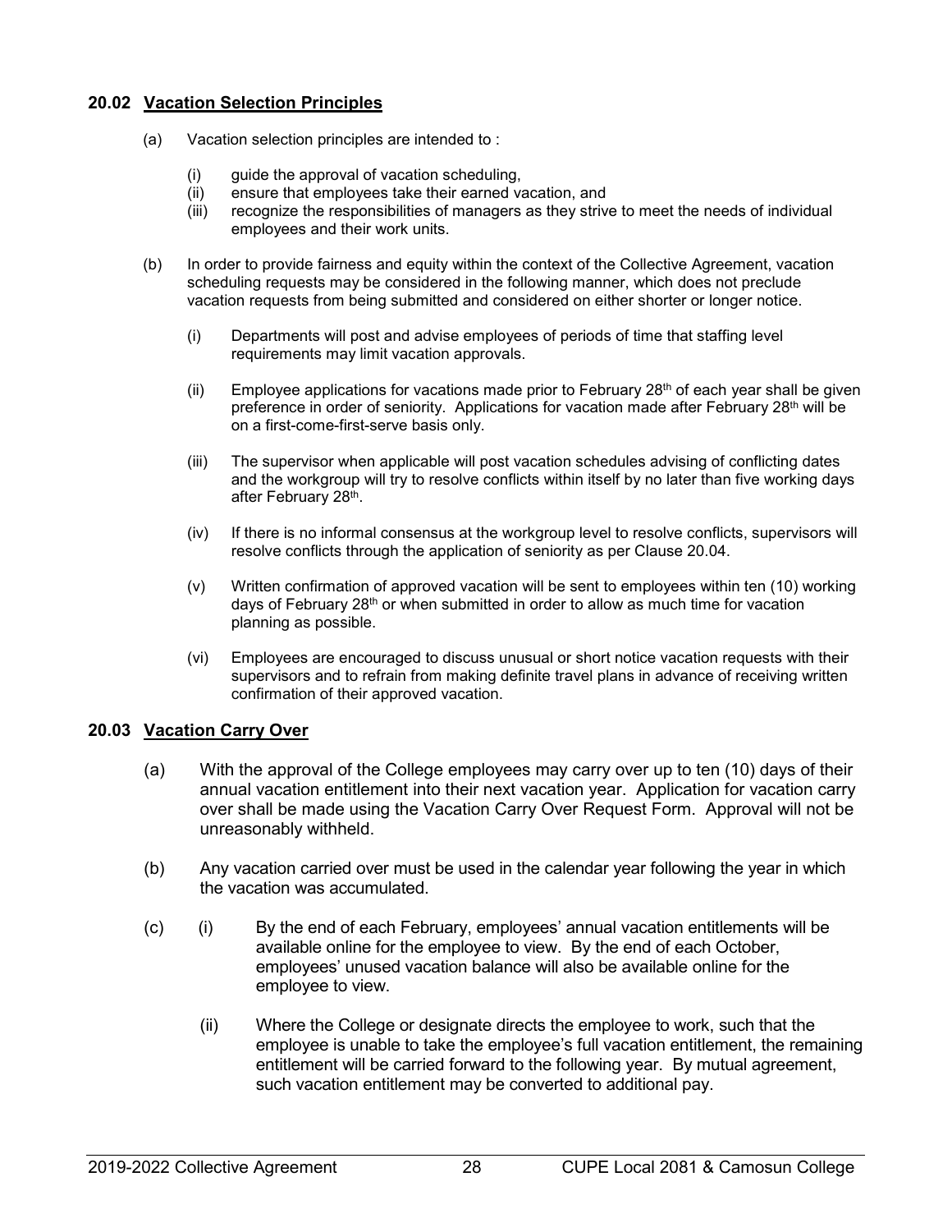### 20.02 Vacation Selection Principles

(a) Vacation selection principles are intended to :

(i) guide the approval of vacation scheduling,
(ii) ensure that employees take their earned vacation, and
(iii) recognize the responsibilities of managers as they strive to meet the needs of individual employees and their work units.

(b) In order to provide fairness and equity within the context of the Collective Agreement, vacation scheduling requests may be considered in the following manner, which does not preclude vacation requests from being submitted and considered on either shorter or longer notice.

(i) Departments will post and advise employees of periods of time that staffing level requirements may limit vacation approvals.

(ii) Employee applications for vacations made prior to February 28th of each year shall be given preference in order of seniority. Applications for vacation made after February 28th will be on a first-come-first-serve basis only.

(iii) The supervisor when applicable will post vacation schedules advising of conflicting dates and the workgroup will try to resolve conflicts within itself by no later than five working days after February 28th.

(iv) If there is no informal consensus at the workgroup level to resolve conflicts, supervisors will resolve conflicts through the application of seniority as per Clause 20.04.

(v) Written confirmation of approved vacation will be sent to employees within ten (10) working days of February 28th or when submitted in order to allow as much time for vacation planning as possible.

(vi) Employees are encouraged to discuss unusual or short notice vacation requests with their supervisors and to refrain from making definite travel plans in advance of receiving written confirmation of their approved vacation.

### 20.03 Vacation Carry Over

(a) With the approval of the College employees may carry over up to ten (10) days of their annual vacation entitlement into their next vacation year. Application for vacation carry over shall be made using the Vacation Carry Over Request Form. Approval will not be unreasonably withheld.

(b) Any vacation carried over must be used in the calendar year following the year in which the vacation was accumulated.

(c) (i) By the end of each February, employees' annual vacation entitlements will be available online for the employee to view. By the end of each October, employees' unused vacation balance will also be available online for the employee to view.

(ii) Where the College or designate directs the employee to work, such that the employee is unable to take the employee's full vacation entitlement, the remaining entitlement will be carried forward to the following year. By mutual agreement, such vacation entitlement may be converted to additional pay.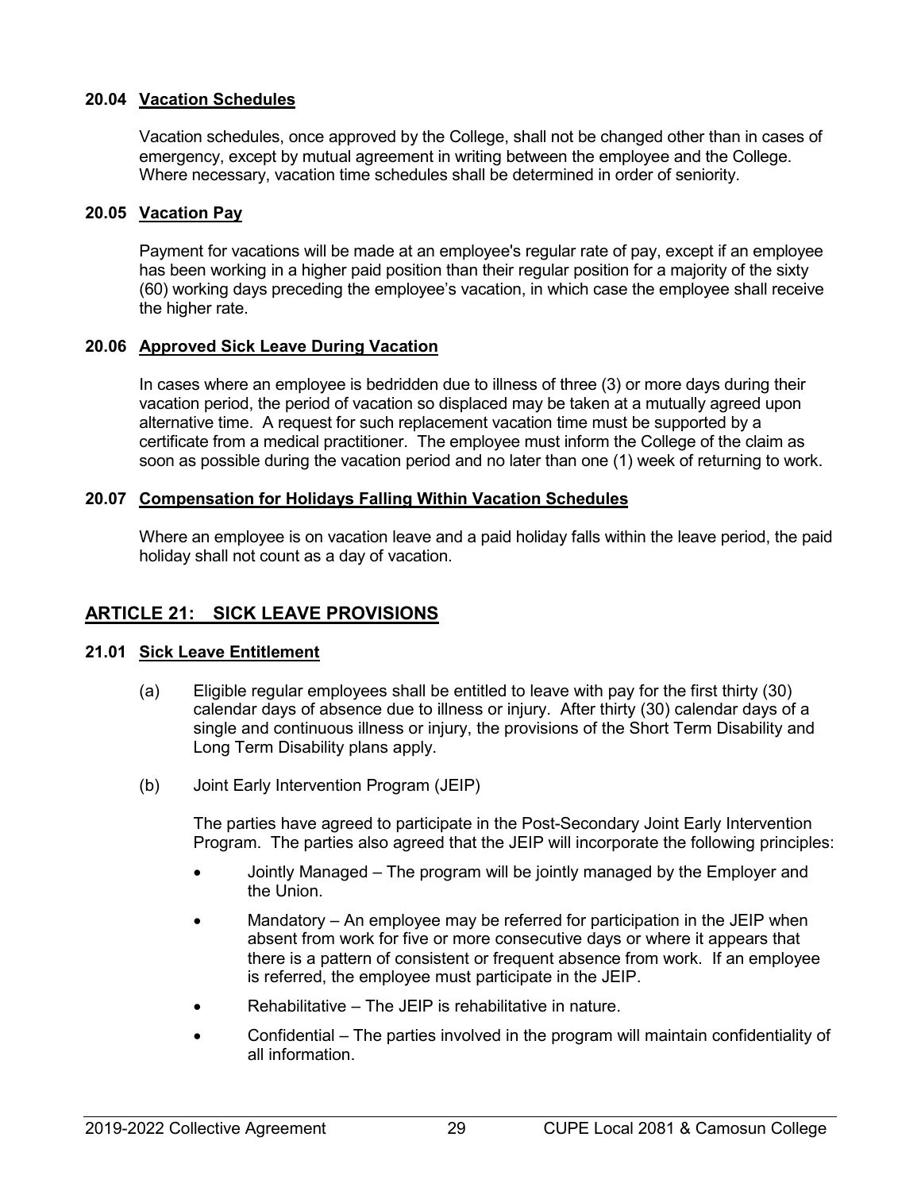### 20.04 Vacation Schedules

Vacation schedules, once approved by the College, shall not be changed other than in cases of emergency, except by mutual agreement in writing between the employee and the College. Where necessary, vacation time schedules shall be determined in order of seniority.

### 20.05 Vacation Pay

Payment for vacations will be made at an employee's regular rate of pay, except if an employee has been working in a higher paid position than their regular position for a majority of the sixty (60) working days preceding the employee's vacation, in which case the employee shall receive the higher rate.

### 20.06 Approved Sick Leave During Vacation

In cases where an employee is bedridden due to illness of three (3) or more days during their vacation period, the period of vacation so displaced may be taken at a mutually agreed upon alternative time. A request for such replacement vacation time must be supported by a certificate from a medical practitioner. The employee must inform the College of the claim as soon as possible during the vacation period and no later than one (1) week of returning to work.

### 20.07 Compensation for Holidays Falling Within Vacation Schedules

Where an employee is on vacation leave and a paid holiday falls within the leave period, the paid holiday shall not count as a day of vacation.

## ARTICLE 21: SICK LEAVE PROVISIONS

### 21.01 Sick Leave Entitlement

(a) Eligible regular employees shall be entitled to leave with pay for the first thirty (30) calendar days of absence due to illness or injury. After thirty (30) calendar days of a single and continuous illness or injury, the provisions of the Short Term Disability and Long Term Disability plans apply.

(b) Joint Early Intervention Program (JEIP)

The parties have agreed to participate in the Post-Secondary Joint Early Intervention Program. The parties also agreed that the JEIP will incorporate the following principles:

- Jointly Managed – The program will be jointly managed by the Employer and the Union.
- Mandatory – An employee may be referred for participation in the JEIP when absent from work for five or more consecutive days or where it appears that there is a pattern of consistent or frequent absence from work. If an employee is referred, the employee must participate in the JEIP.
- Rehabilitative – The JEIP is rehabilitative in nature.
- Confidential – The parties involved in the program will maintain confidentiality of all information.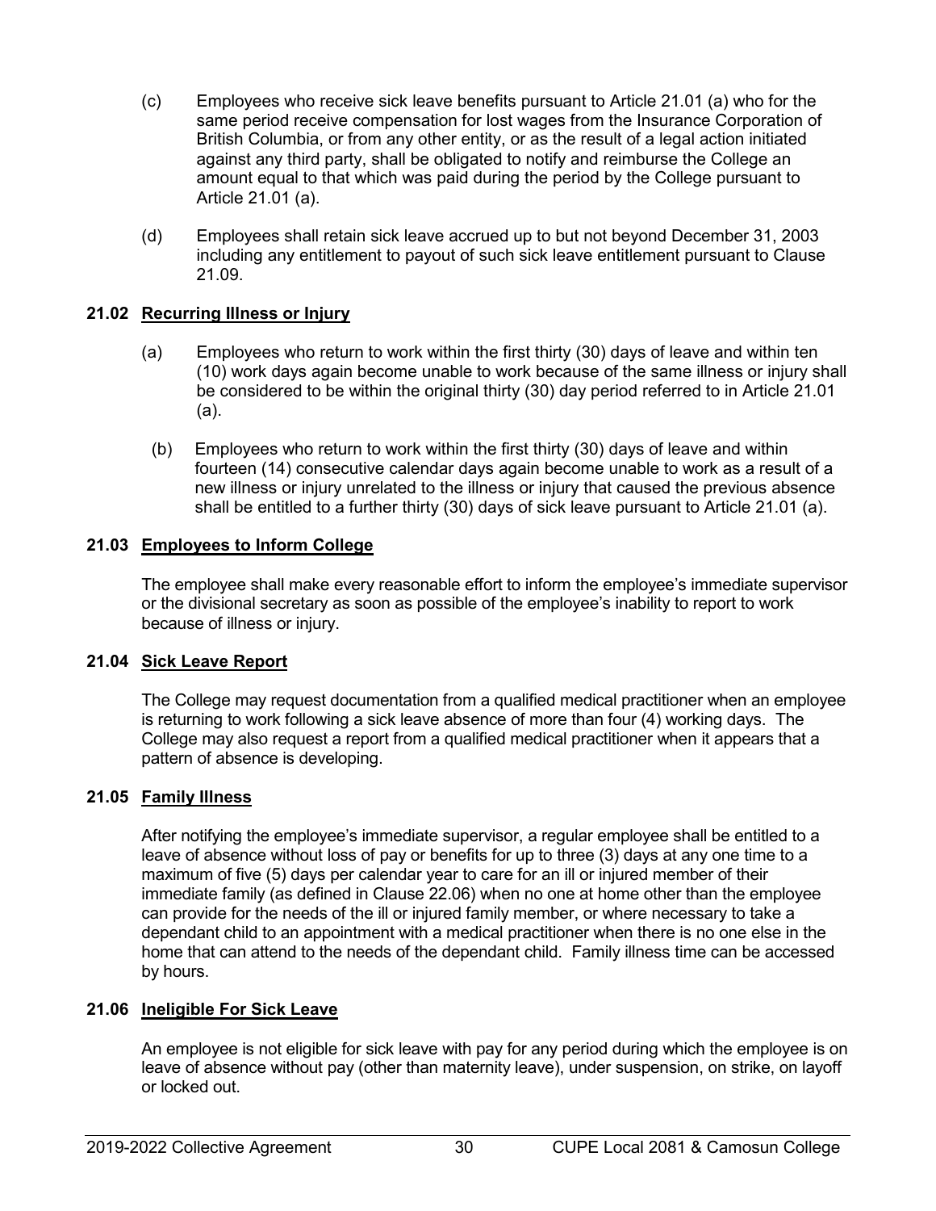(c) Employees who receive sick leave benefits pursuant to Article 21.01 (a) who for the same period receive compensation for lost wages from the Insurance Corporation of British Columbia, or from any other entity, or as the result of a legal action initiated against any third party, shall be obligated to notify and reimburse the College an amount equal to that which was paid during the period by the College pursuant to Article 21.01 (a).

(d) Employees shall retain sick leave accrued up to but not beyond December 31, 2003 including any entitlement to payout of such sick leave entitlement pursuant to Clause 21.09.

### 21.02 Recurring Illness or Injury

(a) Employees who return to work within the first thirty (30) days of leave and within ten (10) work days again become unable to work because of the same illness or injury shall be considered to be within the original thirty (30) day period referred to in Article 21.01 (a).

(b) Employees who return to work within the first thirty (30) days of leave and within fourteen (14) consecutive calendar days again become unable to work as a result of a new illness or injury unrelated to the illness or injury that caused the previous absence shall be entitled to a further thirty (30) days of sick leave pursuant to Article 21.01 (a).

### 21.03 Employees to Inform College

The employee shall make every reasonable effort to inform the employee's immediate supervisor or the divisional secretary as soon as possible of the employee's inability to report to work because of illness or injury.

### 21.04 Sick Leave Report

The College may request documentation from a qualified medical practitioner when an employee is returning to work following a sick leave absence of more than four (4) working days. The College may also request a report from a qualified medical practitioner when it appears that a pattern of absence is developing.

### 21.05 Family Illness

After notifying the employee's immediate supervisor, a regular employee shall be entitled to a leave of absence without loss of pay or benefits for up to three (3) days at any one time to a maximum of five (5) days per calendar year to care for an ill or injured member of their immediate family (as defined in Clause 22.06) when no one at home other than the employee can provide for the needs of the ill or injured family member, or where necessary to take a dependant child to an appointment with a medical practitioner when there is no one else in the home that can attend to the needs of the dependant child. Family illness time can be accessed by hours.

### 21.06 Ineligible For Sick Leave

An employee is not eligible for sick leave with pay for any period during which the employee is on leave of absence without pay (other than maternity leave), under suspension, on strike, on layoff or locked out.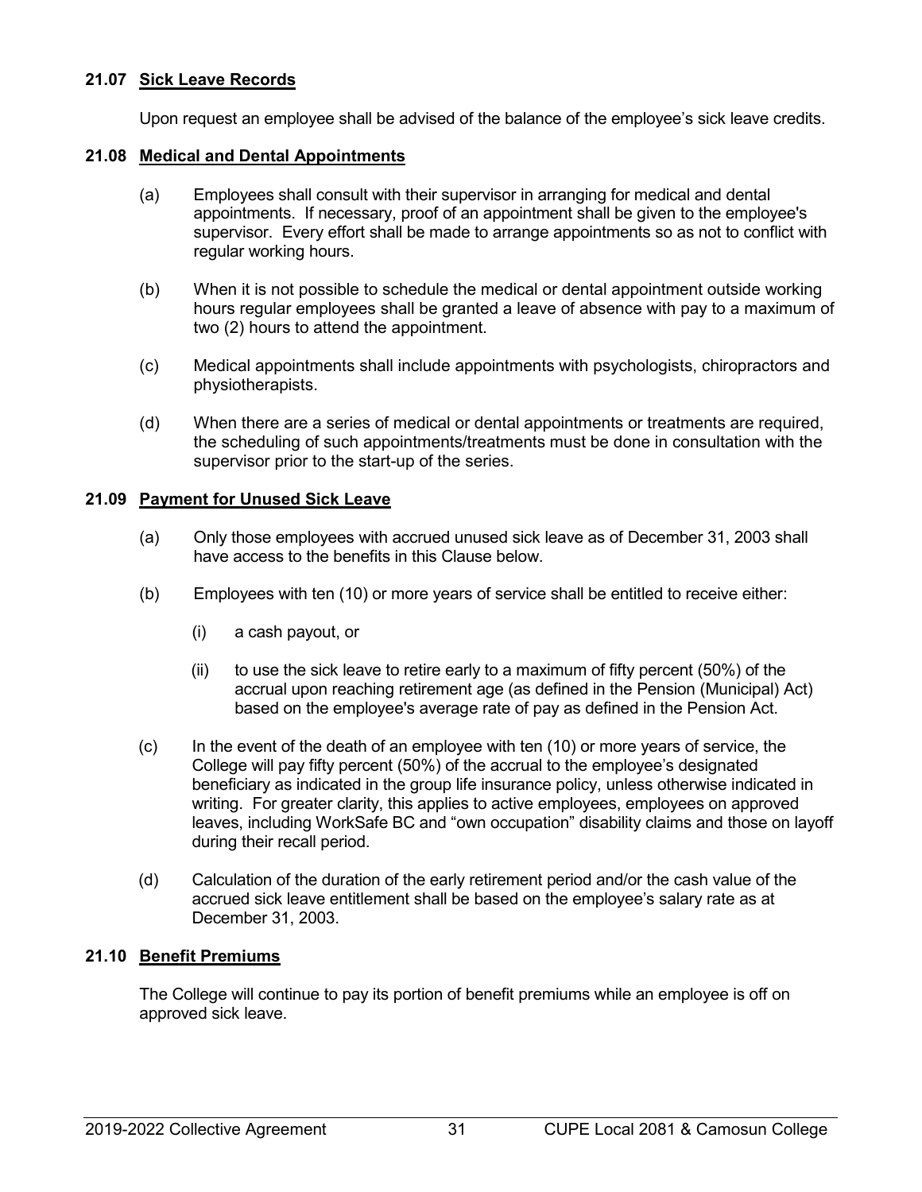### 21.07 Sick Leave Records

Upon request an employee shall be advised of the balance of the employee's sick leave credits.

### 21.08 Medical and Dental Appointments

(a) Employees shall consult with their supervisor in arranging for medical and dental appointments. If necessary, proof of an appointment shall be given to the employee's supervisor. Every effort shall be made to arrange appointments so as not to conflict with regular working hours.

(b) When it is not possible to schedule the medical or dental appointment outside working hours regular employees shall be granted a leave of absence with pay to a maximum of two (2) hours to attend the appointment.

(c) Medical appointments shall include appointments with psychologists, chiropractors and physiotherapists.

(d) When there are a series of medical or dental appointments or treatments are required, the scheduling of such appointments/treatments must be done in consultation with the supervisor prior to the start-up of the series.

### 21.09 Payment for Unused Sick Leave

(a) Only those employees with accrued unused sick leave as of December 31, 2003 shall have access to the benefits in this Clause below.

(b) Employees with ten (10) or more years of service shall be entitled to receive either:

  (i) a cash payout, or

  (ii) to use the sick leave to retire early to a maximum of fifty percent (50%) of the accrual upon reaching retirement age (as defined in the Pension (Municipal) Act) based on the employee's average rate of pay as defined in the Pension Act.

(c) In the event of the death of an employee with ten (10) or more years of service, the College will pay fifty percent (50%) of the accrual to the employee's designated beneficiary as indicated in the group life insurance policy, unless otherwise indicated in writing. For greater clarity, this applies to active employees, employees on approved leaves, including WorkSafe BC and "own occupation" disability claims and those on layoff during their recall period.

(d) Calculation of the duration of the early retirement period and/or the cash value of the accrued sick leave entitlement shall be based on the employee's salary rate as at December 31, 2003.

### 21.10 Benefit Premiums

The College will continue to pay its portion of benefit premiums while an employee is off on approved sick leave.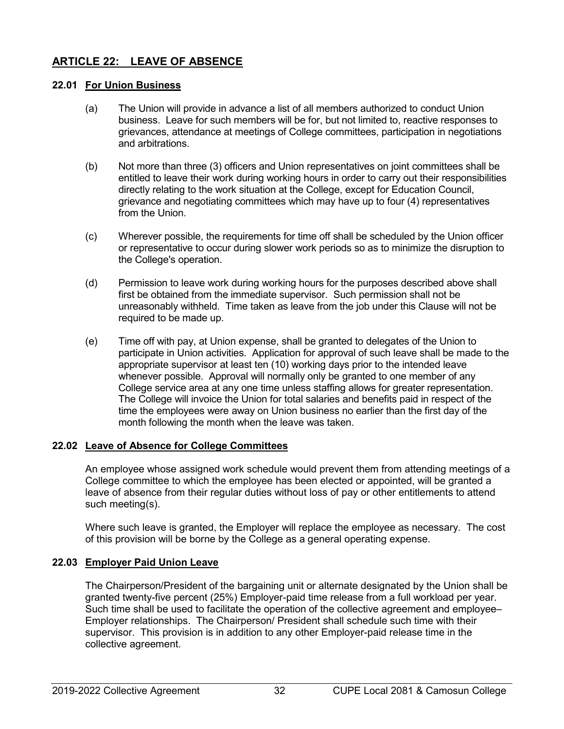## ARTICLE 22: LEAVE OF ABSENCE

### 22.01 For Union Business

(a) The Union will provide in advance a list of all members authorized to conduct Union business. Leave for such members will be for, but not limited to, reactive responses to grievances, attendance at meetings of College committees, participation in negotiations and arbitrations.

(b) Not more than three (3) officers and Union representatives on joint committees shall be entitled to leave their work during working hours in order to carry out their responsibilities directly relating to the work situation at the College, except for Education Council, grievance and negotiating committees which may have up to four (4) representatives from the Union.

(c) Wherever possible, the requirements for time off shall be scheduled by the Union officer or representative to occur during slower work periods so as to minimize the disruption to the College's operation.

(d) Permission to leave work during working hours for the purposes described above shall first be obtained from the immediate supervisor. Such permission shall not be unreasonably withheld. Time taken as leave from the job under this Clause will not be required to be made up.

(e) Time off with pay, at Union expense, shall be granted to delegates of the Union to participate in Union activities. Application for approval of such leave shall be made to the appropriate supervisor at least ten (10) working days prior to the intended leave whenever possible. Approval will normally only be granted to one member of any College service area at any one time unless staffing allows for greater representation. The College will invoice the Union for total salaries and benefits paid in respect of the time the employees were away on Union business no earlier than the first day of the month following the month when the leave was taken.

### 22.02 Leave of Absence for College Committees

An employee whose assigned work schedule would prevent them from attending meetings of a College committee to which the employee has been elected or appointed, will be granted a leave of absence from their regular duties without loss of pay or other entitlements to attend such meeting(s).

Where such leave is granted, the Employer will replace the employee as necessary. The cost of this provision will be borne by the College as a general operating expense.

### 22.03 Employer Paid Union Leave

The Chairperson/President of the bargaining unit or alternate designated by the Union shall be granted twenty-five percent (25%) Employer-paid time release from a full workload per year. Such time shall be used to facilitate the operation of the collective agreement and employee–Employer relationships. The Chairperson/ President shall schedule such time with their supervisor. This provision is in addition to any other Employer-paid release time in the collective agreement.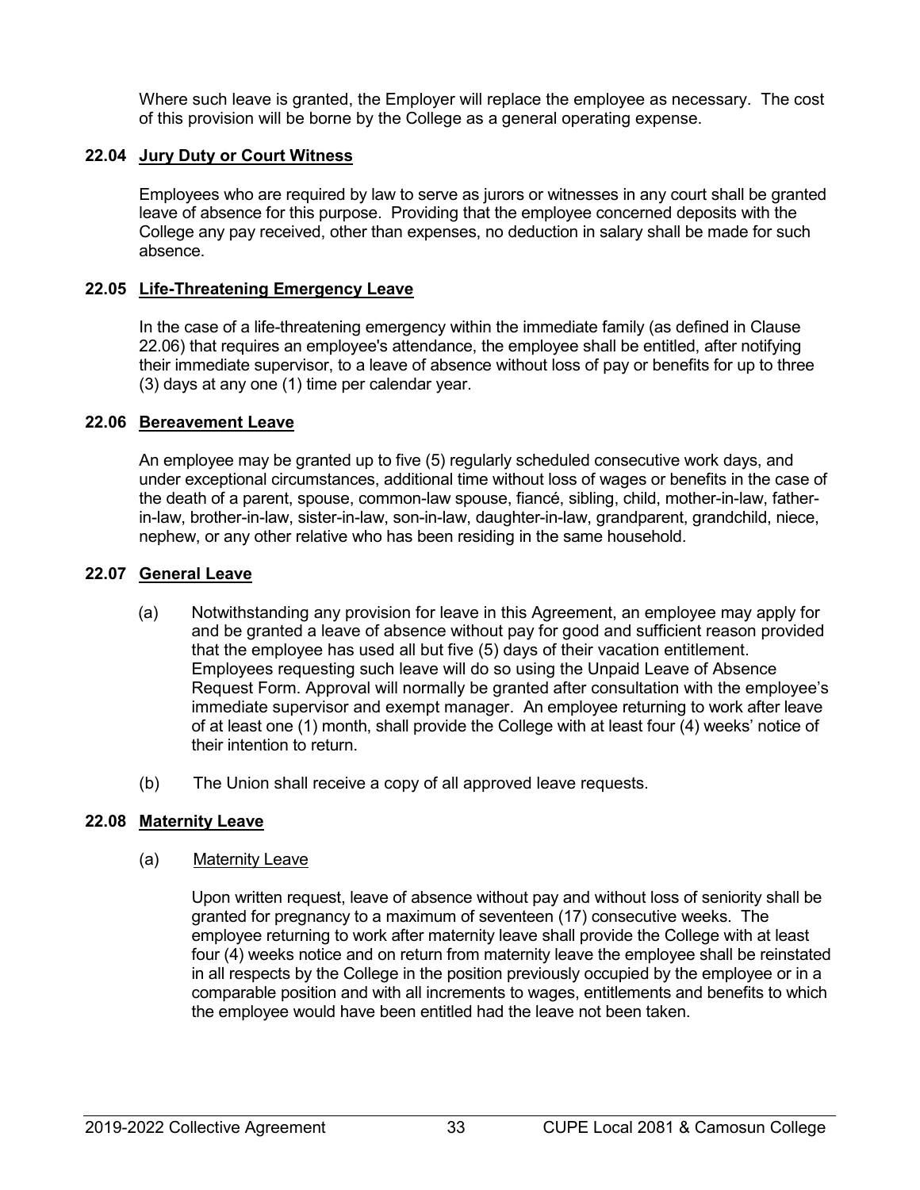Where such leave is granted, the Employer will replace the employee as necessary. The cost of this provision will be borne by the College as a general operating expense.

### 22.04 Jury Duty or Court Witness

Employees who are required by law to serve as jurors or witnesses in any court shall be granted leave of absence for this purpose. Providing that the employee concerned deposits with the College any pay received, other than expenses, no deduction in salary shall be made for such absence.

### 22.05 Life-Threatening Emergency Leave

In the case of a life-threatening emergency within the immediate family (as defined in Clause 22.06) that requires an employee's attendance, the employee shall be entitled, after notifying their immediate supervisor, to a leave of absence without loss of pay or benefits for up to three (3) days at any one (1) time per calendar year.

### 22.06 Bereavement Leave

An employee may be granted up to five (5) regularly scheduled consecutive work days, and under exceptional circumstances, additional time without loss of wages or benefits in the case of the death of a parent, spouse, common-law spouse, fiancé, sibling, child, mother-in-law, father-in-law, brother-in-law, sister-in-law, son-in-law, daughter-in-law, grandparent, grandchild, niece, nephew, or any other relative who has been residing in the same household.

### 22.07 General Leave

(a) Notwithstanding any provision for leave in this Agreement, an employee may apply for and be granted a leave of absence without pay for good and sufficient reason provided that the employee has used all but five (5) days of their vacation entitlement. Employees requesting such leave will do so using the Unpaid Leave of Absence Request Form. Approval will normally be granted after consultation with the employee's immediate supervisor and exempt manager. An employee returning to work after leave of at least one (1) month, shall provide the College with at least four (4) weeks' notice of their intention to return.

(b) The Union shall receive a copy of all approved leave requests.

### 22.08 Maternity Leave

(a) Maternity Leave

Upon written request, leave of absence without pay and without loss of seniority shall be granted for pregnancy to a maximum of seventeen (17) consecutive weeks. The employee returning to work after maternity leave shall provide the College with at least four (4) weeks notice and on return from maternity leave the employee shall be reinstated in all respects by the College in the position previously occupied by the employee or in a comparable position and with all increments to wages, entitlements and benefits to which the employee would have been entitled had the leave not been taken.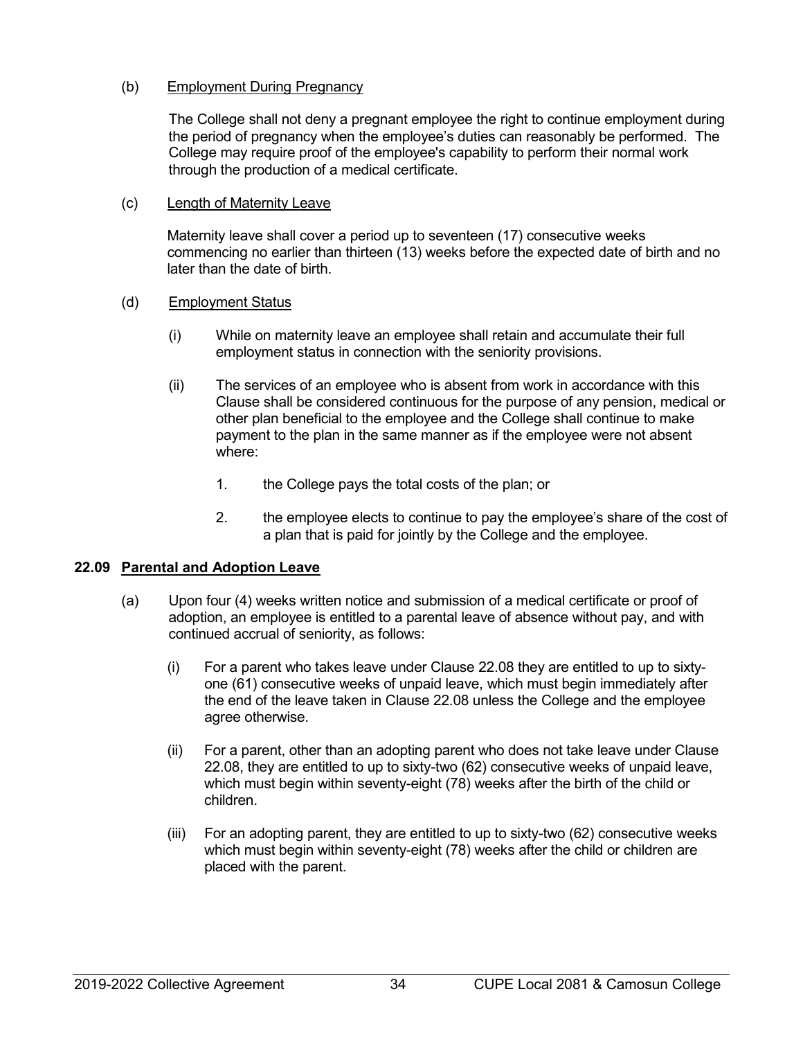(b) Employment During Pregnancy

The College shall not deny a pregnant employee the right to continue employment during the period of pregnancy when the employee's duties can reasonably be performed. The College may require proof of the employee's capability to perform their normal work through the production of a medical certificate.

(c) Length of Maternity Leave

Maternity leave shall cover a period up to seventeen (17) consecutive weeks commencing no earlier than thirteen (13) weeks before the expected date of birth and no later than the date of birth.

(d) Employment Status

(i) While on maternity leave an employee shall retain and accumulate their full employment status in connection with the seniority provisions.

(ii) The services of an employee who is absent from work in accordance with this Clause shall be considered continuous for the purpose of any pension, medical or other plan beneficial to the employee and the College shall continue to make payment to the plan in the same manner as if the employee were not absent where:

1. the College pays the total costs of the plan; or

2. the employee elects to continue to pay the employee's share of the cost of a plan that is paid for jointly by the College and the employee.

## 22.09 Parental and Adoption Leave

(a) Upon four (4) weeks written notice and submission of a medical certificate or proof of adoption, an employee is entitled to a parental leave of absence without pay, and with continued accrual of seniority, as follows:

(i) For a parent who takes leave under Clause 22.08 they are entitled to up to sixty-one (61) consecutive weeks of unpaid leave, which must begin immediately after the end of the leave taken in Clause 22.08 unless the College and the employee agree otherwise.

(ii) For a parent, other than an adopting parent who does not take leave under Clause 22.08, they are entitled to up to sixty-two (62) consecutive weeks of unpaid leave, which must begin within seventy-eight (78) weeks after the birth of the child or children.

(iii) For an adopting parent, they are entitled to up to sixty-two (62) consecutive weeks which must begin within seventy-eight (78) weeks after the child or children are placed with the parent.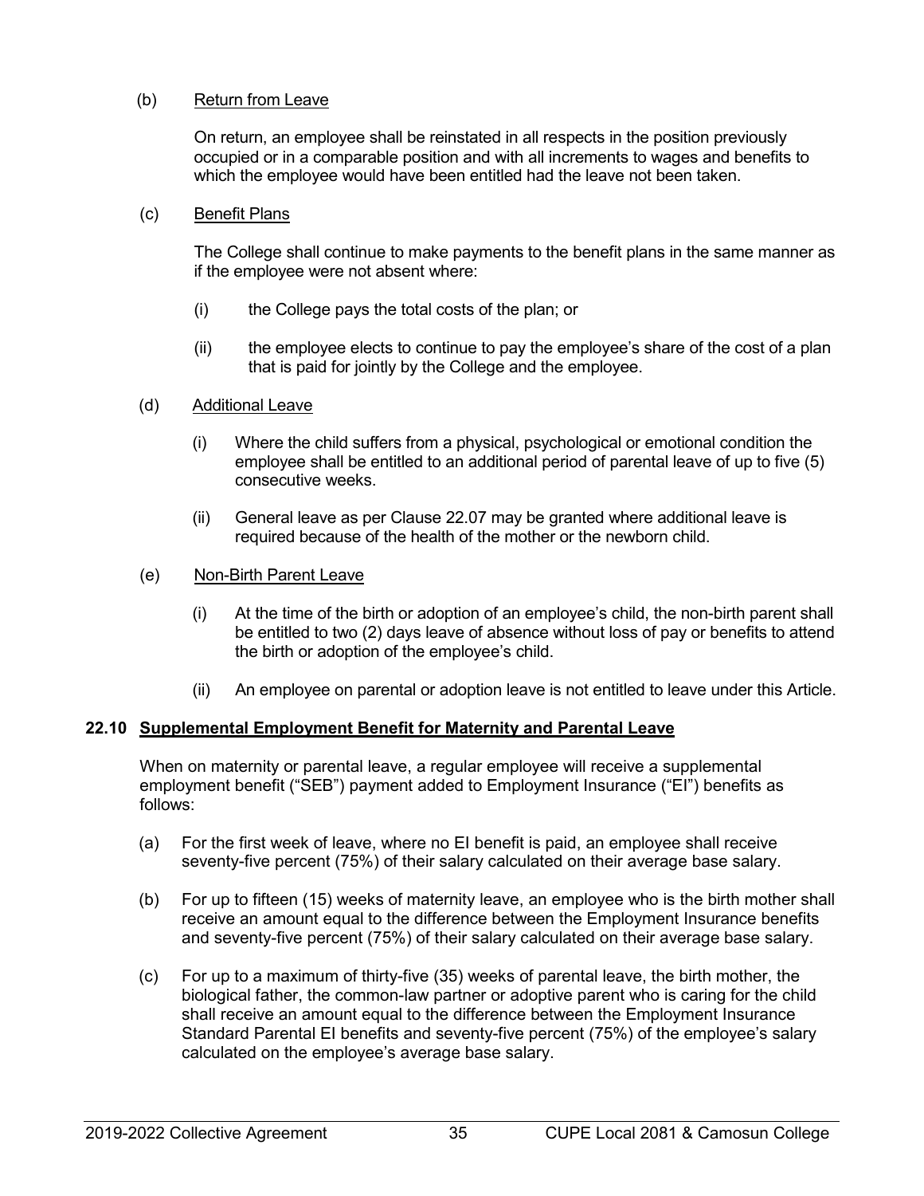(b) Return from Leave

On return, an employee shall be reinstated in all respects in the position previously occupied or in a comparable position and with all increments to wages and benefits to which the employee would have been entitled had the leave not been taken.

(c) Benefit Plans

The College shall continue to make payments to the benefit plans in the same manner as if the employee were not absent where:

(i) the College pays the total costs of the plan; or

(ii) the employee elects to continue to pay the employee's share of the cost of a plan that is paid for jointly by the College and the employee.

(d) Additional Leave

(i) Where the child suffers from a physical, psychological or emotional condition the employee shall be entitled to an additional period of parental leave of up to five (5) consecutive weeks.

(ii) General leave as per Clause 22.07 may be granted where additional leave is required because of the health of the mother or the newborn child.

(e) Non-Birth Parent Leave

(i) At the time of the birth or adoption of an employee's child, the non-birth parent shall be entitled to two (2) days leave of absence without loss of pay or benefits to attend the birth or adoption of the employee's child.

(ii) An employee on parental or adoption leave is not entitled to leave under this Article.

### 22.10 Supplemental Employment Benefit for Maternity and Parental Leave

When on maternity or parental leave, a regular employee will receive a supplemental employment benefit ("SEB") payment added to Employment Insurance ("EI") benefits as follows:

(a) For the first week of leave, where no EI benefit is paid, an employee shall receive seventy-five percent (75%) of their salary calculated on their average base salary.

(b) For up to fifteen (15) weeks of maternity leave, an employee who is the birth mother shall receive an amount equal to the difference between the Employment Insurance benefits and seventy-five percent (75%) of their salary calculated on their average base salary.

(c) For up to a maximum of thirty-five (35) weeks of parental leave, the birth mother, the biological father, the common-law partner or adoptive parent who is caring for the child shall receive an amount equal to the difference between the Employment Insurance Standard Parental EI benefits and seventy-five percent (75%) of the employee's salary calculated on the employee's average base salary.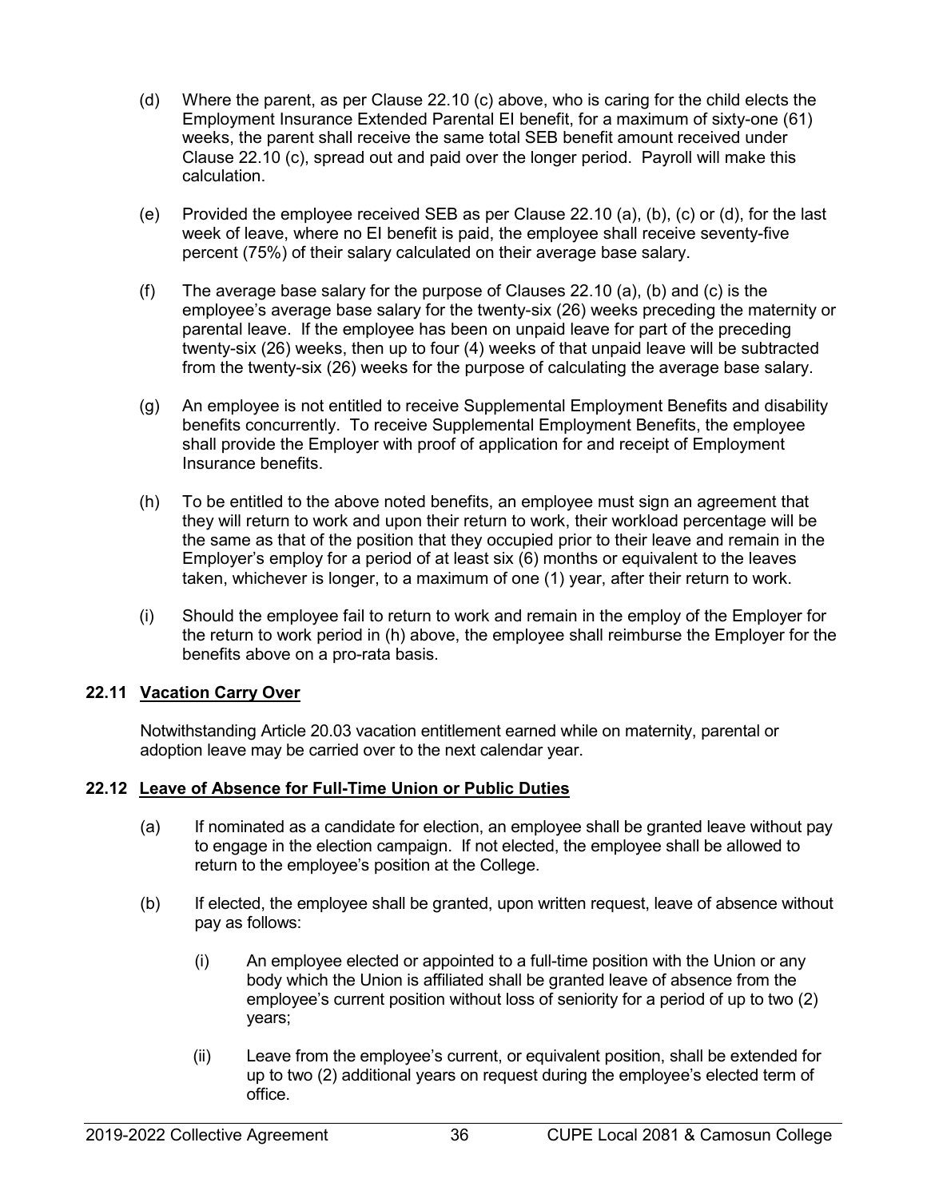(d) Where the parent, as per Clause 22.10 (c) above, who is caring for the child elects the Employment Insurance Extended Parental EI benefit, for a maximum of sixty-one (61) weeks, the parent shall receive the same total SEB benefit amount received under Clause 22.10 (c), spread out and paid over the longer period. Payroll will make this calculation.

(e) Provided the employee received SEB as per Clause 22.10 (a), (b), (c) or (d), for the last week of leave, where no EI benefit is paid, the employee shall receive seventy-five percent (75%) of their salary calculated on their average base salary.

(f) The average base salary for the purpose of Clauses 22.10 (a), (b) and (c) is the employee's average base salary for the twenty-six (26) weeks preceding the maternity or parental leave. If the employee has been on unpaid leave for part of the preceding twenty-six (26) weeks, then up to four (4) weeks of that unpaid leave will be subtracted from the twenty-six (26) weeks for the purpose of calculating the average base salary.

(g) An employee is not entitled to receive Supplemental Employment Benefits and disability benefits concurrently. To receive Supplemental Employment Benefits, the employee shall provide the Employer with proof of application for and receipt of Employment Insurance benefits.

(h) To be entitled to the above noted benefits, an employee must sign an agreement that they will return to work and upon their return to work, their workload percentage will be the same as that of the position that they occupied prior to their leave and remain in the Employer's employ for a period of at least six (6) months or equivalent to the leaves taken, whichever is longer, to a maximum of one (1) year, after their return to work.

(i) Should the employee fail to return to work and remain in the employ of the Employer for the return to work period in (h) above, the employee shall reimburse the Employer for the benefits above on a pro-rata basis.

### 22.11 Vacation Carry Over

Notwithstanding Article 20.03 vacation entitlement earned while on maternity, parental or adoption leave may be carried over to the next calendar year.

### 22.12 Leave of Absence for Full-Time Union or Public Duties

(a) If nominated as a candidate for election, an employee shall be granted leave without pay to engage in the election campaign. If not elected, the employee shall be allowed to return to the employee's position at the College.

(b) If elected, the employee shall be granted, upon written request, leave of absence without pay as follows:

  (i) An employee elected or appointed to a full-time position with the Union or any body which the Union is affiliated shall be granted leave of absence from the employee's current position without loss of seniority for a period of up to two (2) years;

  (ii) Leave from the employee's current, or equivalent position, shall be extended for up to two (2) additional years on request during the employee's elected term of office.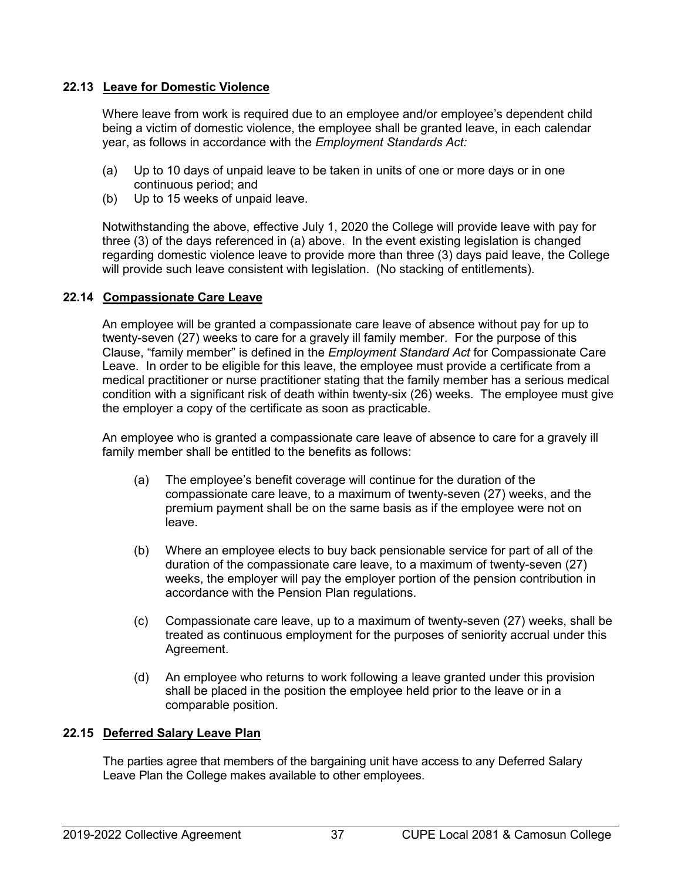### 22.13 Leave for Domestic Violence

Where leave from work is required due to an employee and/or employee's dependent child being a victim of domestic violence, the employee shall be granted leave, in each calendar year, as follows in accordance with the *Employment Standards Act:*

(a) Up to 10 days of unpaid leave to be taken in units of one or more days or in one continuous period; and
(b) Up to 15 weeks of unpaid leave.

Notwithstanding the above, effective July 1, 2020 the College will provide leave with pay for three (3) of the days referenced in (a) above. In the event existing legislation is changed regarding domestic violence leave to provide more than three (3) days paid leave, the College will provide such leave consistent with legislation. (No stacking of entitlements).

### 22.14 Compassionate Care Leave

An employee will be granted a compassionate care leave of absence without pay for up to twenty-seven (27) weeks to care for a gravely ill family member. For the purpose of this Clause, "family member" is defined in the *Employment Standard Act* for Compassionate Care Leave. In order to be eligible for this leave, the employee must provide a certificate from a medical practitioner or nurse practitioner stating that the family member has a serious medical condition with a significant risk of death within twenty-six (26) weeks. The employee must give the employer a copy of the certificate as soon as practicable.

An employee who is granted a compassionate care leave of absence to care for a gravely ill family member shall be entitled to the benefits as follows:

(a) The employee's benefit coverage will continue for the duration of the compassionate care leave, to a maximum of twenty-seven (27) weeks, and the premium payment shall be on the same basis as if the employee were not on leave.

(b) Where an employee elects to buy back pensionable service for part of all of the duration of the compassionate care leave, to a maximum of twenty-seven (27) weeks, the employer will pay the employer portion of the pension contribution in accordance with the Pension Plan regulations.

(c) Compassionate care leave, up to a maximum of twenty-seven (27) weeks, shall be treated as continuous employment for the purposes of seniority accrual under this Agreement.

(d) An employee who returns to work following a leave granted under this provision shall be placed in the position the employee held prior to the leave or in a comparable position.

### 22.15 Deferred Salary Leave Plan

The parties agree that members of the bargaining unit have access to any Deferred Salary Leave Plan the College makes available to other employees.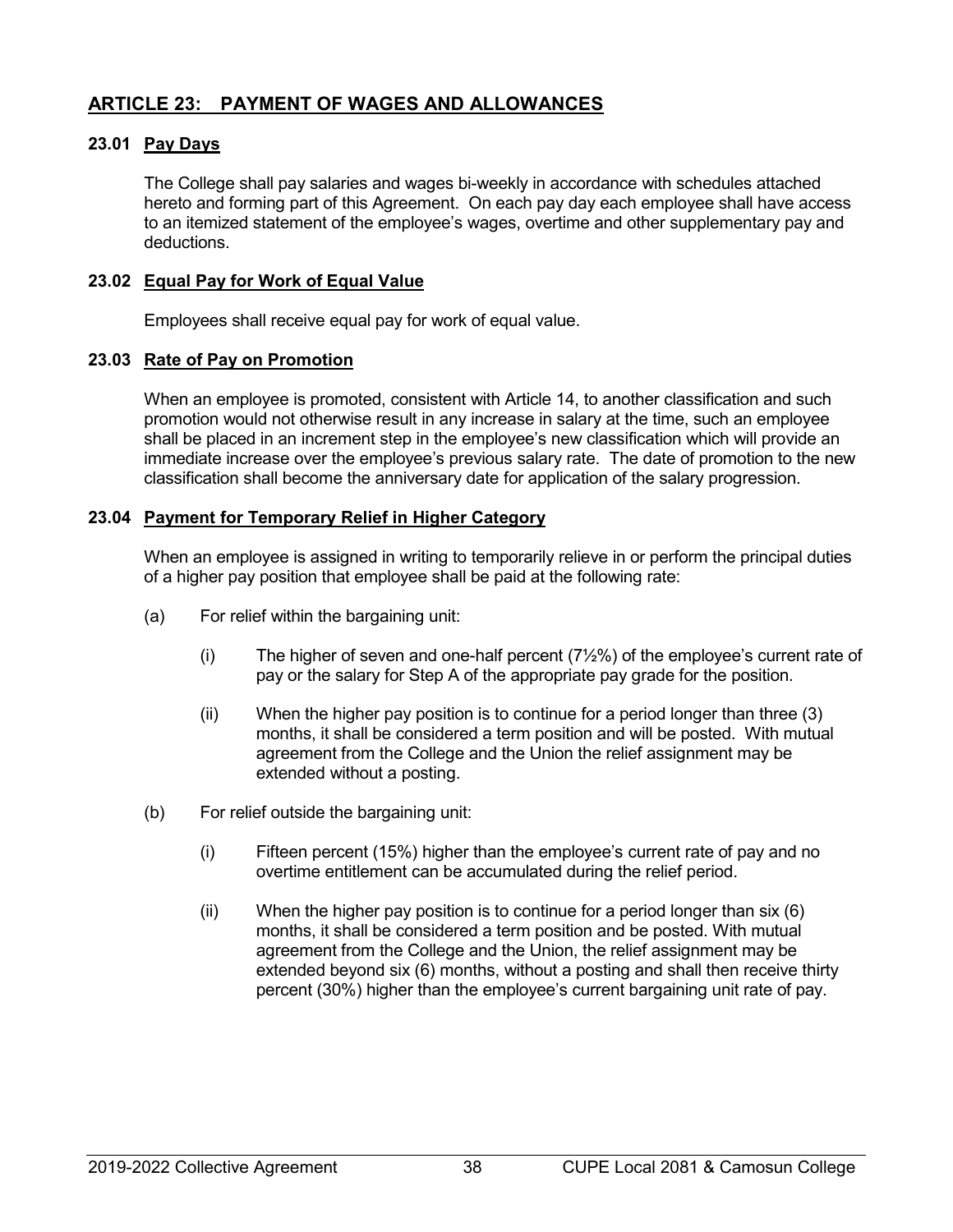## ARTICLE 23: PAYMENT OF WAGES AND ALLOWANCES

### 23.01 Pay Days

The College shall pay salaries and wages bi-weekly in accordance with schedules attached hereto and forming part of this Agreement. On each pay day each employee shall have access to an itemized statement of the employee's wages, overtime and other supplementary pay and deductions.

### 23.02 Equal Pay for Work of Equal Value

Employees shall receive equal pay for work of equal value.

### 23.03 Rate of Pay on Promotion

When an employee is promoted, consistent with Article 14, to another classification and such promotion would not otherwise result in any increase in salary at the time, such an employee shall be placed in an increment step in the employee's new classification which will provide an immediate increase over the employee's previous salary rate. The date of promotion to the new classification shall become the anniversary date for application of the salary progression.

### 23.04 Payment for Temporary Relief in Higher Category

When an employee is assigned in writing to temporarily relieve in or perform the principal duties of a higher pay position that employee shall be paid at the following rate:

(a) For relief within the bargaining unit:

(i) The higher of seven and one-half percent (7½%) of the employee's current rate of pay or the salary for Step A of the appropriate pay grade for the position.

(ii) When the higher pay position is to continue for a period longer than three (3) months, it shall be considered a term position and will be posted. With mutual agreement from the College and the Union the relief assignment may be extended without a posting.

(b) For relief outside the bargaining unit:

(i) Fifteen percent (15%) higher than the employee's current rate of pay and no overtime entitlement can be accumulated during the relief period.

(ii) When the higher pay position is to continue for a period longer than six (6) months, it shall be considered a term position and be posted. With mutual agreement from the College and the Union, the relief assignment may be extended beyond six (6) months, without a posting and shall then receive thirty percent (30%) higher than the employee's current bargaining unit rate of pay.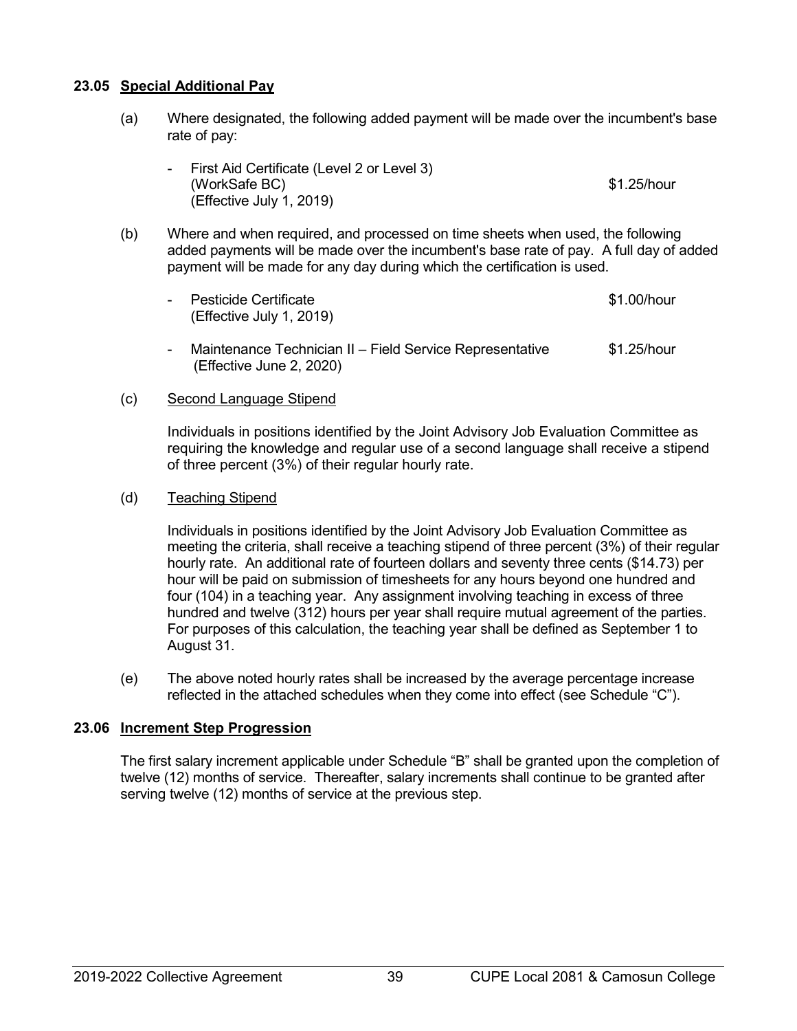### 23.05 Special Additional Pay

(a) Where designated, the following added payment will be made over the incumbent's base rate of pay:

- First Aid Certificate (Level 2 or Level 3) (WorkSafe BC) (Effective July 1, 2019) — $1.25/hour

(b) Where and when required, and processed on time sheets when used, the following added payments will be made over the incumbent's base rate of pay. A full day of added payment will be made for any day during which the certification is used.

- Pesticide Certificate (Effective July 1, 2019) — $1.00/hour
- Maintenance Technician II – Field Service Representative (Effective June 2, 2020) — $1.25/hour

(c) Second Language Stipend

Individuals in positions identified by the Joint Advisory Job Evaluation Committee as requiring the knowledge and regular use of a second language shall receive a stipend of three percent (3%) of their regular hourly rate.

(d) Teaching Stipend

Individuals in positions identified by the Joint Advisory Job Evaluation Committee as meeting the criteria, shall receive a teaching stipend of three percent (3%) of their regular hourly rate. An additional rate of fourteen dollars and seventy three cents ($14.73) per hour will be paid on submission of timesheets for any hours beyond one hundred and four (104) in a teaching year. Any assignment involving teaching in excess of three hundred and twelve (312) hours per year shall require mutual agreement of the parties. For purposes of this calculation, the teaching year shall be defined as September 1 to August 31.

(e) The above noted hourly rates shall be increased by the average percentage increase reflected in the attached schedules when they come into effect (see Schedule "C").

### 23.06 Increment Step Progression

The first salary increment applicable under Schedule "B" shall be granted upon the completion of twelve (12) months of service. Thereafter, salary increments shall continue to be granted after serving twelve (12) months of service at the previous step.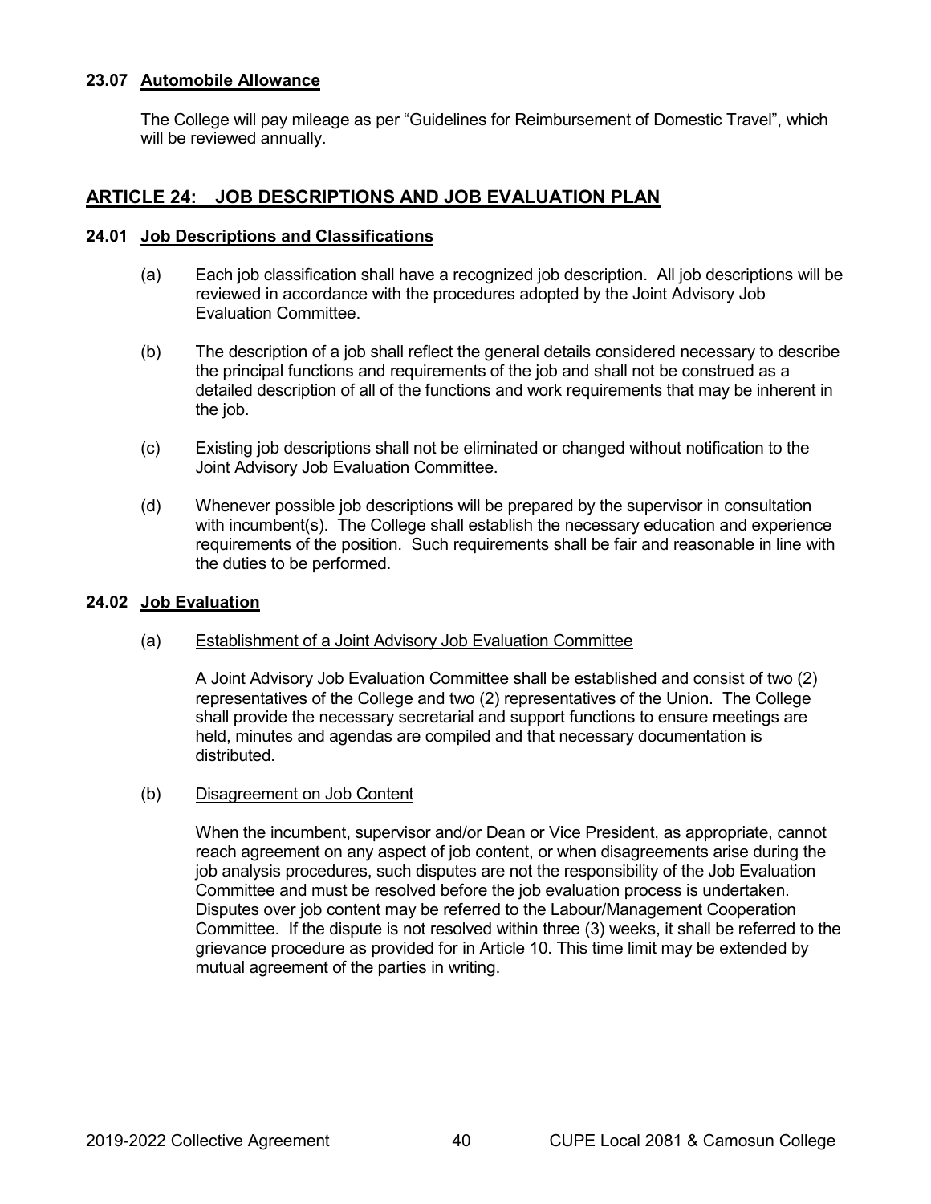### 23.07 Automobile Allowance

The College will pay mileage as per "Guidelines for Reimbursement of Domestic Travel", which will be reviewed annually.

## ARTICLE 24: JOB DESCRIPTIONS AND JOB EVALUATION PLAN

### 24.01 Job Descriptions and Classifications

(a) Each job classification shall have a recognized job description. All job descriptions will be reviewed in accordance with the procedures adopted by the Joint Advisory Job Evaluation Committee.

(b) The description of a job shall reflect the general details considered necessary to describe the principal functions and requirements of the job and shall not be construed as a detailed description of all of the functions and work requirements that may be inherent in the job.

(c) Existing job descriptions shall not be eliminated or changed without notification to the Joint Advisory Job Evaluation Committee.

(d) Whenever possible job descriptions will be prepared by the supervisor in consultation with incumbent(s). The College shall establish the necessary education and experience requirements of the position. Such requirements shall be fair and reasonable in line with the duties to be performed.

### 24.02 Job Evaluation

(a) Establishment of a Joint Advisory Job Evaluation Committee

A Joint Advisory Job Evaluation Committee shall be established and consist of two (2) representatives of the College and two (2) representatives of the Union. The College shall provide the necessary secretarial and support functions to ensure meetings are held, minutes and agendas are compiled and that necessary documentation is distributed.

(b) Disagreement on Job Content

When the incumbent, supervisor and/or Dean or Vice President, as appropriate, cannot reach agreement on any aspect of job content, or when disagreements arise during the job analysis procedures, such disputes are not the responsibility of the Job Evaluation Committee and must be resolved before the job evaluation process is undertaken. Disputes over job content may be referred to the Labour/Management Cooperation Committee. If the dispute is not resolved within three (3) weeks, it shall be referred to the grievance procedure as provided for in Article 10. This time limit may be extended by mutual agreement of the parties in writing.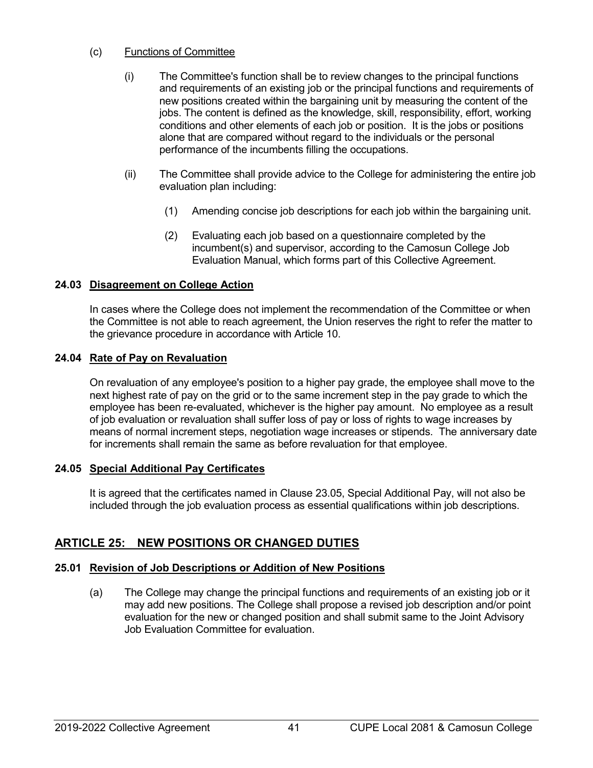(c) Functions of Committee

(i) The Committee's function shall be to review changes to the principal functions and requirements of an existing job or the principal functions and requirements of new positions created within the bargaining unit by measuring the content of the jobs. The content is defined as the knowledge, skill, responsibility, effort, working conditions and other elements of each job or position. It is the jobs or positions alone that are compared without regard to the individuals or the personal performance of the incumbents filling the occupations.

(ii) The Committee shall provide advice to the College for administering the entire job evaluation plan including:

(1) Amending concise job descriptions for each job within the bargaining unit.

(2) Evaluating each job based on a questionnaire completed by the incumbent(s) and supervisor, according to the Camosun College Job Evaluation Manual, which forms part of this Collective Agreement.

### 24.03 Disagreement on College Action

In cases where the College does not implement the recommendation of the Committee or when the Committee is not able to reach agreement, the Union reserves the right to refer the matter to the grievance procedure in accordance with Article 10.

### 24.04 Rate of Pay on Revaluation

On revaluation of any employee's position to a higher pay grade, the employee shall move to the next highest rate of pay on the grid or to the same increment step in the pay grade to which the employee has been re-evaluated, whichever is the higher pay amount. No employee as a result of job evaluation or revaluation shall suffer loss of pay or loss of rights to wage increases by means of normal increment steps, negotiation wage increases or stipends. The anniversary date for increments shall remain the same as before revaluation for that employee.

### 24.05 Special Additional Pay Certificates

It is agreed that the certificates named in Clause 23.05, Special Additional Pay, will not also be included through the job evaluation process as essential qualifications within job descriptions.

## ARTICLE 25: NEW POSITIONS OR CHANGED DUTIES

### 25.01 Revision of Job Descriptions or Addition of New Positions

(a) The College may change the principal functions and requirements of an existing job or it may add new positions. The College shall propose a revised job description and/or point evaluation for the new or changed position and shall submit same to the Joint Advisory Job Evaluation Committee for evaluation.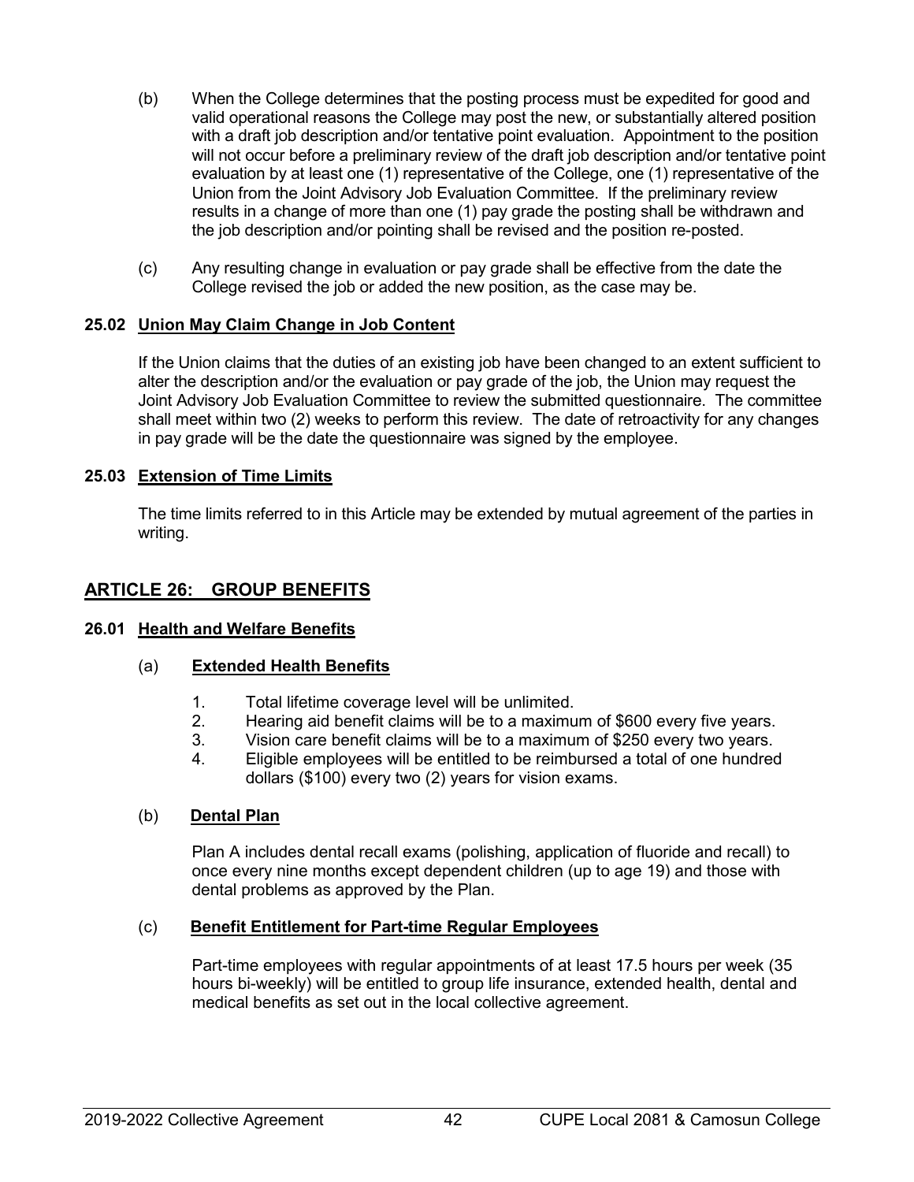(b) When the College determines that the posting process must be expedited for good and valid operational reasons the College may post the new, or substantially altered position with a draft job description and/or tentative point evaluation. Appointment to the position will not occur before a preliminary review of the draft job description and/or tentative point evaluation by at least one (1) representative of the College, one (1) representative of the Union from the Joint Advisory Job Evaluation Committee. If the preliminary review results in a change of more than one (1) pay grade the posting shall be withdrawn and the job description and/or pointing shall be revised and the position re-posted.

(c) Any resulting change in evaluation or pay grade shall be effective from the date the College revised the job or added the new position, as the case may be.

### 25.02 Union May Claim Change in Job Content

If the Union claims that the duties of an existing job have been changed to an extent sufficient to alter the description and/or the evaluation or pay grade of the job, the Union may request the Joint Advisory Job Evaluation Committee to review the submitted questionnaire. The committee shall meet within two (2) weeks to perform this review. The date of retroactivity for any changes in pay grade will be the date the questionnaire was signed by the employee.

### 25.03 Extension of Time Limits

The time limits referred to in this Article may be extended by mutual agreement of the parties in writing.

## ARTICLE 26: GROUP BENEFITS

### 26.01 Health and Welfare Benefits

#### (a) Extended Health Benefits

1. Total lifetime coverage level will be unlimited.
2. Hearing aid benefit claims will be to a maximum of $600 every five years.
3. Vision care benefit claims will be to a maximum of $250 every two years.
4. Eligible employees will be entitled to be reimbursed a total of one hundred dollars ($100) every two (2) years for vision exams.

#### (b) Dental Plan

Plan A includes dental recall exams (polishing, application of fluoride and recall) to once every nine months except dependent children (up to age 19) and those with dental problems as approved by the Plan.

#### (c) Benefit Entitlement for Part-time Regular Employees

Part-time employees with regular appointments of at least 17.5 hours per week (35 hours bi-weekly) will be entitled to group life insurance, extended health, dental and medical benefits as set out in the local collective agreement.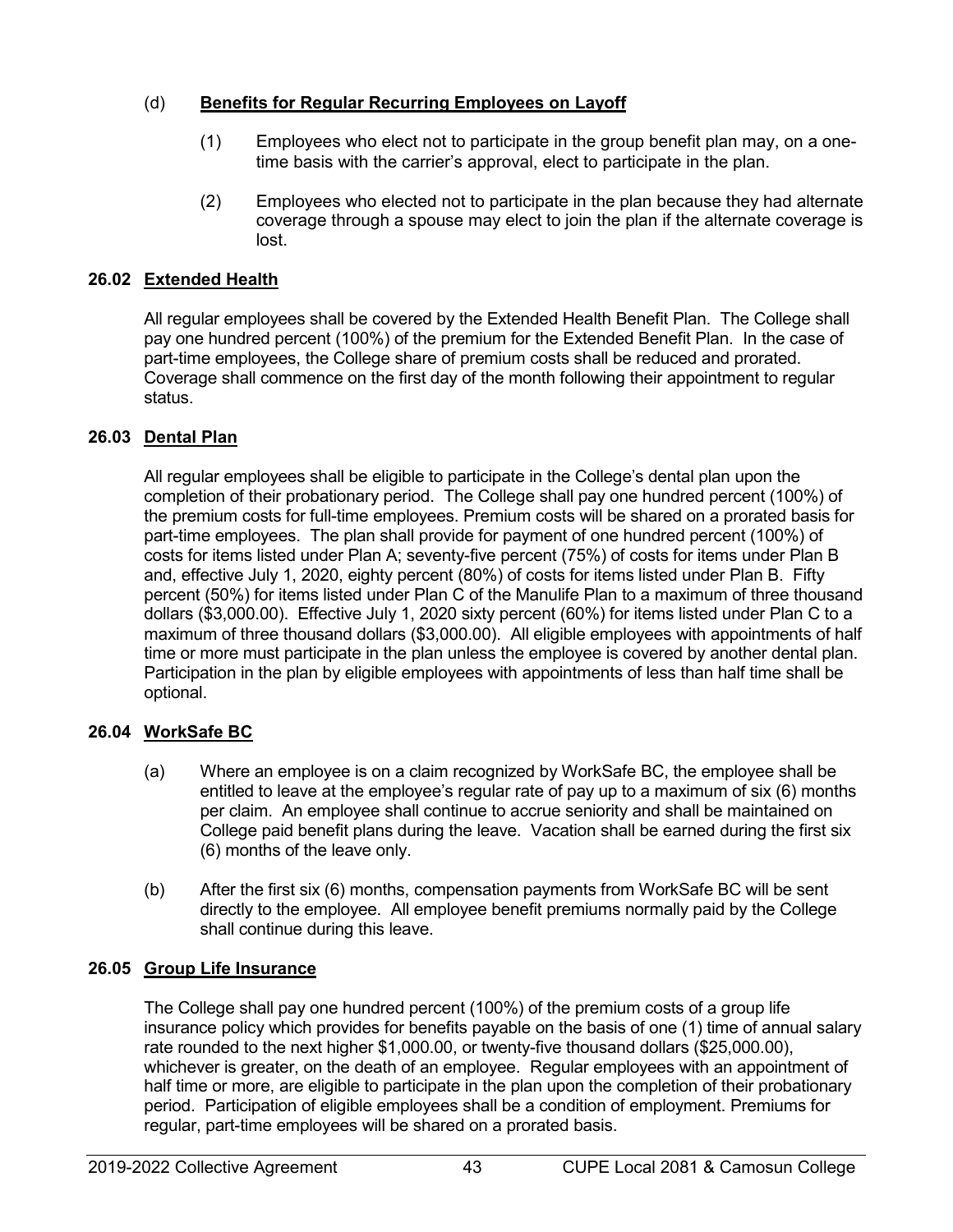(d) **Benefits for Regular Recurring Employees on Layoff**

(1) Employees who elect not to participate in the group benefit plan may, on a one-time basis with the carrier's approval, elect to participate in the plan.

(2) Employees who elected not to participate in the plan because they had alternate coverage through a spouse may elect to join the plan if the alternate coverage is lost.

### 26.02 Extended Health

All regular employees shall be covered by the Extended Health Benefit Plan. The College shall pay one hundred percent (100%) of the premium for the Extended Benefit Plan. In the case of part-time employees, the College share of premium costs shall be reduced and prorated. Coverage shall commence on the first day of the month following their appointment to regular status.

### 26.03 Dental Plan

All regular employees shall be eligible to participate in the College's dental plan upon the completion of their probationary period. The College shall pay one hundred percent (100%) of the premium costs for full-time employees. Premium costs will be shared on a prorated basis for part-time employees. The plan shall provide for payment of one hundred percent (100%) of costs for items listed under Plan A; seventy-five percent (75%) of costs for items under Plan B and, effective July 1, 2020, eighty percent (80%) of costs for items listed under Plan B. Fifty percent (50%) for items listed under Plan C of the Manulife Plan to a maximum of three thousand dollars ($3,000.00). Effective July 1, 2020 sixty percent (60%) for items listed under Plan C to a maximum of three thousand dollars ($3,000.00). All eligible employees with appointments of half time or more must participate in the plan unless the employee is covered by another dental plan. Participation in the plan by eligible employees with appointments of less than half time shall be optional.

### 26.04 WorkSafe BC

(a) Where an employee is on a claim recognized by WorkSafe BC, the employee shall be entitled to leave at the employee's regular rate of pay up to a maximum of six (6) months per claim. An employee shall continue to accrue seniority and shall be maintained on College paid benefit plans during the leave. Vacation shall be earned during the first six (6) months of the leave only.

(b) After the first six (6) months, compensation payments from WorkSafe BC will be sent directly to the employee. All employee benefit premiums normally paid by the College shall continue during this leave.

### 26.05 Group Life Insurance

The College shall pay one hundred percent (100%) of the premium costs of a group life insurance policy which provides for benefits payable on the basis of one (1) time of annual salary rate rounded to the next higher $1,000.00, or twenty-five thousand dollars ($25,000.00), whichever is greater, on the death of an employee. Regular employees with an appointment of half time or more, are eligible to participate in the plan upon the completion of their probationary period. Participation of eligible employees shall be a condition of employment. Premiums for regular, part-time employees will be shared on a prorated basis.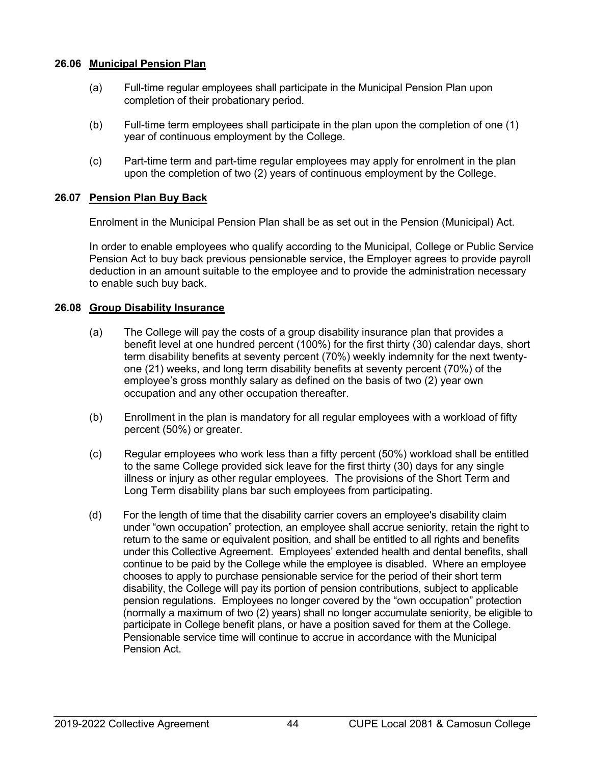### 26.06 Municipal Pension Plan

(a) Full-time regular employees shall participate in the Municipal Pension Plan upon completion of their probationary period.

(b) Full-time term employees shall participate in the plan upon the completion of one (1) year of continuous employment by the College.

(c) Part-time term and part-time regular employees may apply for enrolment in the plan upon the completion of two (2) years of continuous employment by the College.

### 26.07 Pension Plan Buy Back

Enrolment in the Municipal Pension Plan shall be as set out in the Pension (Municipal) Act.

In order to enable employees who qualify according to the Municipal, College or Public Service Pension Act to buy back previous pensionable service, the Employer agrees to provide payroll deduction in an amount suitable to the employee and to provide the administration necessary to enable such buy back.

### 26.08 Group Disability Insurance

(a) The College will pay the costs of a group disability insurance plan that provides a benefit level at one hundred percent (100%) for the first thirty (30) calendar days, short term disability benefits at seventy percent (70%) weekly indemnity for the next twenty-one (21) weeks, and long term disability benefits at seventy percent (70%) of the employee's gross monthly salary as defined on the basis of two (2) year own occupation and any other occupation thereafter.

(b) Enrollment in the plan is mandatory for all regular employees with a workload of fifty percent (50%) or greater.

(c) Regular employees who work less than a fifty percent (50%) workload shall be entitled to the same College provided sick leave for the first thirty (30) days for any single illness or injury as other regular employees. The provisions of the Short Term and Long Term disability plans bar such employees from participating.

(d) For the length of time that the disability carrier covers an employee's disability claim under "own occupation" protection, an employee shall accrue seniority, retain the right to return to the same or equivalent position, and shall be entitled to all rights and benefits under this Collective Agreement. Employees' extended health and dental benefits, shall continue to be paid by the College while the employee is disabled. Where an employee chooses to apply to purchase pensionable service for the period of their short term disability, the College will pay its portion of pension contributions, subject to applicable pension regulations. Employees no longer covered by the "own occupation" protection (normally a maximum of two (2) years) shall no longer accumulate seniority, be eligible to participate in College benefit plans, or have a position saved for them at the College. Pensionable service time will continue to accrue in accordance with the Municipal Pension Act.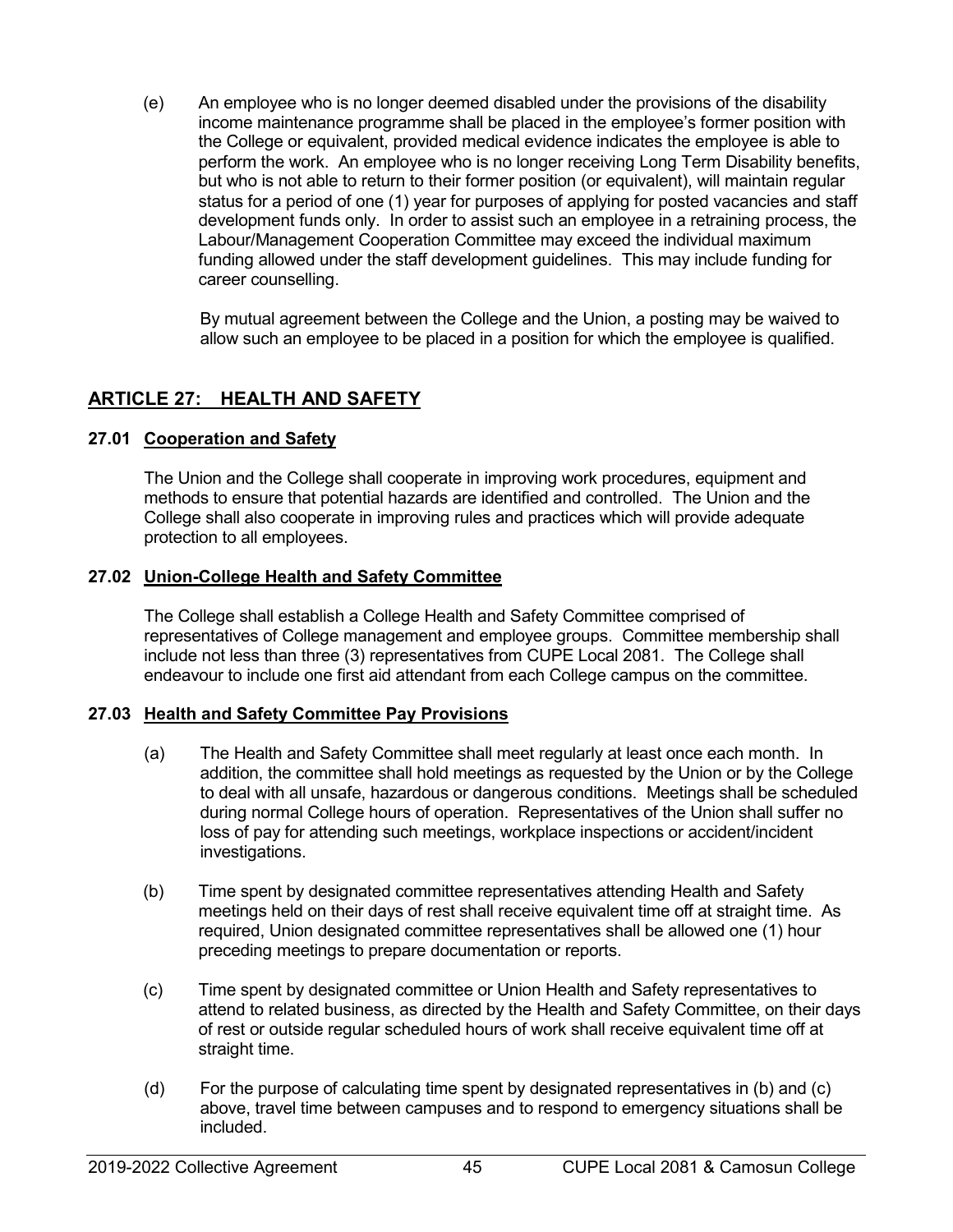(e) An employee who is no longer deemed disabled under the provisions of the disability income maintenance programme shall be placed in the employee's former position with the College or equivalent, provided medical evidence indicates the employee is able to perform the work. An employee who is no longer receiving Long Term Disability benefits, but who is not able to return to their former position (or equivalent), will maintain regular status for a period of one (1) year for purposes of applying for posted vacancies and staff development funds only. In order to assist such an employee in a retraining process, the Labour/Management Cooperation Committee may exceed the individual maximum funding allowed under the staff development guidelines. This may include funding for career counselling.

By mutual agreement between the College and the Union, a posting may be waived to allow such an employee to be placed in a position for which the employee is qualified.

## ARTICLE 27: HEALTH AND SAFETY

### 27.01 Cooperation and Safety

The Union and the College shall cooperate in improving work procedures, equipment and methods to ensure that potential hazards are identified and controlled. The Union and the College shall also cooperate in improving rules and practices which will provide adequate protection to all employees.

### 27.02 Union-College Health and Safety Committee

The College shall establish a College Health and Safety Committee comprised of representatives of College management and employee groups. Committee membership shall include not less than three (3) representatives from CUPE Local 2081. The College shall endeavour to include one first aid attendant from each College campus on the committee.

### 27.03 Health and Safety Committee Pay Provisions

(a) The Health and Safety Committee shall meet regularly at least once each month. In addition, the committee shall hold meetings as requested by the Union or by the College to deal with all unsafe, hazardous or dangerous conditions. Meetings shall be scheduled during normal College hours of operation. Representatives of the Union shall suffer no loss of pay for attending such meetings, workplace inspections or accident/incident investigations.

(b) Time spent by designated committee representatives attending Health and Safety meetings held on their days of rest shall receive equivalent time off at straight time. As required, Union designated committee representatives shall be allowed one (1) hour preceding meetings to prepare documentation or reports.

(c) Time spent by designated committee or Union Health and Safety representatives to attend to related business, as directed by the Health and Safety Committee, on their days of rest or outside regular scheduled hours of work shall receive equivalent time off at straight time.

(d) For the purpose of calculating time spent by designated representatives in (b) and (c) above, travel time between campuses and to respond to emergency situations shall be included.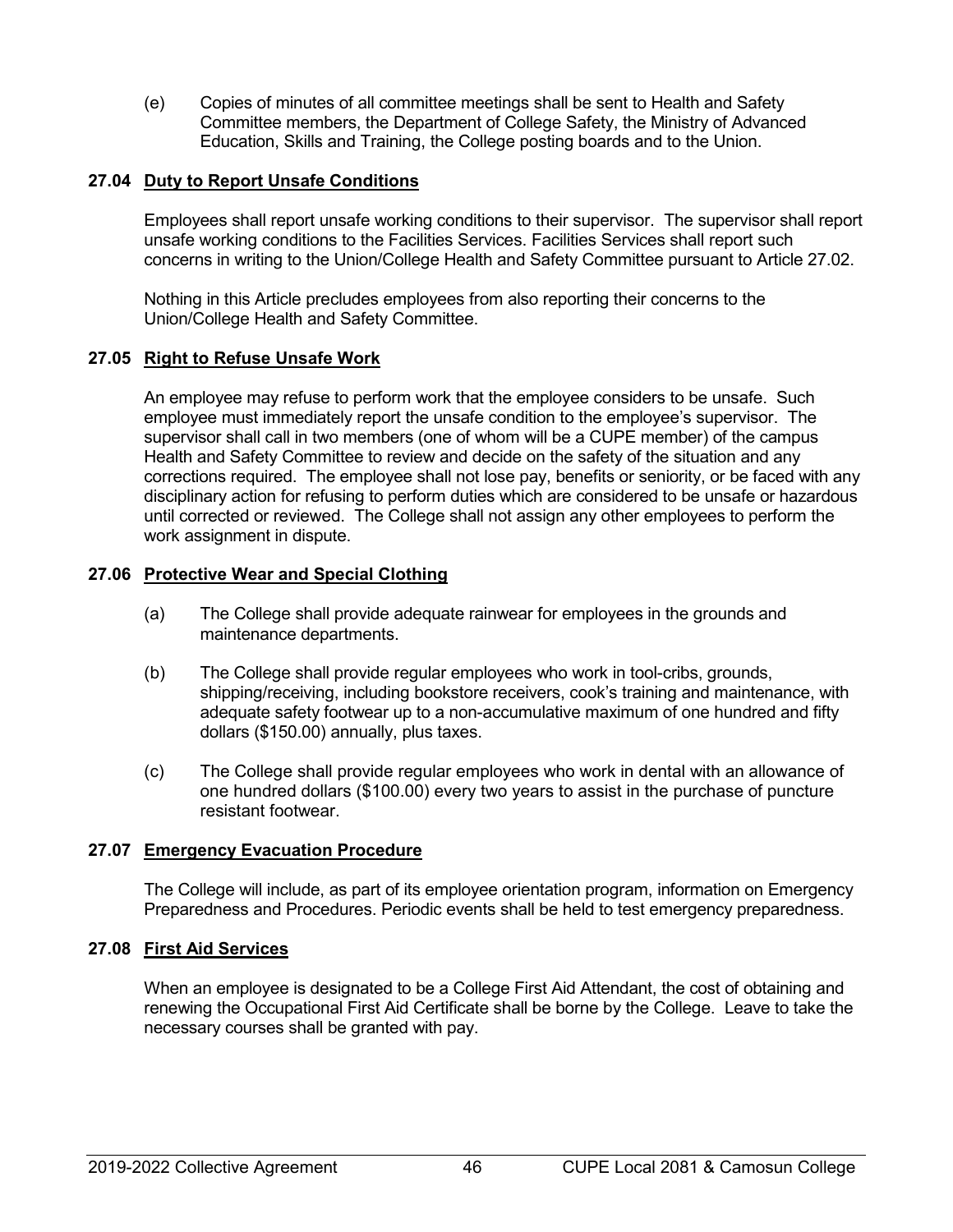(e) Copies of minutes of all committee meetings shall be sent to Health and Safety Committee members, the Department of College Safety, the Ministry of Advanced Education, Skills and Training, the College posting boards and to the Union.

### 27.04 Duty to Report Unsafe Conditions

Employees shall report unsafe working conditions to their supervisor. The supervisor shall report unsafe working conditions to the Facilities Services. Facilities Services shall report such concerns in writing to the Union/College Health and Safety Committee pursuant to Article 27.02.

Nothing in this Article precludes employees from also reporting their concerns to the Union/College Health and Safety Committee.

### 27.05 Right to Refuse Unsafe Work

An employee may refuse to perform work that the employee considers to be unsafe. Such employee must immediately report the unsafe condition to the employee's supervisor. The supervisor shall call in two members (one of whom will be a CUPE member) of the campus Health and Safety Committee to review and decide on the safety of the situation and any corrections required. The employee shall not lose pay, benefits or seniority, or be faced with any disciplinary action for refusing to perform duties which are considered to be unsafe or hazardous until corrected or reviewed. The College shall not assign any other employees to perform the work assignment in dispute.

### 27.06 Protective Wear and Special Clothing

(a) The College shall provide adequate rainwear for employees in the grounds and maintenance departments.

(b) The College shall provide regular employees who work in tool-cribs, grounds, shipping/receiving, including bookstore receivers, cook's training and maintenance, with adequate safety footwear up to a non-accumulative maximum of one hundred and fifty dollars ($150.00) annually, plus taxes.

(c) The College shall provide regular employees who work in dental with an allowance of one hundred dollars ($100.00) every two years to assist in the purchase of puncture resistant footwear.

### 27.07 Emergency Evacuation Procedure

The College will include, as part of its employee orientation program, information on Emergency Preparedness and Procedures. Periodic events shall be held to test emergency preparedness.

### 27.08 First Aid Services

When an employee is designated to be a College First Aid Attendant, the cost of obtaining and renewing the Occupational First Aid Certificate shall be borne by the College. Leave to take the necessary courses shall be granted with pay.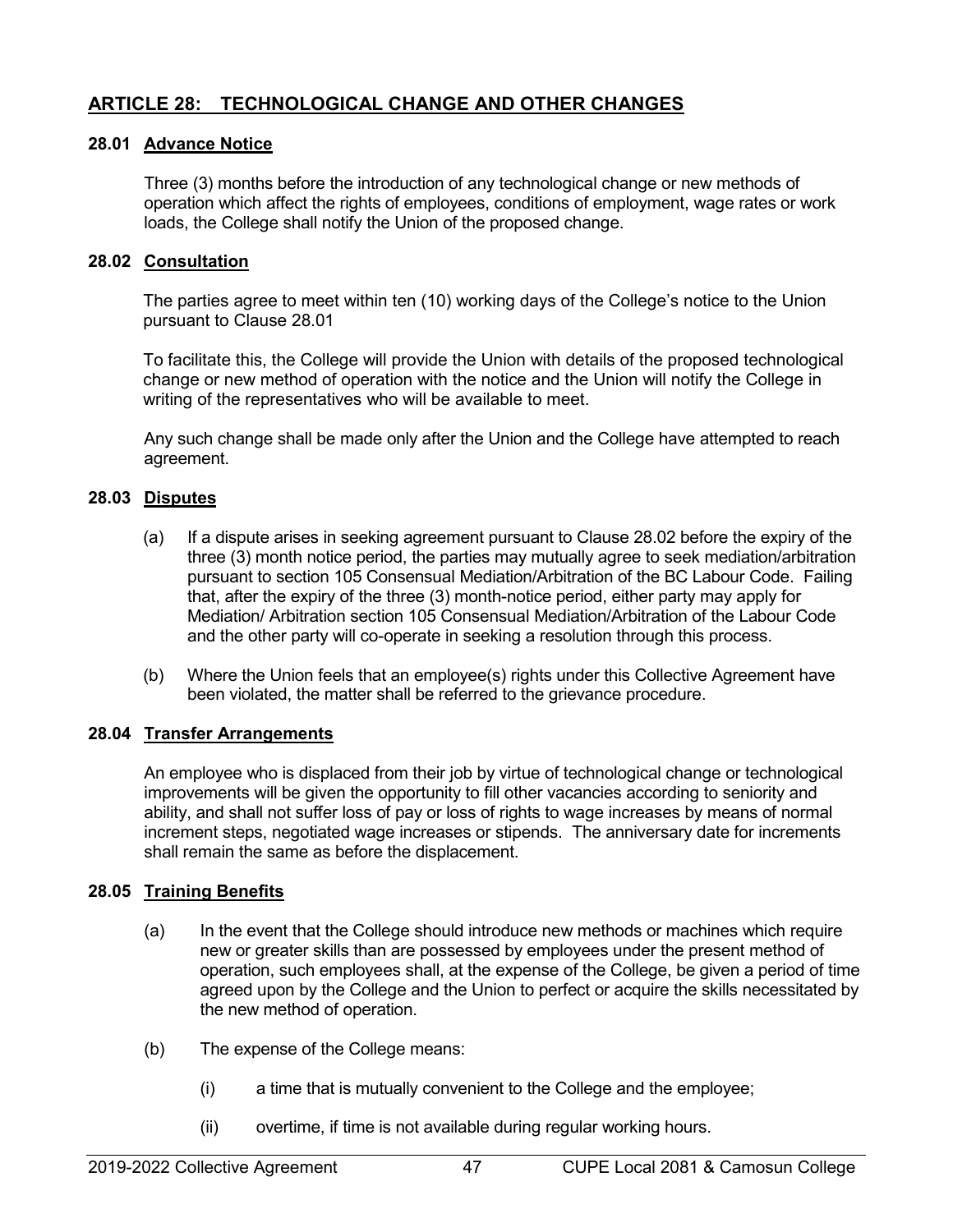## ARTICLE 28: TECHNOLOGICAL CHANGE AND OTHER CHANGES

### 28.01 Advance Notice

Three (3) months before the introduction of any technological change or new methods of operation which affect the rights of employees, conditions of employment, wage rates or work loads, the College shall notify the Union of the proposed change.

### 28.02 Consultation

The parties agree to meet within ten (10) working days of the College's notice to the Union pursuant to Clause 28.01

To facilitate this, the College will provide the Union with details of the proposed technological change or new method of operation with the notice and the Union will notify the College in writing of the representatives who will be available to meet.

Any such change shall be made only after the Union and the College have attempted to reach agreement.

### 28.03 Disputes

(a) If a dispute arises in seeking agreement pursuant to Clause 28.02 before the expiry of the three (3) month notice period, the parties may mutually agree to seek mediation/arbitration pursuant to section 105 Consensual Mediation/Arbitration of the BC Labour Code. Failing that, after the expiry of the three (3) month-notice period, either party may apply for Mediation/ Arbitration section 105 Consensual Mediation/Arbitration of the Labour Code and the other party will co-operate in seeking a resolution through this process.

(b) Where the Union feels that an employee(s) rights under this Collective Agreement have been violated, the matter shall be referred to the grievance procedure.

### 28.04 Transfer Arrangements

An employee who is displaced from their job by virtue of technological change or technological improvements will be given the opportunity to fill other vacancies according to seniority and ability, and shall not suffer loss of pay or loss of rights to wage increases by means of normal increment steps, negotiated wage increases or stipends. The anniversary date for increments shall remain the same as before the displacement.

### 28.05 Training Benefits

(a) In the event that the College should introduce new methods or machines which require new or greater skills than are possessed by employees under the present method of operation, such employees shall, at the expense of the College, be given a period of time agreed upon by the College and the Union to perfect or acquire the skills necessitated by the new method of operation.

(b) The expense of the College means:

(i) a time that is mutually convenient to the College and the employee;

(ii) overtime, if time is not available during regular working hours.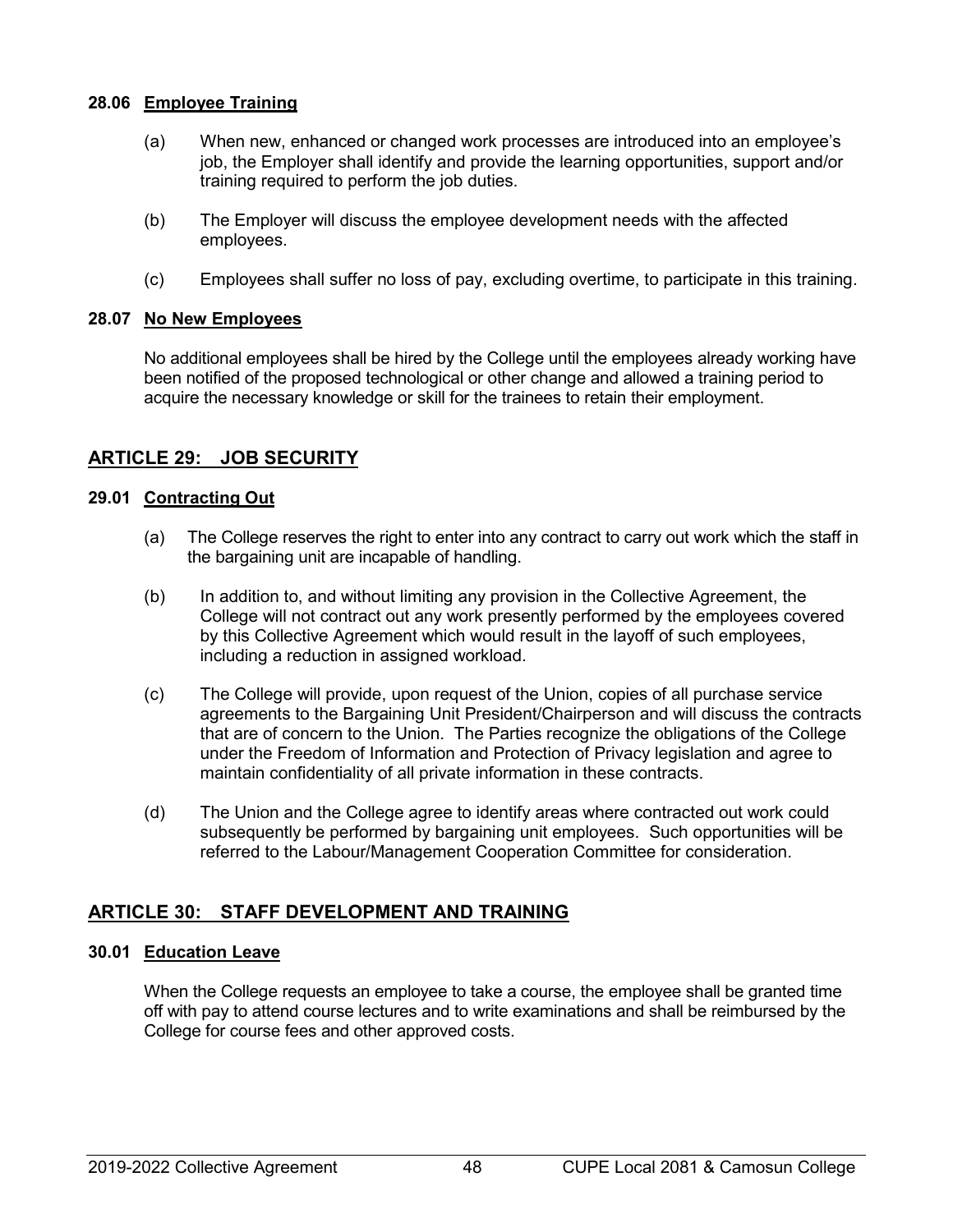#### 28.06 Employee Training

(a) When new, enhanced or changed work processes are introduced into an employee's job, the Employer shall identify and provide the learning opportunities, support and/or training required to perform the job duties.

(b) The Employer will discuss the employee development needs with the affected employees.

(c) Employees shall suffer no loss of pay, excluding overtime, to participate in this training.

#### 28.07 No New Employees

No additional employees shall be hired by the College until the employees already working have been notified of the proposed technological or other change and allowed a training period to acquire the necessary knowledge or skill for the trainees to retain their employment.

## ARTICLE 29: JOB SECURITY

#### 29.01 Contracting Out

(a) The College reserves the right to enter into any contract to carry out work which the staff in the bargaining unit are incapable of handling.

(b) In addition to, and without limiting any provision in the Collective Agreement, the College will not contract out any work presently performed by the employees covered by this Collective Agreement which would result in the layoff of such employees, including a reduction in assigned workload.

(c) The College will provide, upon request of the Union, copies of all purchase service agreements to the Bargaining Unit President/Chairperson and will discuss the contracts that are of concern to the Union. The Parties recognize the obligations of the College under the Freedom of Information and Protection of Privacy legislation and agree to maintain confidentiality of all private information in these contracts.

(d) The Union and the College agree to identify areas where contracted out work could subsequently be performed by bargaining unit employees. Such opportunities will be referred to the Labour/Management Cooperation Committee for consideration.

## ARTICLE 30: STAFF DEVELOPMENT AND TRAINING

#### 30.01 Education Leave

When the College requests an employee to take a course, the employee shall be granted time off with pay to attend course lectures and to write examinations and shall be reimbursed by the College for course fees and other approved costs.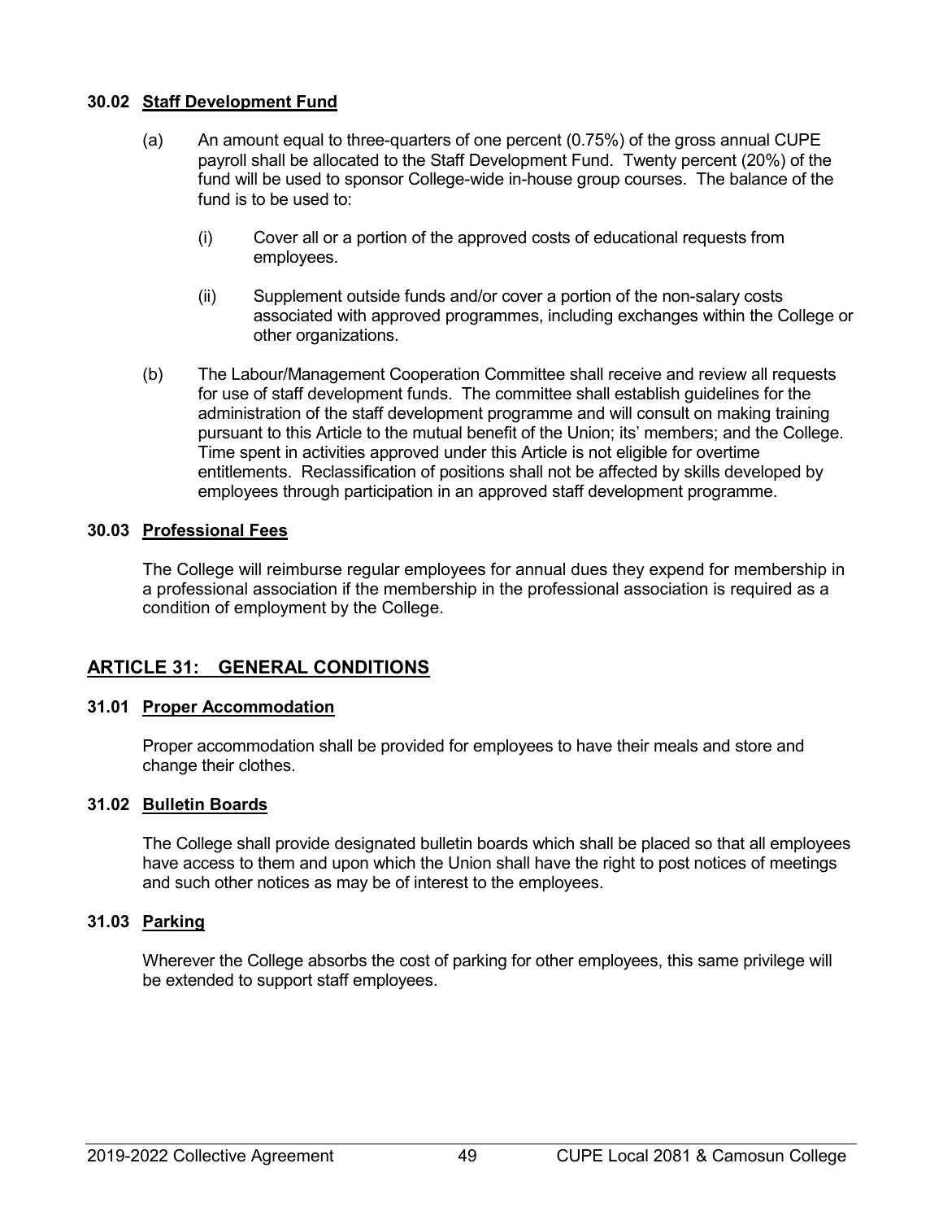### 30.02 Staff Development Fund

(a) An amount equal to three-quarters of one percent (0.75%) of the gross annual CUPE payroll shall be allocated to the Staff Development Fund. Twenty percent (20%) of the fund will be used to sponsor College-wide in-house group courses. The balance of the fund is to be used to:

- (i) Cover all or a portion of the approved costs of educational requests from employees.
- (ii) Supplement outside funds and/or cover a portion of the non-salary costs associated with approved programmes, including exchanges within the College or other organizations.

(b) The Labour/Management Cooperation Committee shall receive and review all requests for use of staff development funds. The committee shall establish guidelines for the administration of the staff development programme and will consult on making training pursuant to this Article to the mutual benefit of the Union; its' members; and the College. Time spent in activities approved under this Article is not eligible for overtime entitlements. Reclassification of positions shall not be affected by skills developed by employees through participation in an approved staff development programme.

### 30.03 Professional Fees

The College will reimburse regular employees for annual dues they expend for membership in a professional association if the membership in the professional association is required as a condition of employment by the College.

## ARTICLE 31: GENERAL CONDITIONS

### 31.01 Proper Accommodation

Proper accommodation shall be provided for employees to have their meals and store and change their clothes.

### 31.02 Bulletin Boards

The College shall provide designated bulletin boards which shall be placed so that all employees have access to them and upon which the Union shall have the right to post notices of meetings and such other notices as may be of interest to the employees.

### 31.03 Parking

Wherever the College absorbs the cost of parking for other employees, this same privilege will be extended to support staff employees.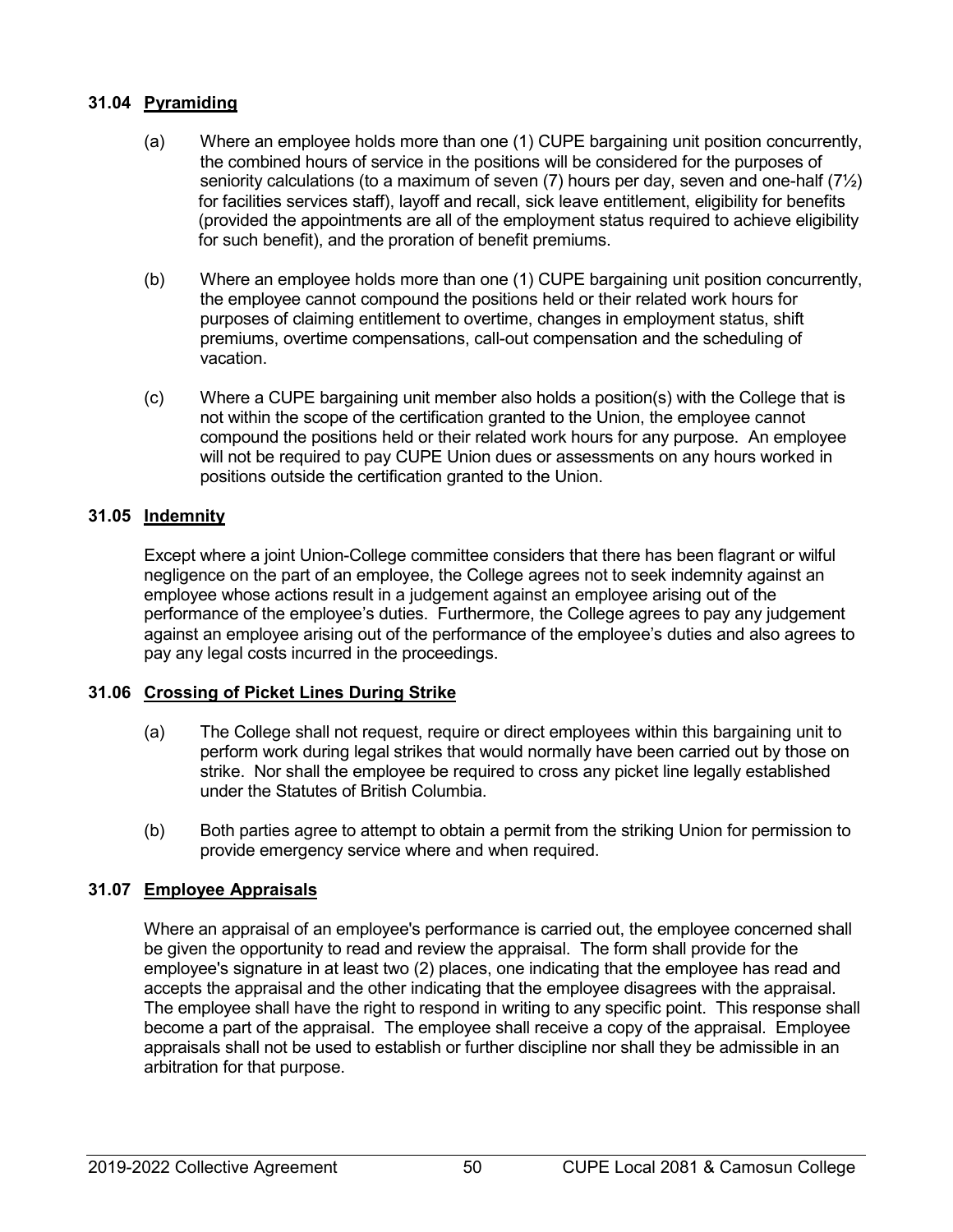### 31.04 Pyramiding

(a) Where an employee holds more than one (1) CUPE bargaining unit position concurrently, the combined hours of service in the positions will be considered for the purposes of seniority calculations (to a maximum of seven (7) hours per day, seven and one-half (7½) for facilities services staff), layoff and recall, sick leave entitlement, eligibility for benefits (provided the appointments are all of the employment status required to achieve eligibility for such benefit), and the proration of benefit premiums.

(b) Where an employee holds more than one (1) CUPE bargaining unit position concurrently, the employee cannot compound the positions held or their related work hours for purposes of claiming entitlement to overtime, changes in employment status, shift premiums, overtime compensations, call-out compensation and the scheduling of vacation.

(c) Where a CUPE bargaining unit member also holds a position(s) with the College that is not within the scope of the certification granted to the Union, the employee cannot compound the positions held or their related work hours for any purpose. An employee will not be required to pay CUPE Union dues or assessments on any hours worked in positions outside the certification granted to the Union.

### 31.05 Indemnity

Except where a joint Union-College committee considers that there has been flagrant or wilful negligence on the part of an employee, the College agrees not to seek indemnity against an employee whose actions result in a judgement against an employee arising out of the performance of the employee's duties. Furthermore, the College agrees to pay any judgement against an employee arising out of the performance of the employee's duties and also agrees to pay any legal costs incurred in the proceedings.

### 31.06 Crossing of Picket Lines During Strike

(a) The College shall not request, require or direct employees within this bargaining unit to perform work during legal strikes that would normally have been carried out by those on strike. Nor shall the employee be required to cross any picket line legally established under the Statutes of British Columbia.

(b) Both parties agree to attempt to obtain a permit from the striking Union for permission to provide emergency service where and when required.

### 31.07 Employee Appraisals

Where an appraisal of an employee's performance is carried out, the employee concerned shall be given the opportunity to read and review the appraisal. The form shall provide for the employee's signature in at least two (2) places, one indicating that the employee has read and accepts the appraisal and the other indicating that the employee disagrees with the appraisal. The employee shall have the right to respond in writing to any specific point. This response shall become a part of the appraisal. The employee shall receive a copy of the appraisal. Employee appraisals shall not be used to establish or further discipline nor shall they be admissible in an arbitration for that purpose.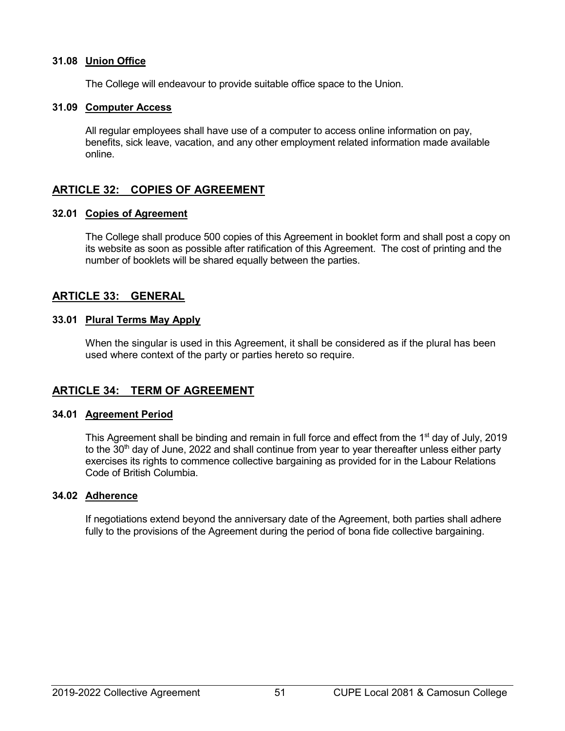### 31.08 Union Office

The College will endeavour to provide suitable office space to the Union.

### 31.09 Computer Access

All regular employees shall have use of a computer to access online information on pay, benefits, sick leave, vacation, and any other employment related information made available online.

## ARTICLE 32: COPIES OF AGREEMENT

### 32.01 Copies of Agreement

The College shall produce 500 copies of this Agreement in booklet form and shall post a copy on its website as soon as possible after ratification of this Agreement. The cost of printing and the number of booklets will be shared equally between the parties.

## ARTICLE 33: GENERAL

### 33.01 Plural Terms May Apply

When the singular is used in this Agreement, it shall be considered as if the plural has been used where context of the party or parties hereto so require.

## ARTICLE 34: TERM OF AGREEMENT

### 34.01 Agreement Period

This Agreement shall be binding and remain in full force and effect from the 1st day of July, 2019 to the 30th day of June, 2022 and shall continue from year to year thereafter unless either party exercises its rights to commence collective bargaining as provided for in the Labour Relations Code of British Columbia.

### 34.02 Adherence

If negotiations extend beyond the anniversary date of the Agreement, both parties shall adhere fully to the provisions of the Agreement during the period of bona fide collective bargaining.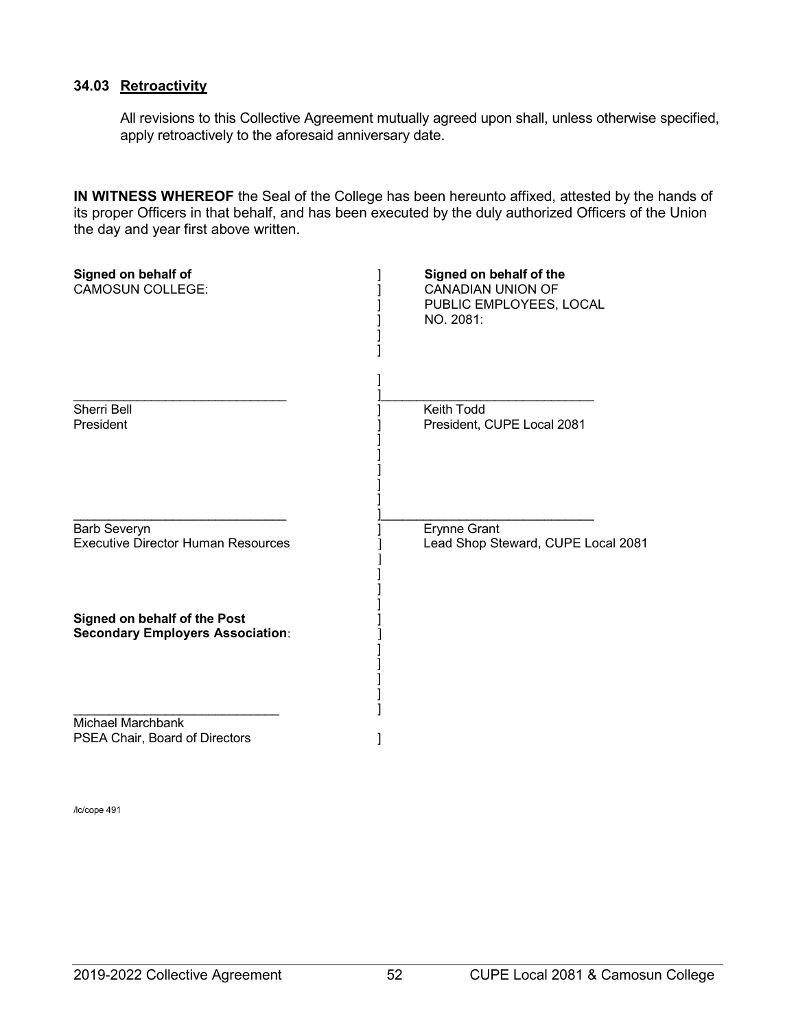### 34.03 <u>Retroactivity</u>

All revisions to this Collective Agreement mutually agreed upon shall, unless otherwise specified, apply retroactively to the aforesaid anniversary date.

**IN WITNESS WHEREOF** the Seal of the College has been hereunto affixed, attested by the hands of its proper Officers in that behalf, and has been executed by the duly authorized Officers of the Union the day and year first above written.

| Signed on behalf of CAMOSUN COLLEGE: | Signed on behalf of the CANADIAN UNION OF PUBLIC EMPLOYEES, LOCAL NO. 2081: |
|---|---|
| ______________________________ | ______________________________ |
| Sherri Bell<br>President | Keith Todd<br>President, CUPE Local 2081 |
| ______________________________ | ______________________________ |
| Barb Severyn<br>Executive Director Human Resources | Erynne Grant<br>Lead Shop Steward, CUPE Local 2081 |
| **Signed on behalf of the Post Secondary Employers Association**: | |
| ______________________________ | |
| Michael Marchbank<br>PSEA Chair, Board of Directors | |

/lc/cope 491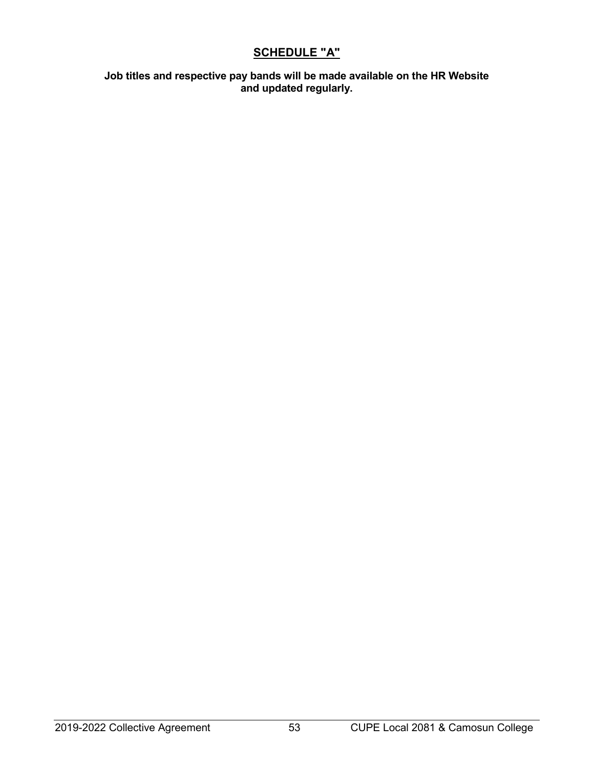# SCHEDULE "A"

**Job titles and respective pay bands will be made available on the HR Website and updated regularly.**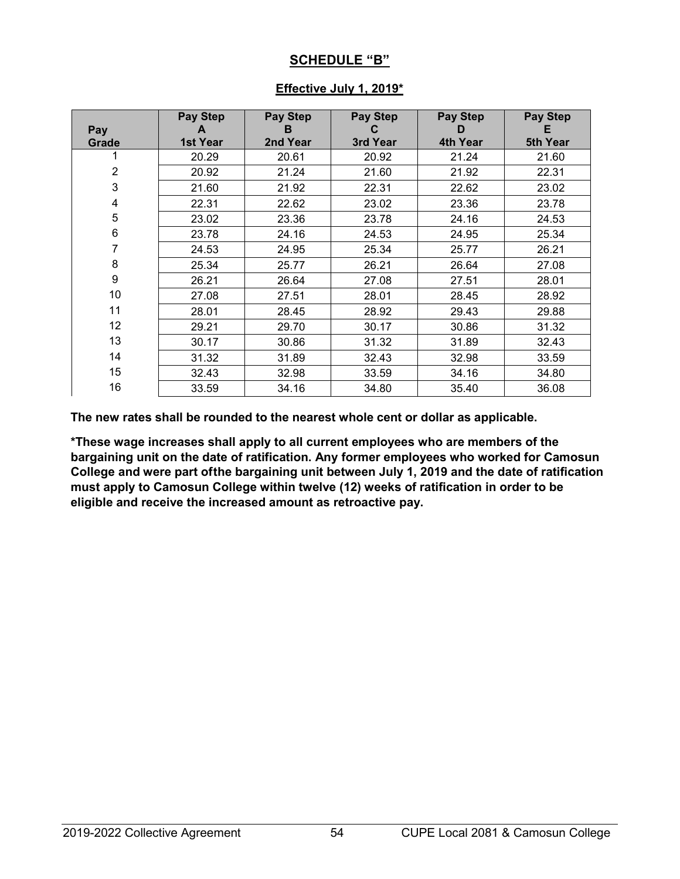## SCHEDULE "B"

**Effective July 1, 2019***

| Pay Grade | Pay Step A 1st Year | Pay Step B 2nd Year | Pay Step C 3rd Year | Pay Step D 4th Year | Pay Step E 5th Year |
|---|---|---|---|---|---|
| 1 | 20.29 | 20.61 | 20.92 | 21.24 | 21.60 |
| 2 | 20.92 | 21.24 | 21.60 | 21.92 | 22.31 |
| 3 | 21.60 | 21.92 | 22.31 | 22.62 | 23.02 |
| 4 | 22.31 | 22.62 | 23.02 | 23.36 | 23.78 |
| 5 | 23.02 | 23.36 | 23.78 | 24.16 | 24.53 |
| 6 | 23.78 | 24.16 | 24.53 | 24.95 | 25.34 |
| 7 | 24.53 | 24.95 | 25.34 | 25.77 | 26.21 |
| 8 | 25.34 | 25.77 | 26.21 | 26.64 | 27.08 |
| 9 | 26.21 | 26.64 | 27.08 | 27.51 | 28.01 |
| 10 | 27.08 | 27.51 | 28.01 | 28.45 | 28.92 |
| 11 | 28.01 | 28.45 | 28.92 | 29.43 | 29.88 |
| 12 | 29.21 | 29.70 | 30.17 | 30.86 | 31.32 |
| 13 | 30.17 | 30.86 | 31.32 | 31.89 | 32.43 |
| 14 | 31.32 | 31.89 | 32.43 | 32.98 | 33.59 |
| 15 | 32.43 | 32.98 | 33.59 | 34.16 | 34.80 |
| 16 | 33.59 | 34.16 | 34.80 | 35.40 | 36.08 |

**The new rates shall be rounded to the nearest whole cent or dollar as applicable.**

**\*These wage increases shall apply to all current employees who are members of the bargaining unit on the date of ratification. Any former employees who worked for Camosun College and were part ofthe bargaining unit between July 1, 2019 and the date of ratification must apply to Camosun College within twelve (12) weeks of ratification in order to be eligible and receive the increased amount as retroactive pay.**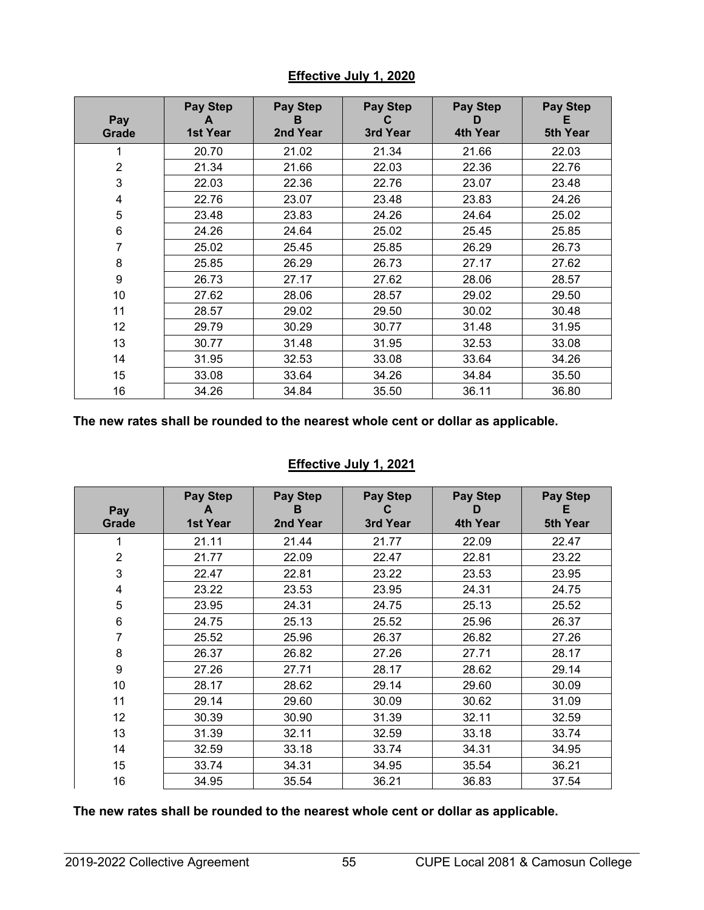**Effective July 1, 2020**

| Pay Grade | Pay Step A 1st Year | Pay Step B 2nd Year | Pay Step C 3rd Year | Pay Step D 4th Year | Pay Step E 5th Year |
|---|---|---|---|---|---|
| 1 | 20.70 | 21.02 | 21.34 | 21.66 | 22.03 |
| 2 | 21.34 | 21.66 | 22.03 | 22.36 | 22.76 |
| 3 | 22.03 | 22.36 | 22.76 | 23.07 | 23.48 |
| 4 | 22.76 | 23.07 | 23.48 | 23.83 | 24.26 |
| 5 | 23.48 | 23.83 | 24.26 | 24.64 | 25.02 |
| 6 | 24.26 | 24.64 | 25.02 | 25.45 | 25.85 |
| 7 | 25.02 | 25.45 | 25.85 | 26.29 | 26.73 |
| 8 | 25.85 | 26.29 | 26.73 | 27.17 | 27.62 |
| 9 | 26.73 | 27.17 | 27.62 | 28.06 | 28.57 |
| 10 | 27.62 | 28.06 | 28.57 | 29.02 | 29.50 |
| 11 | 28.57 | 29.02 | 29.50 | 30.02 | 30.48 |
| 12 | 29.79 | 30.29 | 30.77 | 31.48 | 31.95 |
| 13 | 30.77 | 31.48 | 31.95 | 32.53 | 33.08 |
| 14 | 31.95 | 32.53 | 33.08 | 33.64 | 34.26 |
| 15 | 33.08 | 33.64 | 34.26 | 34.84 | 35.50 |
| 16 | 34.26 | 34.84 | 35.50 | 36.11 | 36.80 |

**The new rates shall be rounded to the nearest whole cent or dollar as applicable.**

**Effective July 1, 2021**

| Pay Grade | Pay Step A 1st Year | Pay Step B 2nd Year | Pay Step C 3rd Year | Pay Step D 4th Year | Pay Step E 5th Year |
|---|---|---|---|---|---|
| 1 | 21.11 | 21.44 | 21.77 | 22.09 | 22.47 |
| 2 | 21.77 | 22.09 | 22.47 | 22.81 | 23.22 |
| 3 | 22.47 | 22.81 | 23.22 | 23.53 | 23.95 |
| 4 | 23.22 | 23.53 | 23.95 | 24.31 | 24.75 |
| 5 | 23.95 | 24.31 | 24.75 | 25.13 | 25.52 |
| 6 | 24.75 | 25.13 | 25.52 | 25.96 | 26.37 |
| 7 | 25.52 | 25.96 | 26.37 | 26.82 | 27.26 |
| 8 | 26.37 | 26.82 | 27.26 | 27.71 | 28.17 |
| 9 | 27.26 | 27.71 | 28.17 | 28.62 | 29.14 |
| 10 | 28.17 | 28.62 | 29.14 | 29.60 | 30.09 |
| 11 | 29.14 | 29.60 | 30.09 | 30.62 | 31.09 |
| 12 | 30.39 | 30.90 | 31.39 | 32.11 | 32.59 |
| 13 | 31.39 | 32.11 | 32.59 | 33.18 | 33.74 |
| 14 | 32.59 | 33.18 | 33.74 | 34.31 | 34.95 |
| 15 | 33.74 | 34.31 | 34.95 | 35.54 | 36.21 |
| 16 | 34.95 | 35.54 | 36.21 | 36.83 | 37.54 |

**The new rates shall be rounded to the nearest whole cent or dollar as applicable.**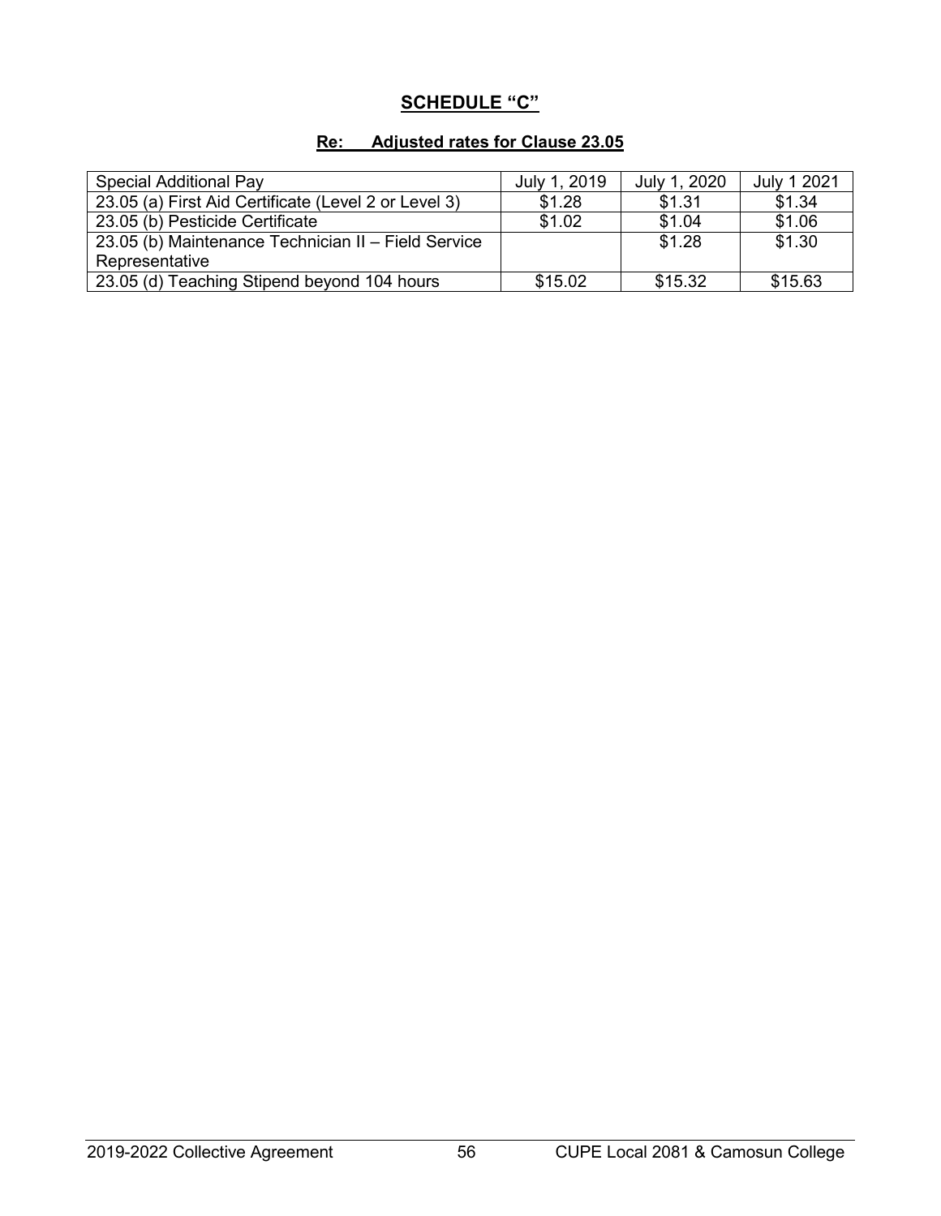## SCHEDULE "C"

### Re: Adjusted rates for Clause 23.05

| Special Additional Pay | July 1, 2019 | July 1, 2020 | July 1 2021 |
|---|---|---|---|
| 23.05 (a) First Aid Certificate (Level 2 or Level 3) | $1.28 | $1.31 | $1.34 |
| 23.05 (b) Pesticide Certificate | $1.02 | $1.04 | $1.06 |
| 23.05 (b) Maintenance Technician II – Field Service Representative | | $1.28 | $1.30 |
| 23.05 (d) Teaching Stipend beyond 104 hours | $15.02 | $15.32 | $15.63 |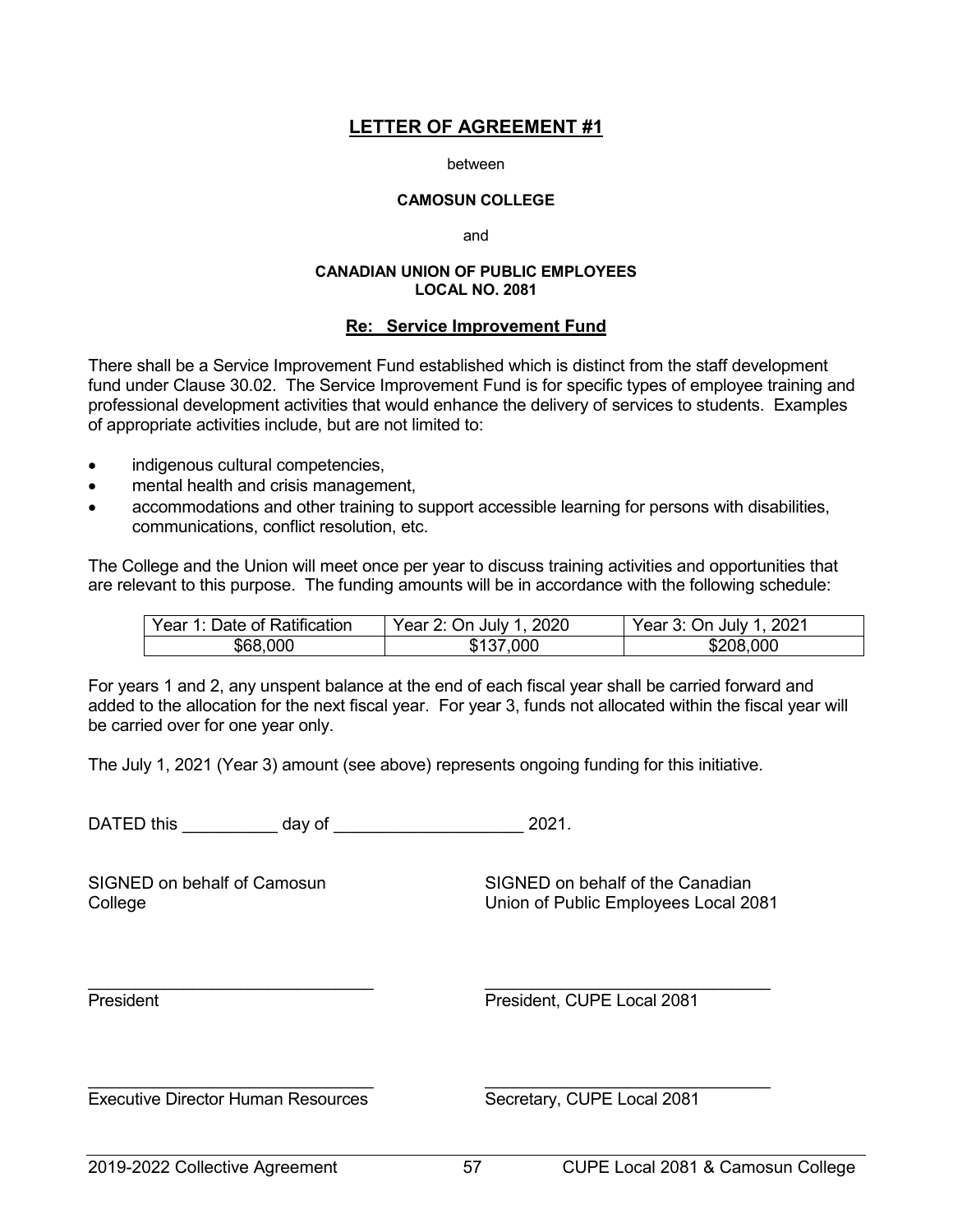## LETTER OF AGREEMENT #1

between

**CAMOSUN COLLEGE**

and

**CANADIAN UNION OF PUBLIC EMPLOYEES**
**LOCAL NO. 2081**

### Re: Service Improvement Fund

There shall be a Service Improvement Fund established which is distinct from the staff development fund under Clause 30.02. The Service Improvement Fund is for specific types of employee training and professional development activities that would enhance the delivery of services to students. Examples of appropriate activities include, but are not limited to:

- indigenous cultural competencies,
- mental health and crisis management,
- accommodations and other training to support accessible learning for persons with disabilities, communications, conflict resolution, etc.

The College and the Union will meet once per year to discuss training activities and opportunities that are relevant to this purpose. The funding amounts will be in accordance with the following schedule:

| Year 1: Date of Ratification | Year 2: On July 1, 2020 | Year 3: On July 1, 2021 |
|---|---|---|
| $68,000 | $137,000 | $208,000 |

For years 1 and 2, any unspent balance at the end of each fiscal year shall be carried forward and added to the allocation for the next fiscal year. For year 3, funds not allocated within the fiscal year will be carried over for one year only.

The July 1, 2021 (Year 3) amount (see above) represents ongoing funding for this initiative.

DATED this __________ day of ____________________ 2021.

SIGNED on behalf of Camosun College

______________________________
President

______________________________
Executive Director Human Resources

SIGNED on behalf of the Canadian Union of Public Employees Local 2081

______________________________
President, CUPE Local 2081

______________________________
Secretary, CUPE Local 2081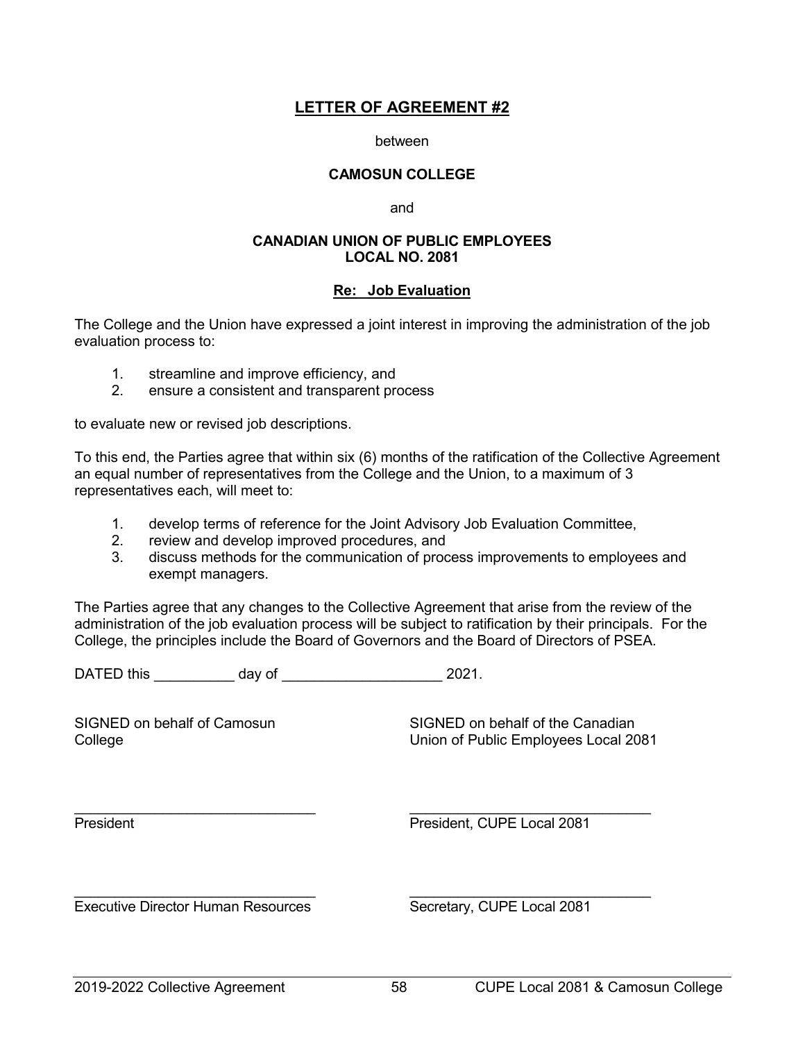# LETTER OF AGREEMENT #2

between

**CAMOSUN COLLEGE**

and

**CANADIAN UNION OF PUBLIC EMPLOYEES**
**LOCAL NO. 2081**

## Re: Job Evaluation

The College and the Union have expressed a joint interest in improving the administration of the job evaluation process to:

1. streamline and improve efficiency, and
2. ensure a consistent and transparent process

to evaluate new or revised job descriptions.

To this end, the Parties agree that within six (6) months of the ratification of the Collective Agreement an equal number of representatives from the College and the Union, to a maximum of 3 representatives each, will meet to:

1. develop terms of reference for the Joint Advisory Job Evaluation Committee,
2. review and develop improved procedures, and
3. discuss methods for the communication of process improvements to employees and exempt managers.

The Parties agree that any changes to the Collective Agreement that arise from the review of the administration of the job evaluation process will be subject to ratification by their principals. For the College, the principles include the Board of Governors and the Board of Directors of PSEA.

DATED this __________ day of ___________________ 2021.

| SIGNED on behalf of Camosun College | SIGNED on behalf of the Canadian Union of Public Employees Local 2081 |
|---|---|
| _______________________________ | _______________________________ |
| President | President, CUPE Local 2081 |
| _______________________________ | _______________________________ |
| Executive Director Human Resources | Secretary, CUPE Local 2081 |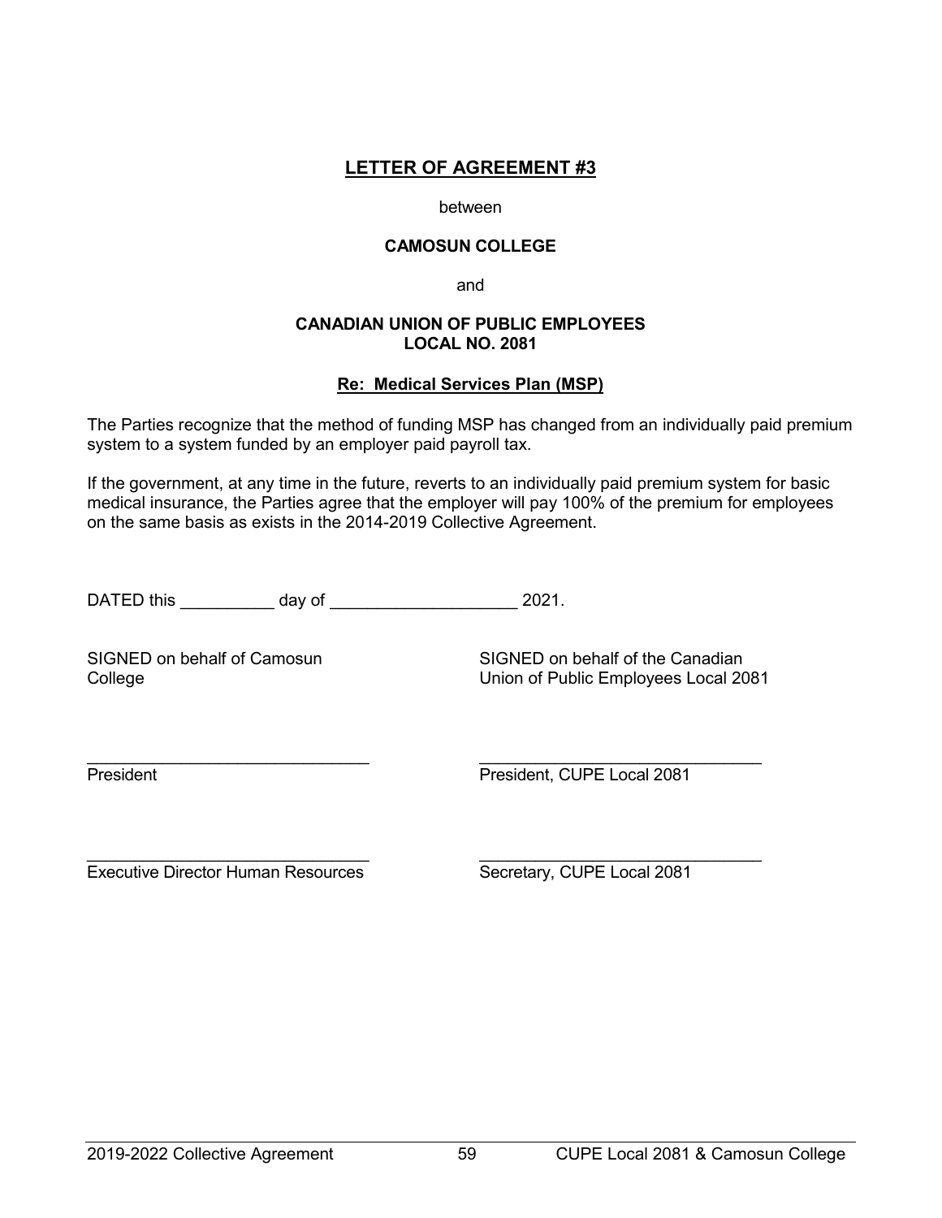## LETTER OF AGREEMENT #3

between

**CAMOSUN COLLEGE**

and

**CANADIAN UNION OF PUBLIC EMPLOYEES LOCAL NO. 2081**

**Re: Medical Services Plan (MSP)**

The Parties recognize that the method of funding MSP has changed from an individually paid premium system to a system funded by an employer paid payroll tax.

If the government, at any time in the future, reverts to an individually paid premium system for basic medical insurance, the Parties agree that the employer will pay 100% of the premium for employees on the same basis as exists in the 2014-2019 Collective Agreement.

DATED this __________ day of ____________________ 2021.

| SIGNED on behalf of Camosun College | SIGNED on behalf of the Canadian Union of Public Employees Local 2081 |
|---|---|
| ______________________________ | ______________________________ |
| President | President, CUPE Local 2081 |
| ______________________________ | ______________________________ |
| Executive Director Human Resources | Secretary, CUPE Local 2081 |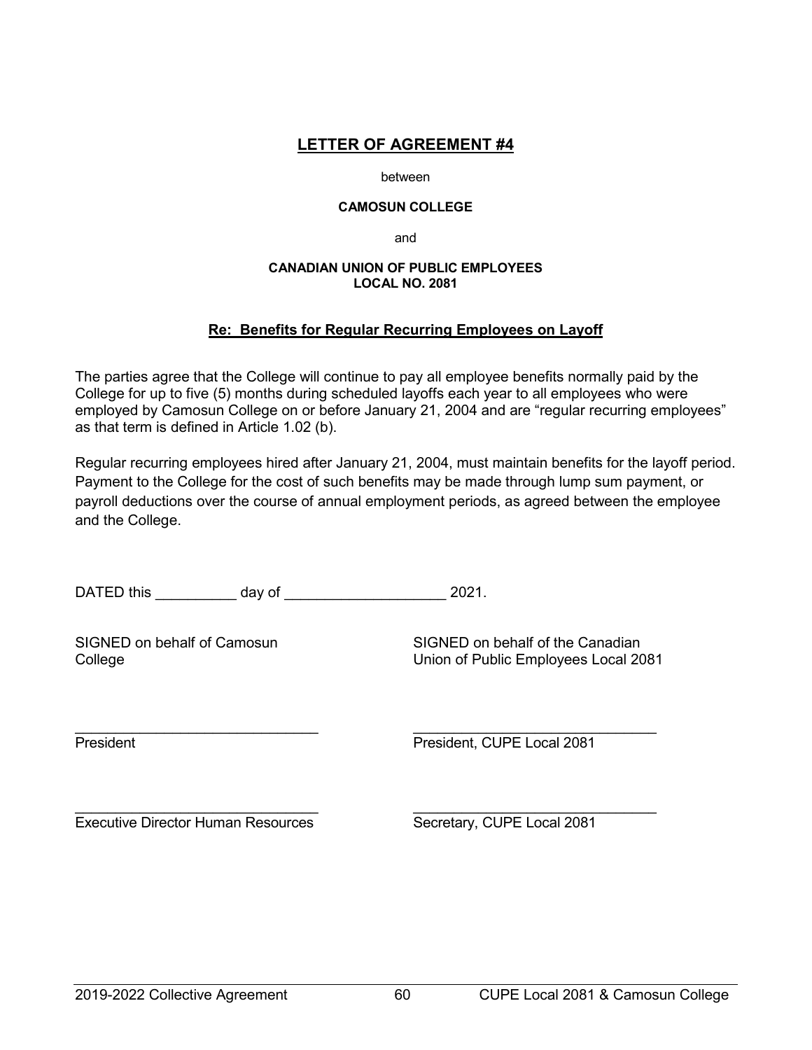# LETTER OF AGREEMENT #4

between

**CAMOSUN COLLEGE**

and

**CANADIAN UNION OF PUBLIC EMPLOYEES**
**LOCAL NO. 2081**

## Re: Benefits for Regular Recurring Employees on Layoff

The parties agree that the College will continue to pay all employee benefits normally paid by the College for up to five (5) months during scheduled layoffs each year to all employees who were employed by Camosun College on or before January 21, 2004 and are "regular recurring employees" as that term is defined in Article 1.02 (b).

Regular recurring employees hired after January 21, 2004, must maintain benefits for the layoff period. Payment to the College for the cost of such benefits may be made through lump sum payment, or payroll deductions over the course of annual employment periods, as agreed between the employee and the College.

DATED this __________ day of ____________________ 2021.

| SIGNED on behalf of Camosun College | SIGNED on behalf of the Canadian Union of Public Employees Local 2081 |
|---|---|
| ______________________________ | ______________________________ |
| President | President, CUPE Local 2081 |
| ______________________________ | ______________________________ |
| Executive Director Human Resources | Secretary, CUPE Local 2081 |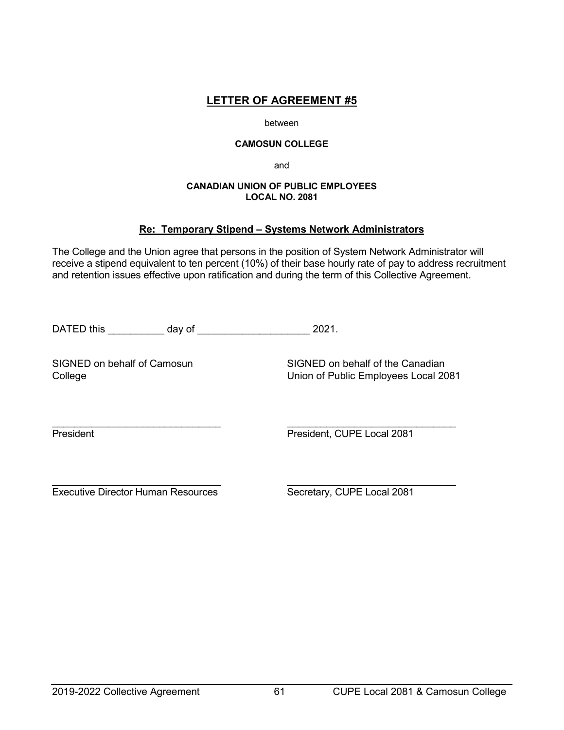# LETTER OF AGREEMENT #5

between

**CAMOSUN COLLEGE**

and

**CANADIAN UNION OF PUBLIC EMPLOYEES**
**LOCAL NO. 2081**

## Re: Temporary Stipend – Systems Network Administrators

The College and the Union agree that persons in the position of System Network Administrator will receive a stipend equivalent to ten percent (10%) of their base hourly rate of pay to address recruitment and retention issues effective upon ratification and during the term of this Collective Agreement.

DATED this __________ day of ____________________ 2021.

SIGNED on behalf of Camosun College

_______________________________
President

_______________________________
Executive Director Human Resources

SIGNED on behalf of the Canadian Union of Public Employees Local 2081

_______________________________
President, CUPE Local 2081

_______________________________
Secretary, CUPE Local 2081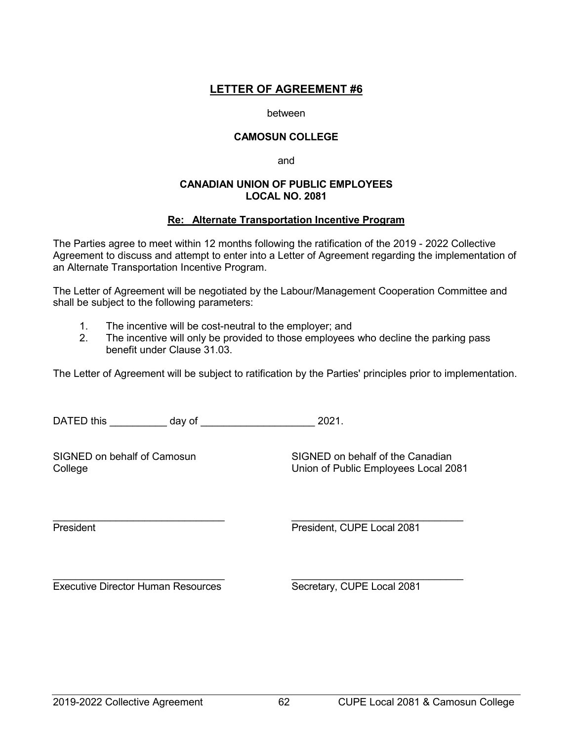# LETTER OF AGREEMENT #6

between

**CAMOSUN COLLEGE**

and

**CANADIAN UNION OF PUBLIC EMPLOYEES**
**LOCAL NO. 2081**

## Re: Alternate Transportation Incentive Program

The Parties agree to meet within 12 months following the ratification of the 2019 - 2022 Collective Agreement to discuss and attempt to enter into a Letter of Agreement regarding the implementation of an Alternate Transportation Incentive Program.

The Letter of Agreement will be negotiated by the Labour/Management Cooperation Committee and shall be subject to the following parameters:

1. The incentive will be cost-neutral to the employer; and
2. The incentive will only be provided to those employees who decline the parking pass benefit under Clause 31.03.

The Letter of Agreement will be subject to ratification by the Parties' principles prior to implementation.

DATED this __________ day of ____________________ 2021.

| SIGNED on behalf of Camosun College | SIGNED on behalf of the Canadian Union of Public Employees Local 2081 |
|---|---|
| ______________________________ | ______________________________ |
| President | President, CUPE Local 2081 |
| ______________________________ | ______________________________ |
| Executive Director Human Resources | Secretary, CUPE Local 2081 |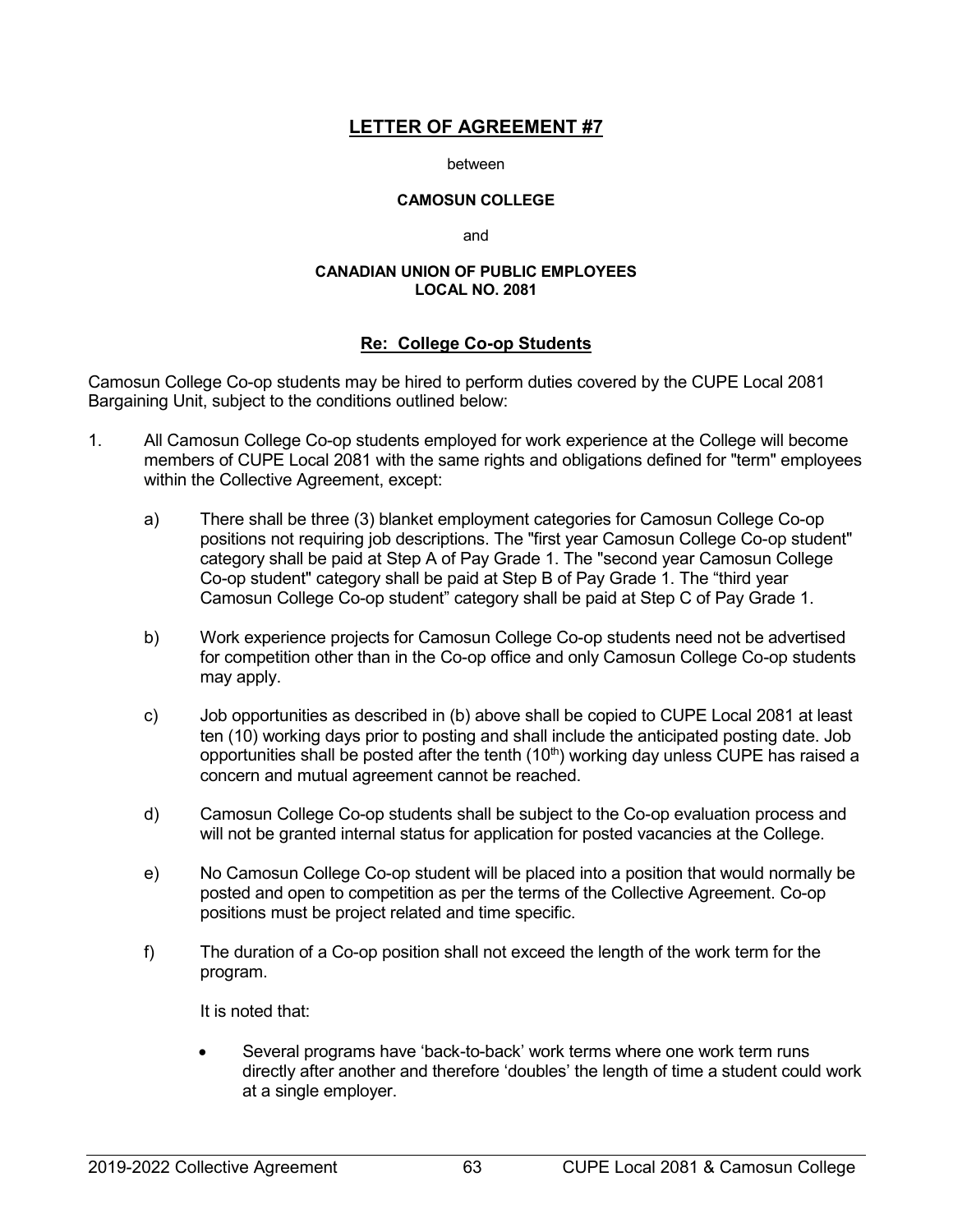# LETTER OF AGREEMENT #7

between

**CAMOSUN COLLEGE**

and

**CANADIAN UNION OF PUBLIC EMPLOYEES**
**LOCAL NO. 2081**

## Re: College Co-op Students

Camosun College Co-op students may be hired to perform duties covered by the CUPE Local 2081 Bargaining Unit, subject to the conditions outlined below:

1. All Camosun College Co-op students employed for work experience at the College will become members of CUPE Local 2081 with the same rights and obligations defined for "term" employees within the Collective Agreement, except:

   a) There shall be three (3) blanket employment categories for Camosun College Co-op positions not requiring job descriptions. The "first year Camosun College Co-op student" category shall be paid at Step A of Pay Grade 1. The "second year Camosun College Co-op student" category shall be paid at Step B of Pay Grade 1. The "third year Camosun College Co-op student" category shall be paid at Step C of Pay Grade 1.

   b) Work experience projects for Camosun College Co-op students need not be advertised for competition other than in the Co-op office and only Camosun College Co-op students may apply.

   c) Job opportunities as described in (b) above shall be copied to CUPE Local 2081 at least ten (10) working days prior to posting and shall include the anticipated posting date. Job opportunities shall be posted after the tenth (10th) working day unless CUPE has raised a concern and mutual agreement cannot be reached.

   d) Camosun College Co-op students shall be subject to the Co-op evaluation process and will not be granted internal status for application for posted vacancies at the College.

   e) No Camosun College Co-op student will be placed into a position that would normally be posted and open to competition as per the terms of the Collective Agreement. Co-op positions must be project related and time specific.

   f) The duration of a Co-op position shall not exceed the length of the work term for the program.

      It is noted that:

      - Several programs have 'back-to-back' work terms where one work term runs directly after another and therefore 'doubles' the length of time a student could work at a single employer.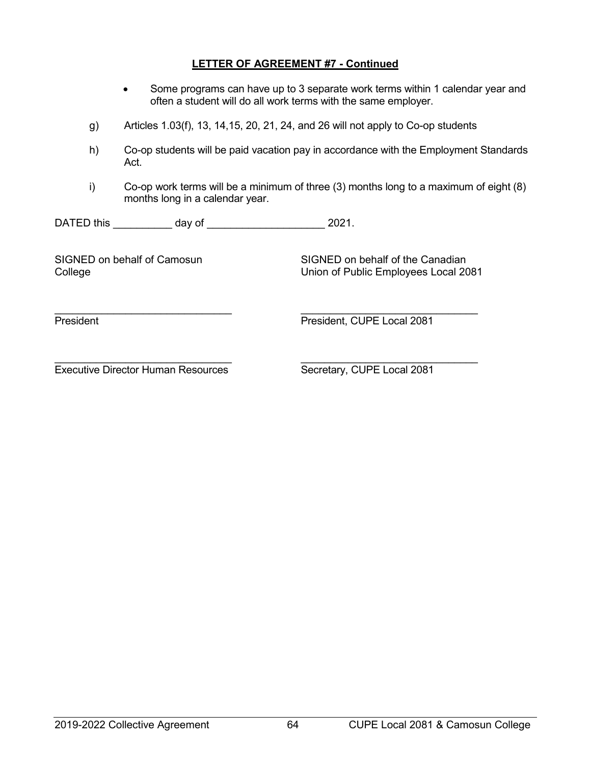**LETTER OF AGREEMENT #7 - Continued**

- Some programs can have up to 3 separate work terms within 1 calendar year and often a student will do all work terms with the same employer.

g) Articles 1.03(f), 13, 14,15, 20, 21, 24, and 26 will not apply to Co-op students

h) Co-op students will be paid vacation pay in accordance with the Employment Standards Act.

i) Co-op work terms will be a minimum of three (3) months long to a maximum of eight (8) months long in a calendar year.

DATED this __________ day of ____________________ 2021.

SIGNED on behalf of Camosun College

_______________________________
President

_______________________________
Executive Director Human Resources

SIGNED on behalf of the Canadian Union of Public Employees Local 2081

_______________________________
President, CUPE Local 2081

_______________________________
Secretary, CUPE Local 2081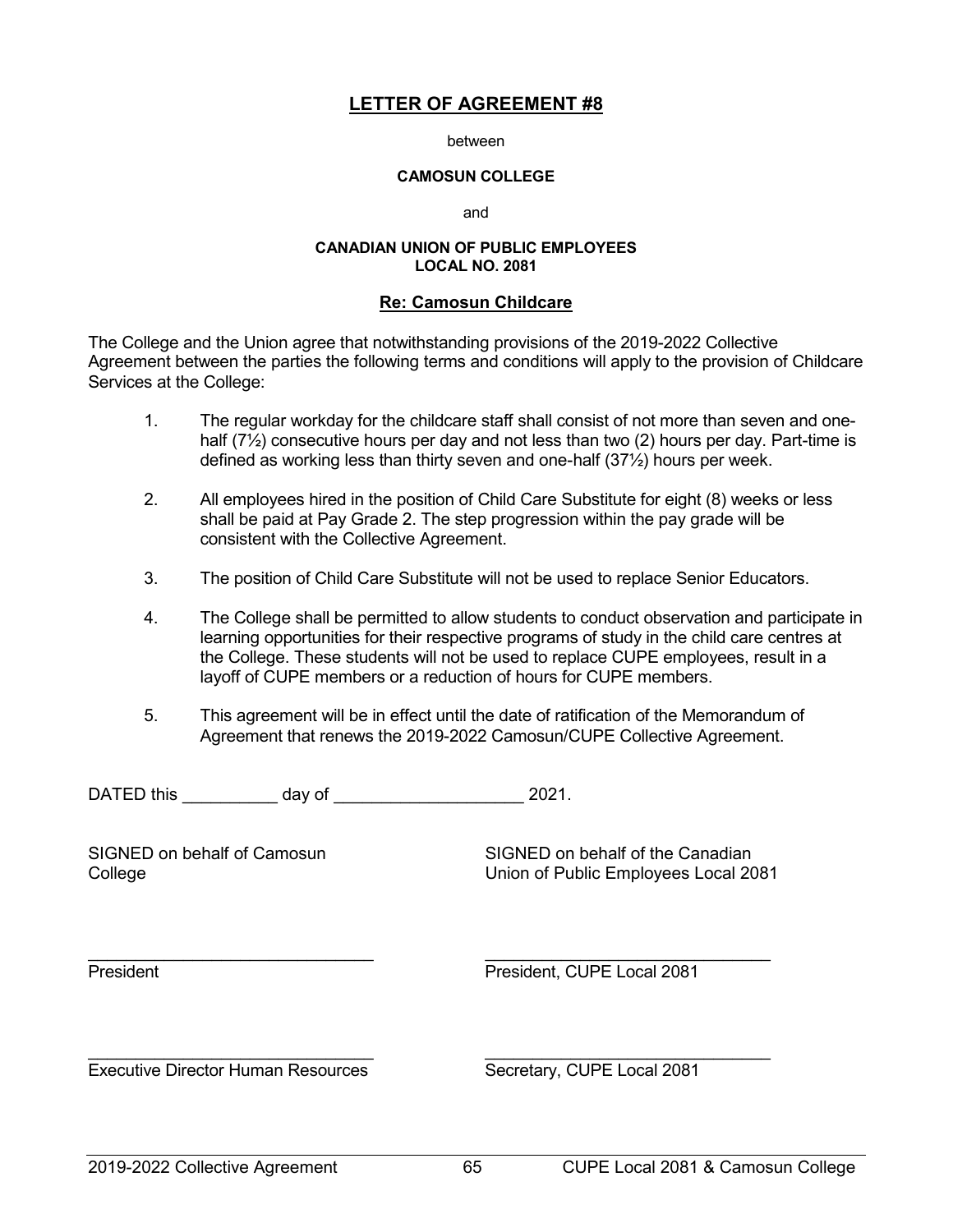# LETTER OF AGREEMENT #8

between

**CAMOSUN COLLEGE**

and

**CANADIAN UNION OF PUBLIC EMPLOYEES**
**LOCAL NO. 2081**

## Re: Camosun Childcare

The College and the Union agree that notwithstanding provisions of the 2019-2022 Collective Agreement between the parties the following terms and conditions will apply to the provision of Childcare Services at the College:

1. The regular workday for the childcare staff shall consist of not more than seven and one-half (7½) consecutive hours per day and not less than two (2) hours per day. Part-time is defined as working less than thirty seven and one-half (37½) hours per week.

2. All employees hired in the position of Child Care Substitute for eight (8) weeks or less shall be paid at Pay Grade 2. The step progression within the pay grade will be consistent with the Collective Agreement.

3. The position of Child Care Substitute will not be used to replace Senior Educators.

4. The College shall be permitted to allow students to conduct observation and participate in learning opportunities for their respective programs of study in the child care centres at the College. These students will not be used to replace CUPE employees, result in a layoff of CUPE members or a reduction of hours for CUPE members.

5. This agreement will be in effect until the date of ratification of the Memorandum of Agreement that renews the 2019-2022 Camosun/CUPE Collective Agreement.

DATED this __________ day of ____________________ 2021.

SIGNED on behalf of Camosun College

SIGNED on behalf of the Canadian Union of Public Employees Local 2081

______________________________
President

______________________________
President, CUPE Local 2081

______________________________
Executive Director Human Resources

______________________________
Secretary, CUPE Local 2081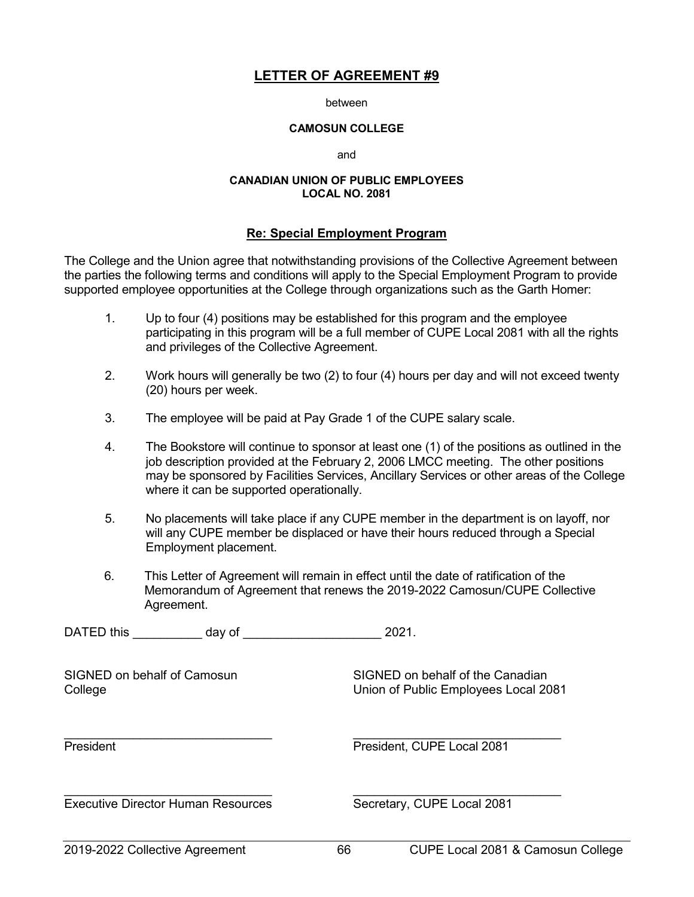# LETTER OF AGREEMENT #9

between

**CAMOSUN COLLEGE**

and

**CANADIAN UNION OF PUBLIC EMPLOYEES**
**LOCAL NO. 2081**

## Re: Special Employment Program

The College and the Union agree that notwithstanding provisions of the Collective Agreement between the parties the following terms and conditions will apply to the Special Employment Program to provide supported employee opportunities at the College through organizations such as the Garth Homer:

1. Up to four (4) positions may be established for this program and the employee participating in this program will be a full member of CUPE Local 2081 with all the rights and privileges of the Collective Agreement.

2. Work hours will generally be two (2) to four (4) hours per day and will not exceed twenty (20) hours per week.

3. The employee will be paid at Pay Grade 1 of the CUPE salary scale.

4. The Bookstore will continue to sponsor at least one (1) of the positions as outlined in the job description provided at the February 2, 2006 LMCC meeting. The other positions may be sponsored by Facilities Services, Ancillary Services or other areas of the College where it can be supported operationally.

5. No placements will take place if any CUPE member in the department is on layoff, nor will any CUPE member be displaced or have their hours reduced through a Special Employment placement.

6. This Letter of Agreement will remain in effect until the date of ratification of the Memorandum of Agreement that renews the 2019-2022 Camosun/CUPE Collective Agreement.

DATED this __________ day of ____________________ 2021.

| SIGNED on behalf of Camosun College | SIGNED on behalf of the Canadian Union of Public Employees Local 2081 |
|---|---|
| ______________________________ | ______________________________ |
| President | President, CUPE Local 2081 |
| ______________________________ | ______________________________ |
| Executive Director Human Resources | Secretary, CUPE Local 2081 |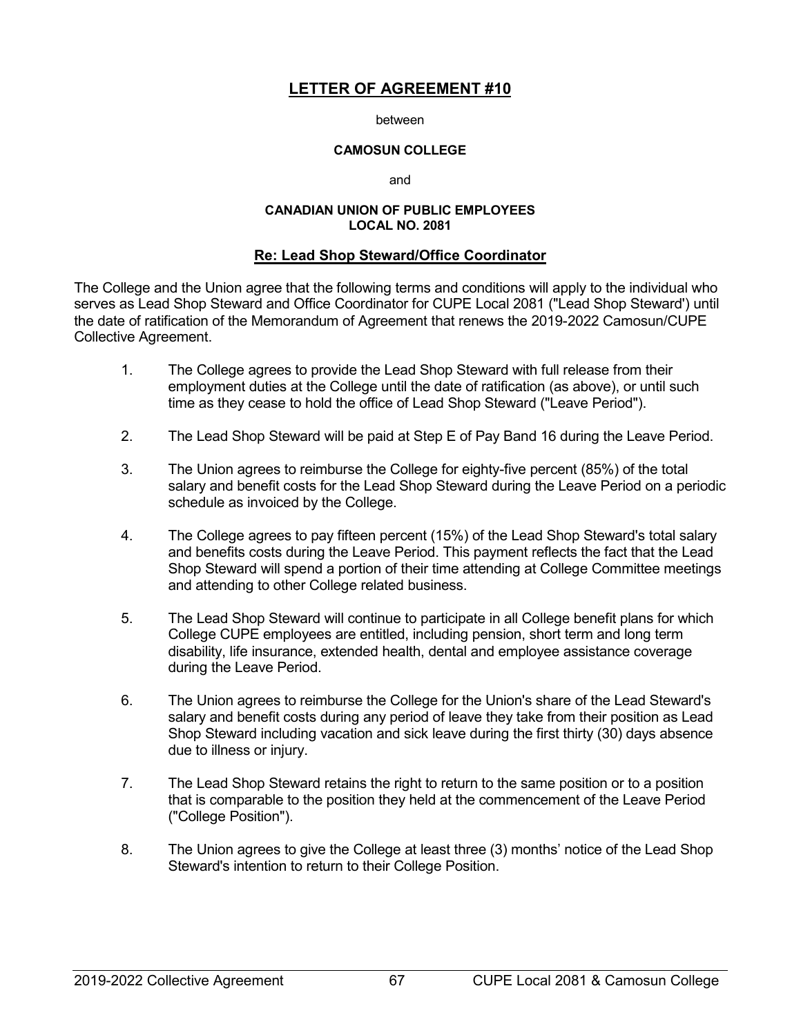# LETTER OF AGREEMENT #10

between

**CAMOSUN COLLEGE**

and

**CANADIAN UNION OF PUBLIC EMPLOYEES**
**LOCAL NO. 2081**

## Re: Lead Shop Steward/Office Coordinator

The College and the Union agree that the following terms and conditions will apply to the individual who serves as Lead Shop Steward and Office Coordinator for CUPE Local 2081 ("Lead Shop Steward') until the date of ratification of the Memorandum of Agreement that renews the 2019-2022 Camosun/CUPE Collective Agreement.

1. The College agrees to provide the Lead Shop Steward with full release from their employment duties at the College until the date of ratification (as above), or until such time as they cease to hold the office of Lead Shop Steward ("Leave Period").

2. The Lead Shop Steward will be paid at Step E of Pay Band 16 during the Leave Period.

3. The Union agrees to reimburse the College for eighty-five percent (85%) of the total salary and benefit costs for the Lead Shop Steward during the Leave Period on a periodic schedule as invoiced by the College.

4. The College agrees to pay fifteen percent (15%) of the Lead Shop Steward's total salary and benefits costs during the Leave Period. This payment reflects the fact that the Lead Shop Steward will spend a portion of their time attending at College Committee meetings and attending to other College related business.

5. The Lead Shop Steward will continue to participate in all College benefit plans for which College CUPE employees are entitled, including pension, short term and long term disability, life insurance, extended health, dental and employee assistance coverage during the Leave Period.

6. The Union agrees to reimburse the College for the Union's share of the Lead Steward's salary and benefit costs during any period of leave they take from their position as Lead Shop Steward including vacation and sick leave during the first thirty (30) days absence due to illness or injury.

7. The Lead Shop Steward retains the right to return to the same position or to a position that is comparable to the position they held at the commencement of the Leave Period ("College Position").

8. The Union agrees to give the College at least three (3) months' notice of the Lead Shop Steward's intention to return to their College Position.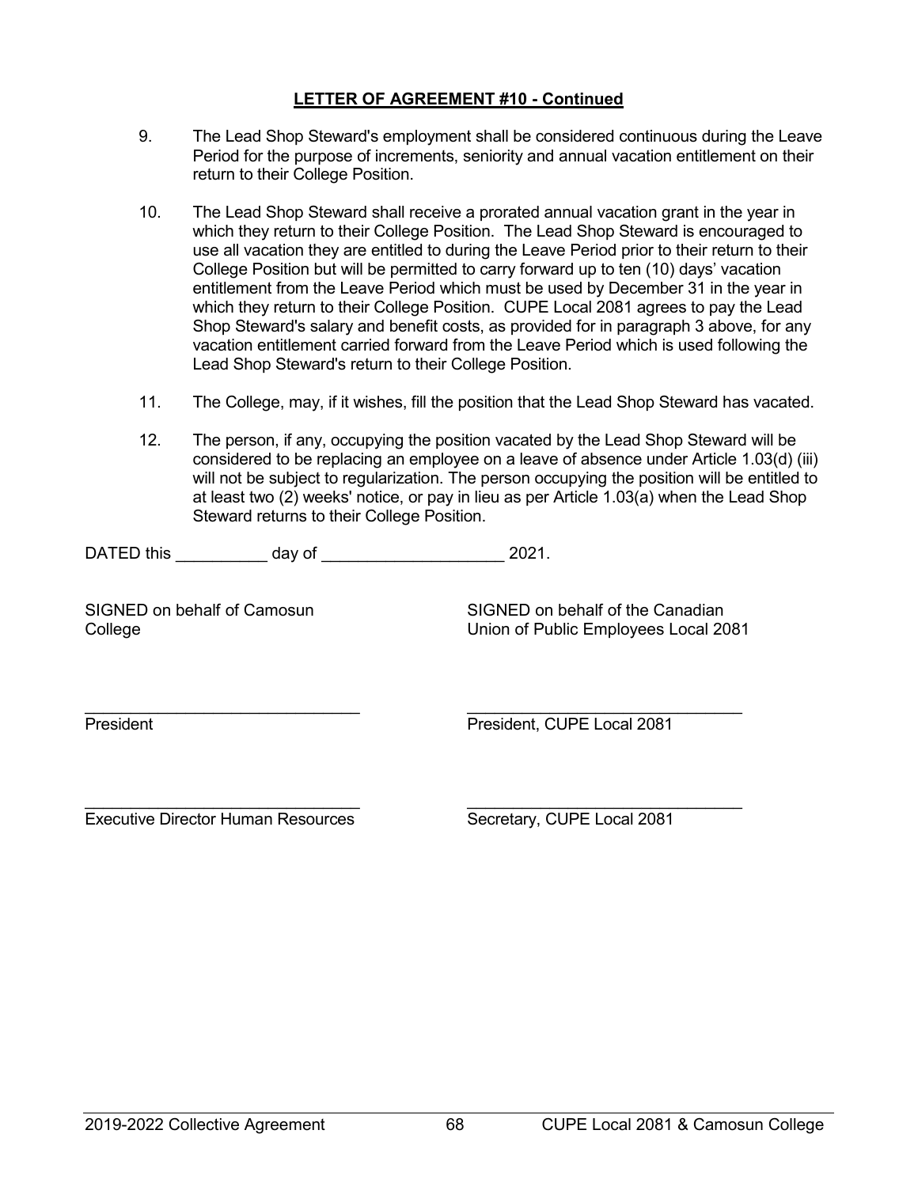**LETTER OF AGREEMENT #10 - Continued**

9. The Lead Shop Steward's employment shall be considered continuous during the Leave Period for the purpose of increments, seniority and annual vacation entitlement on their return to their College Position.

10. The Lead Shop Steward shall receive a prorated annual vacation grant in the year in which they return to their College Position. The Lead Shop Steward is encouraged to use all vacation they are entitled to during the Leave Period prior to their return to their College Position but will be permitted to carry forward up to ten (10) days' vacation entitlement from the Leave Period which must be used by December 31 in the year in which they return to their College Position. CUPE Local 2081 agrees to pay the Lead Shop Steward's salary and benefit costs, as provided for in paragraph 3 above, for any vacation entitlement carried forward from the Leave Period which is used following the Lead Shop Steward's return to their College Position.

11. The College, may, if it wishes, fill the position that the Lead Shop Steward has vacated.

12. The person, if any, occupying the position vacated by the Lead Shop Steward will be considered to be replacing an employee on a leave of absence under Article 1.03(d) (iii) will not be subject to regularization. The person occupying the position will be entitled to at least two (2) weeks' notice, or pay in lieu as per Article 1.03(a) when the Lead Shop Steward returns to their College Position.

DATED this __________ day of ____________________ 2021.

| SIGNED on behalf of Camosun College | SIGNED on behalf of the Canadian Union of Public Employees Local 2081 |
|---|---|
| ______________________________ | ______________________________ |
| President | President, CUPE Local 2081 |
| ______________________________ | ______________________________ |
| Executive Director Human Resources | Secretary, CUPE Local 2081 |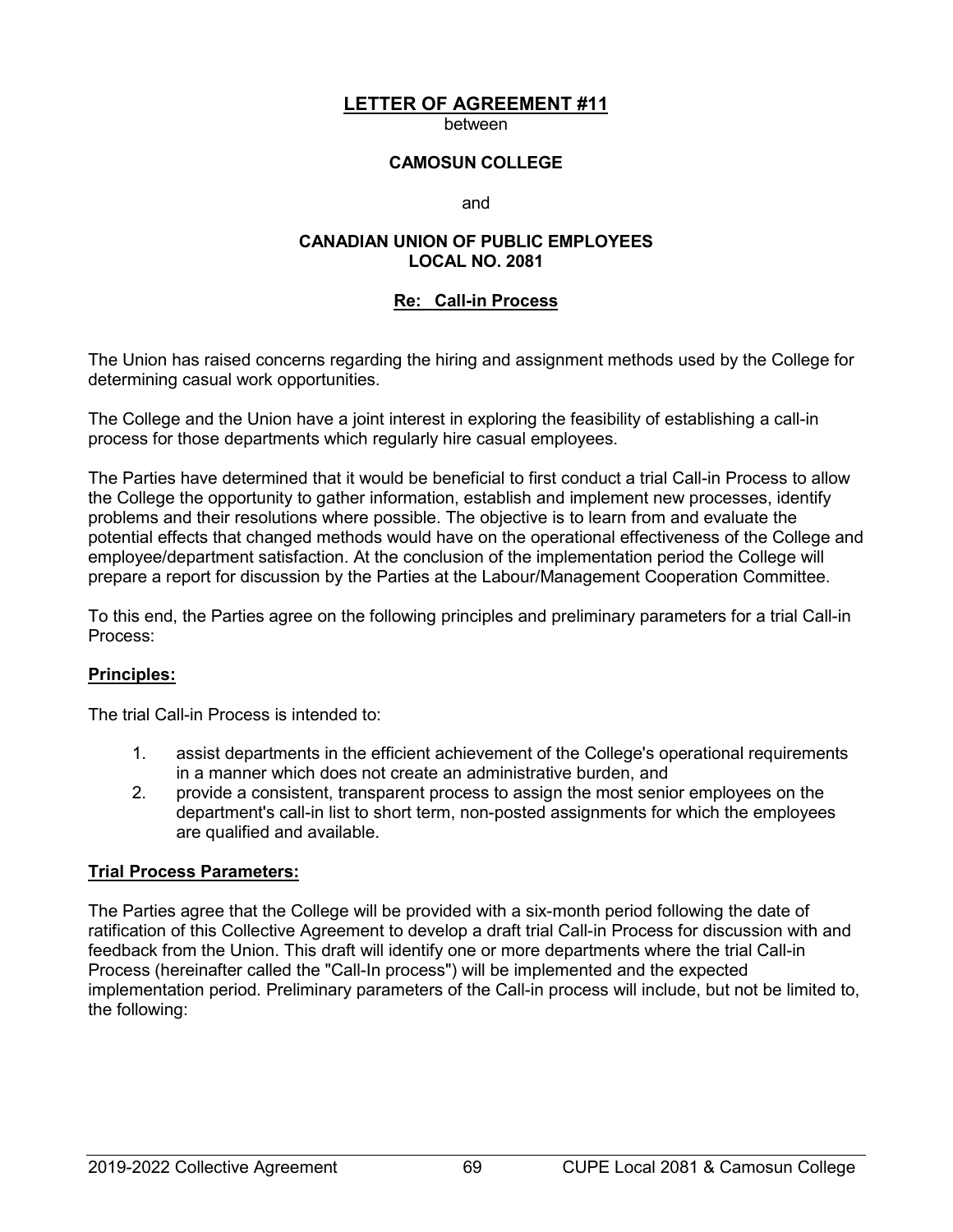# LETTER OF AGREEMENT #11

between

**CAMOSUN COLLEGE**

and

**CANADIAN UNION OF PUBLIC EMPLOYEES**
**LOCAL NO. 2081**

## Re: Call-in Process

The Union has raised concerns regarding the hiring and assignment methods used by the College for determining casual work opportunities.

The College and the Union have a joint interest in exploring the feasibility of establishing a call-in process for those departments which regularly hire casual employees.

The Parties have determined that it would be beneficial to first conduct a trial Call-in Process to allow the College the opportunity to gather information, establish and implement new processes, identify problems and their resolutions where possible. The objective is to learn from and evaluate the potential effects that changed methods would have on the operational effectiveness of the College and employee/department satisfaction. At the conclusion of the implementation period the College will prepare a report for discussion by the Parties at the Labour/Management Cooperation Committee.

To this end, the Parties agree on the following principles and preliminary parameters for a trial Call-in Process:

### Principles:

The trial Call-in Process is intended to:

1. assist departments in the efficient achievement of the College's operational requirements in a manner which does not create an administrative burden, and
2. provide a consistent, transparent process to assign the most senior employees on the department's call-in list to short term, non-posted assignments for which the employees are qualified and available.

### Trial Process Parameters:

The Parties agree that the College will be provided with a six-month period following the date of ratification of this Collective Agreement to develop a draft trial Call-in Process for discussion with and feedback from the Union. This draft will identify one or more departments where the trial Call-in Process (hereinafter called the "Call-In process") will be implemented and the expected implementation period. Preliminary parameters of the Call-in process will include, but not be limited to, the following: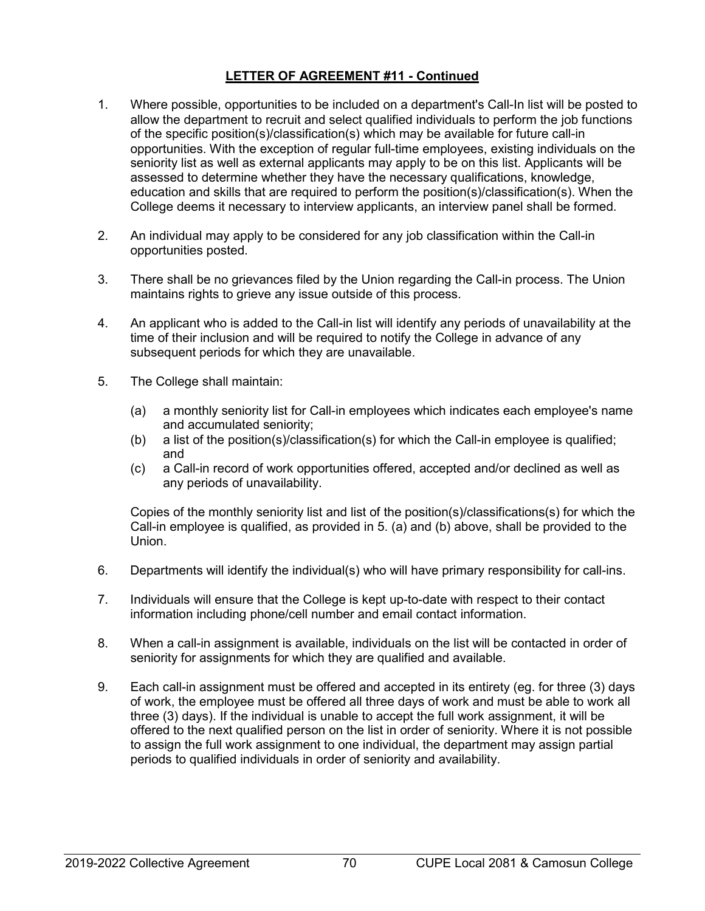## LETTER OF AGREEMENT #11 - Continued

1. Where possible, opportunities to be included on a department's Call-In list will be posted to allow the department to recruit and select qualified individuals to perform the job functions of the specific position(s)/classification(s) which may be available for future call-in opportunities. With the exception of regular full-time employees, existing individuals on the seniority list as well as external applicants may apply to be on this list. Applicants will be assessed to determine whether they have the necessary qualifications, knowledge, education and skills that are required to perform the position(s)/classification(s). When the College deems it necessary to interview applicants, an interview panel shall be formed.

2. An individual may apply to be considered for any job classification within the Call-in opportunities posted.

3. There shall be no grievances filed by the Union regarding the Call-in process. The Union maintains rights to grieve any issue outside of this process.

4. An applicant who is added to the Call-in list will identify any periods of unavailability at the time of their inclusion and will be required to notify the College in advance of any subsequent periods for which they are unavailable.

5. The College shall maintain:

   (a) a monthly seniority list for Call-in employees which indicates each employee's name and accumulated seniority;
   (b) a list of the position(s)/classification(s) for which the Call-in employee is qualified; and
   (c) a Call-in record of work opportunities offered, accepted and/or declined as well as any periods of unavailability.

   Copies of the monthly seniority list and list of the position(s)/classifications(s) for which the Call-in employee is qualified, as provided in 5. (a) and (b) above, shall be provided to the Union.

6. Departments will identify the individual(s) who will have primary responsibility for call-ins.

7. Individuals will ensure that the College is kept up-to-date with respect to their contact information including phone/cell number and email contact information.

8. When a call-in assignment is available, individuals on the list will be contacted in order of seniority for assignments for which they are qualified and available.

9. Each call-in assignment must be offered and accepted in its entirety (eg. for three (3) days of work, the employee must be offered all three days of work and must be able to work all three (3) days). If the individual is unable to accept the full work assignment, it will be offered to the next qualified person on the list in order of seniority. Where it is not possible to assign the full work assignment to one individual, the department may assign partial periods to qualified individuals in order of seniority and availability.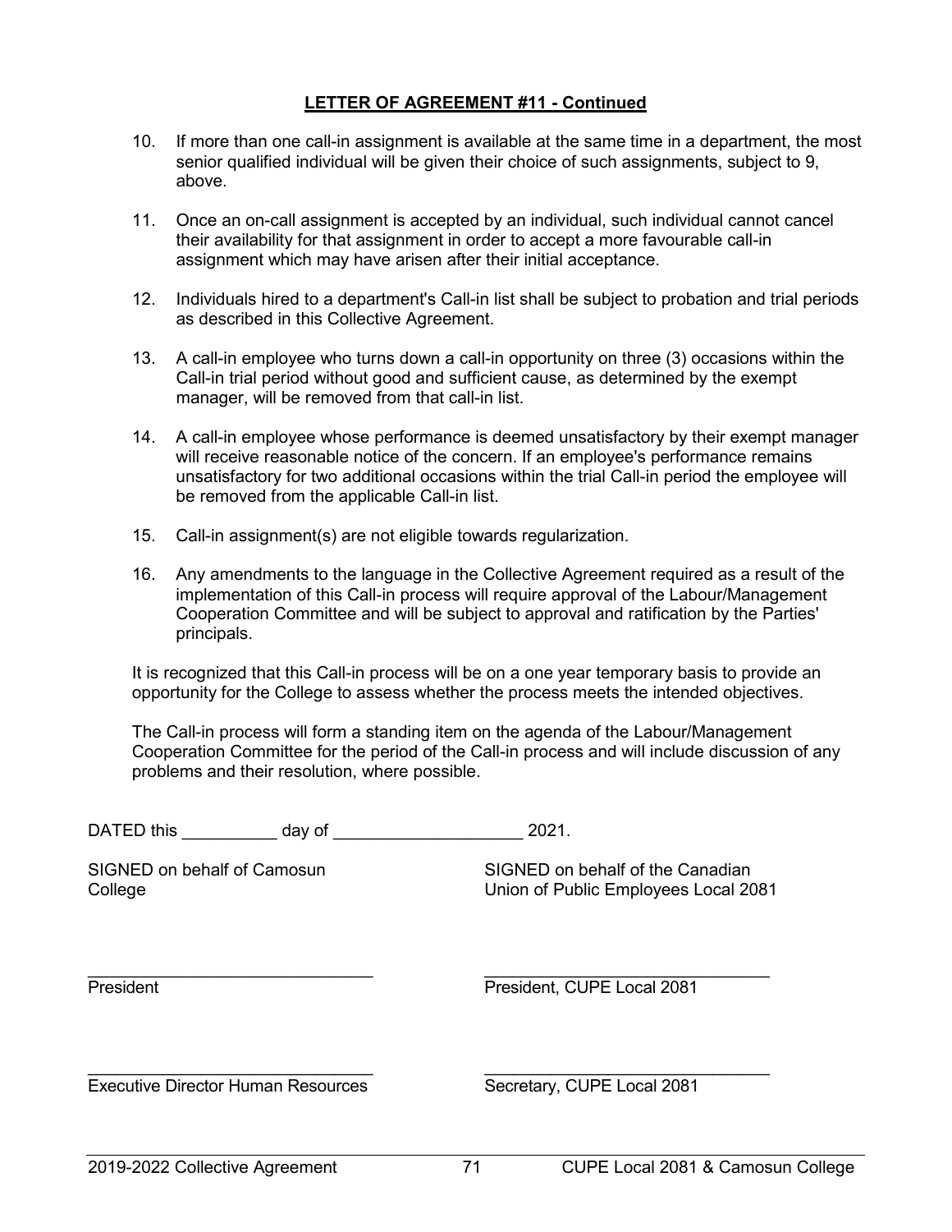**LETTER OF AGREEMENT #11 - Continued**

10. If more than one call-in assignment is available at the same time in a department, the most senior qualified individual will be given their choice of such assignments, subject to 9, above.

11. Once an on-call assignment is accepted by an individual, such individual cannot cancel their availability for that assignment in order to accept a more favourable call-in assignment which may have arisen after their initial acceptance.

12. Individuals hired to a department's Call-in list shall be subject to probation and trial periods as described in this Collective Agreement.

13. A call-in employee who turns down a call-in opportunity on three (3) occasions within the Call-in trial period without good and sufficient cause, as determined by the exempt manager, will be removed from that call-in list.

14. A call-in employee whose performance is deemed unsatisfactory by their exempt manager will receive reasonable notice of the concern. If an employee's performance remains unsatisfactory for two additional occasions within the trial Call-in period the employee will be removed from the applicable Call-in list.

15. Call-in assignment(s) are not eligible towards regularization.

16. Any amendments to the language in the Collective Agreement required as a result of the implementation of this Call-in process will require approval of the Labour/Management Cooperation Committee and will be subject to approval and ratification by the Parties' principals.

It is recognized that this Call-in process will be on a one year temporary basis to provide an opportunity for the College to assess whether the process meets the intended objectives.

The Call-in process will form a standing item on the agenda of the Labour/Management Cooperation Committee for the period of the Call-in process and will include discussion of any problems and their resolution, where possible.

DATED this __________ day of ____________________ 2021.

| SIGNED on behalf of Camosun College | SIGNED on behalf of the Canadian Union of Public Employees Local 2081 |
|---|---|
| ______________________________ | ______________________________ |
| President | President, CUPE Local 2081 |
| ______________________________ | ______________________________ |
| Executive Director Human Resources | Secretary, CUPE Local 2081 |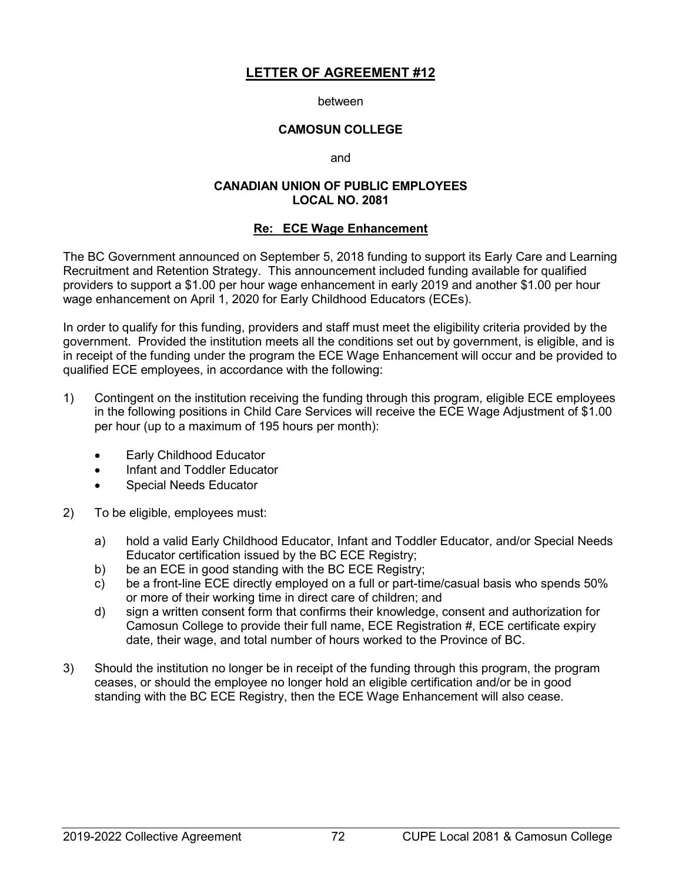## LETTER OF AGREEMENT #12

between

**CAMOSUN COLLEGE**

and

**CANADIAN UNION OF PUBLIC EMPLOYEES**
**LOCAL NO. 2081**

### Re: ECE Wage Enhancement

The BC Government announced on September 5, 2018 funding to support its Early Care and Learning Recruitment and Retention Strategy. This announcement included funding available for qualified providers to support a $1.00 per hour wage enhancement in early 2019 and another $1.00 per hour wage enhancement on April 1, 2020 for Early Childhood Educators (ECEs).

In order to qualify for this funding, providers and staff must meet the eligibility criteria provided by the government. Provided the institution meets all the conditions set out by government, is eligible, and is in receipt of the funding under the program the ECE Wage Enhancement will occur and be provided to qualified ECE employees, in accordance with the following:

1) Contingent on the institution receiving the funding through this program, eligible ECE employees in the following positions in Child Care Services will receive the ECE Wage Adjustment of $1.00 per hour (up to a maximum of 195 hours per month):

   - Early Childhood Educator
   - Infant and Toddler Educator
   - Special Needs Educator

2) To be eligible, employees must:

   a) hold a valid Early Childhood Educator, Infant and Toddler Educator, and/or Special Needs Educator certification issued by the BC ECE Registry;
   b) be an ECE in good standing with the BC ECE Registry;
   c) be a front-line ECE directly employed on a full or part-time/casual basis who spends 50% or more of their working time in direct care of children; and
   d) sign a written consent form that confirms their knowledge, consent and authorization for Camosun College to provide their full name, ECE Registration #, ECE certificate expiry date, their wage, and total number of hours worked to the Province of BC.

3) Should the institution no longer be in receipt of the funding through this program, the program ceases, or should the employee no longer hold an eligible certification and/or be in good standing with the BC ECE Registry, then the ECE Wage Enhancement will also cease.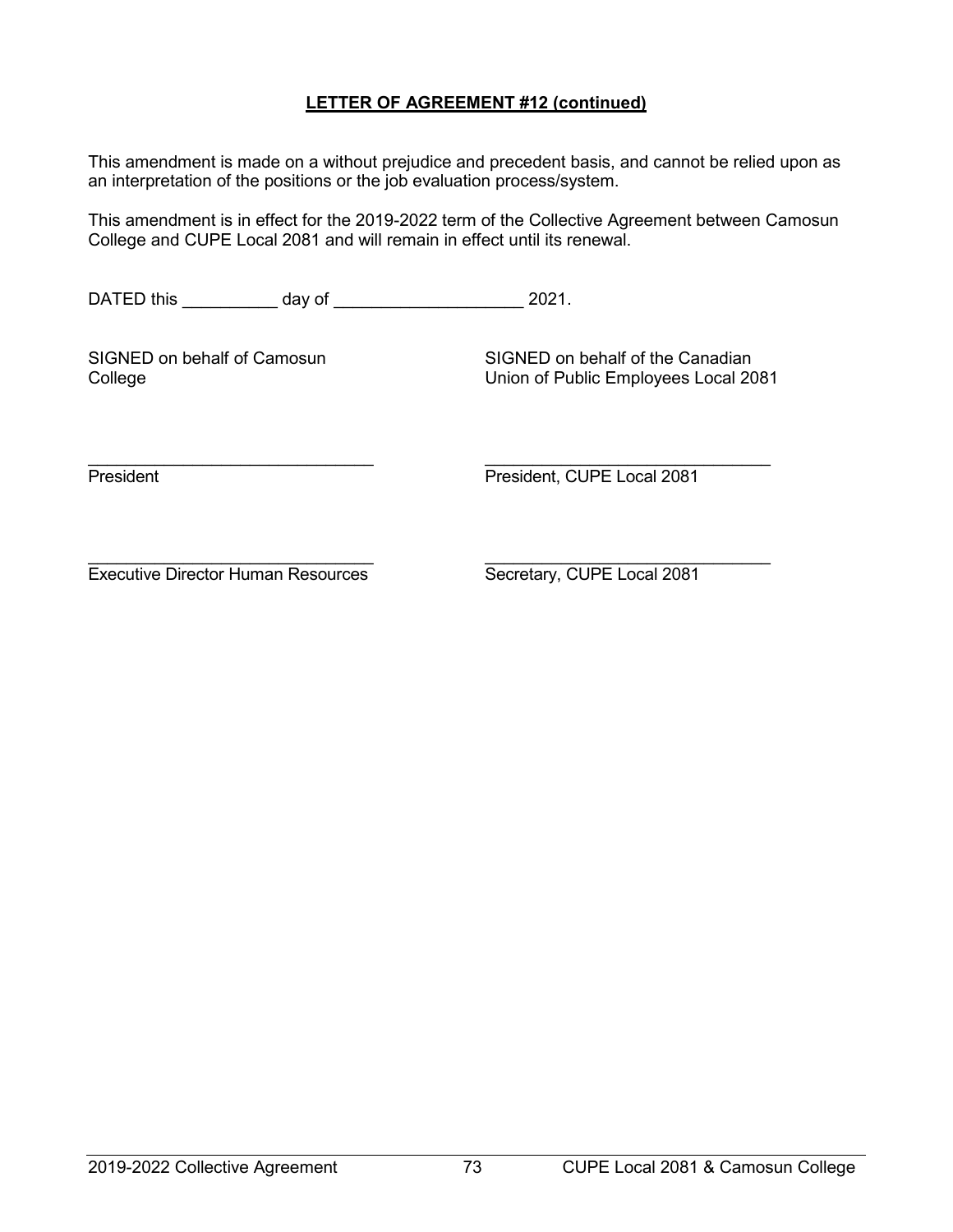**LETTER OF AGREEMENT #12 (continued)**

This amendment is made on a without prejudice and precedent basis, and cannot be relied upon as an interpretation of the positions or the job evaluation process/system.

This amendment is in effect for the 2019-2022 term of the Collective Agreement between Camosun College and CUPE Local 2081 and will remain in effect until its renewal.

DATED this __________ day of ____________________ 2021.

| SIGNED on behalf of Camosun College | SIGNED on behalf of the Canadian Union of Public Employees Local 2081 |
| --- | --- |
| _______________________________ | _______________________________ |
| President | President, CUPE Local 2081 |
| _______________________________ | _______________________________ |
| Executive Director Human Resources | Secretary, CUPE Local 2081 |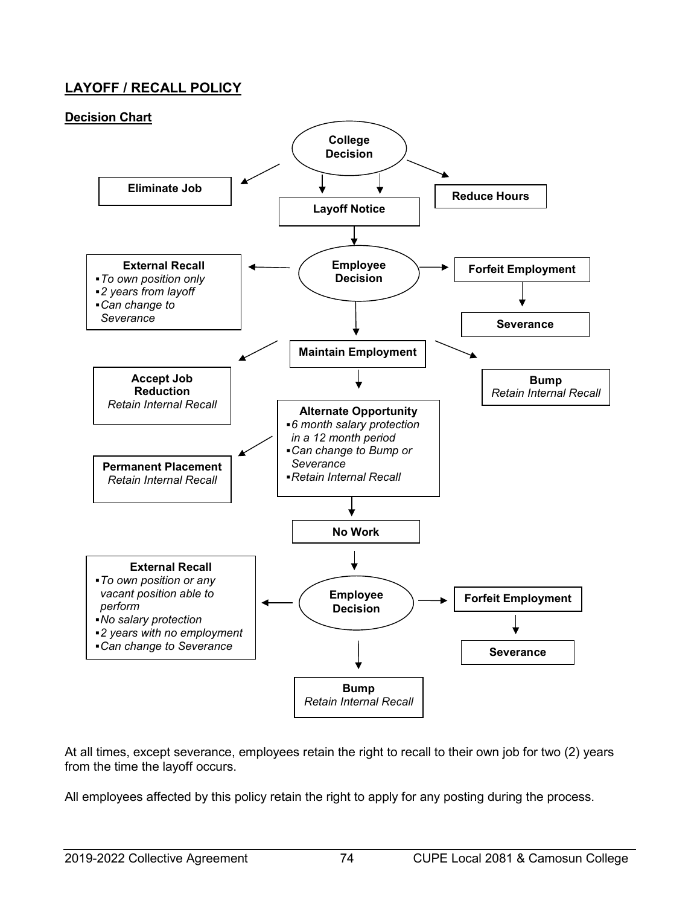## LAYOFF / RECALL POLICY

### Decision Chart

**College Decision**

- **Eliminate Job**
- **Layoff Notice**
- **Reduce Hours**

**Layoff Notice** → **Employee Decision**

- **External Recall**
  - *To own position only*
  - *2 years from layoff*
  - *Can change to Severance*
- **Forfeit Employment** → **Severance**
- **Maintain Employment**

**Maintain Employment**

- **Accept Job Reduction** — *Retain Internal Recall*
- **Bump** — *Retain Internal Recall*
- **Alternate Opportunity**
  - *6 month salary protection in a 12 month period*
  - *Can change to Bump or Severance*
  - *Retain Internal Recall*

**Alternate Opportunity**

- **Permanent Placement** — *Retain Internal Recall*
- **No Work**

**No Work** → **Employee Decision**

- **External Recall**
  - *To own position or any vacant position able to perform*
  - *No salary protection*
  - *2 years with no employment*
  - *Can change to Severance*
- **Forfeit Employment** → **Severance**
- **Bump** — *Retain Internal Recall*

At all times, except severance, employees retain the right to recall to their own job for two (2) years from the time the layoff occurs.

All employees affected by this policy retain the right to apply for any posting during the process.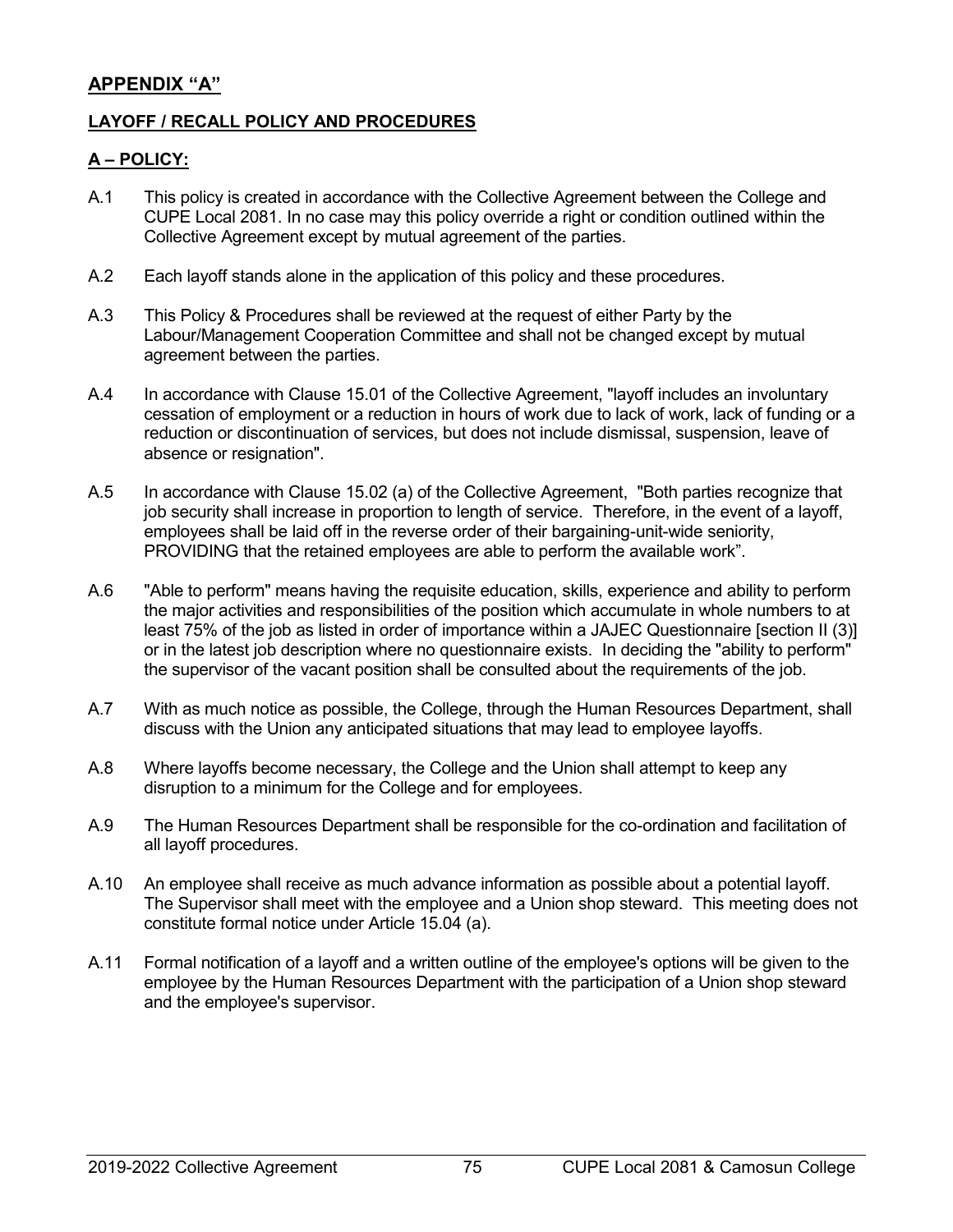## APPENDIX "A"

### LAYOFF / RECALL POLICY AND PROCEDURES

### A – POLICY:

A.1 This policy is created in accordance with the Collective Agreement between the College and CUPE Local 2081. In no case may this policy override a right or condition outlined within the Collective Agreement except by mutual agreement of the parties.

A.2 Each layoff stands alone in the application of this policy and these procedures.

A.3 This Policy & Procedures shall be reviewed at the request of either Party by the Labour/Management Cooperation Committee and shall not be changed except by mutual agreement between the parties.

A.4 In accordance with Clause 15.01 of the Collective Agreement, "layoff includes an involuntary cessation of employment or a reduction in hours of work due to lack of work, lack of funding or a reduction or discontinuation of services, but does not include dismissal, suspension, leave of absence or resignation".

A.5 In accordance with Clause 15.02 (a) of the Collective Agreement, "Both parties recognize that job security shall increase in proportion to length of service. Therefore, in the event of a layoff, employees shall be laid off in the reverse order of their bargaining-unit-wide seniority, PROVIDING that the retained employees are able to perform the available work".

A.6 "Able to perform" means having the requisite education, skills, experience and ability to perform the major activities and responsibilities of the position which accumulate in whole numbers to at least 75% of the job as listed in order of importance within a JAJEC Questionnaire [section II (3)] or in the latest job description where no questionnaire exists. In deciding the "ability to perform" the supervisor of the vacant position shall be consulted about the requirements of the job.

A.7 With as much notice as possible, the College, through the Human Resources Department, shall discuss with the Union any anticipated situations that may lead to employee layoffs.

A.8 Where layoffs become necessary, the College and the Union shall attempt to keep any disruption to a minimum for the College and for employees.

A.9 The Human Resources Department shall be responsible for the co-ordination and facilitation of all layoff procedures.

A.10 An employee shall receive as much advance information as possible about a potential layoff. The Supervisor shall meet with the employee and a Union shop steward. This meeting does not constitute formal notice under Article 15.04 (a).

A.11 Formal notification of a layoff and a written outline of the employee's options will be given to the employee by the Human Resources Department with the participation of a Union shop steward and the employee's supervisor.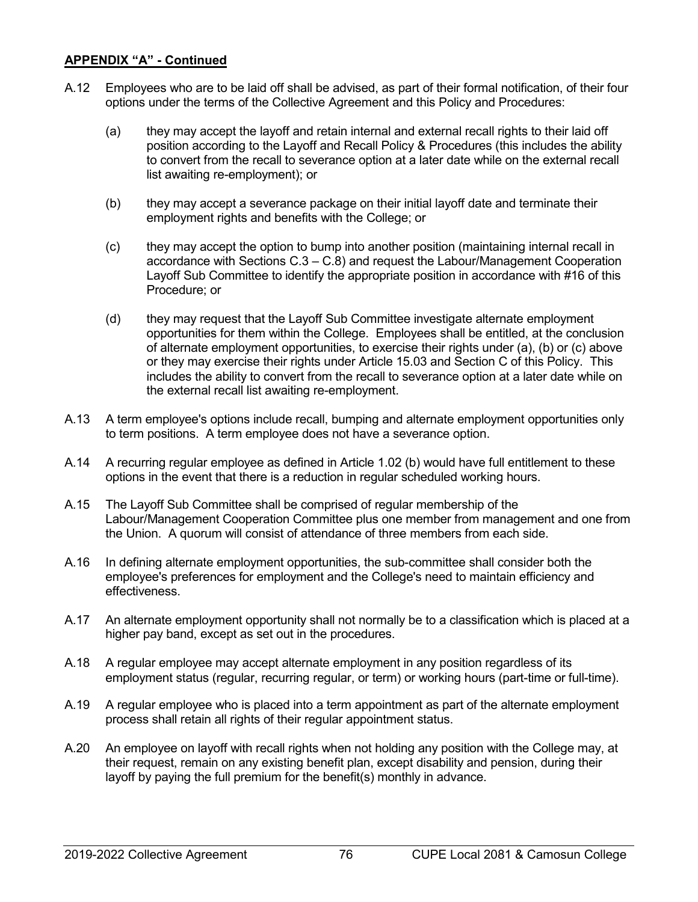**APPENDIX "A" - Continued**

A.12 Employees who are to be laid off shall be advised, as part of their formal notification, of their four options under the terms of the Collective Agreement and this Policy and Procedures:

(a) they may accept the layoff and retain internal and external recall rights to their laid off position according to the Layoff and Recall Policy & Procedures (this includes the ability to convert from the recall to severance option at a later date while on the external recall list awaiting re-employment); or

(b) they may accept a severance package on their initial layoff date and terminate their employment rights and benefits with the College; or

(c) they may accept the option to bump into another position (maintaining internal recall in accordance with Sections C.3 – C.8) and request the Labour/Management Cooperation Layoff Sub Committee to identify the appropriate position in accordance with #16 of this Procedure; or

(d) they may request that the Layoff Sub Committee investigate alternate employment opportunities for them within the College. Employees shall be entitled, at the conclusion of alternate employment opportunities, to exercise their rights under (a), (b) or (c) above or they may exercise their rights under Article 15.03 and Section C of this Policy. This includes the ability to convert from the recall to severance option at a later date while on the external recall list awaiting re-employment.

A.13 A term employee's options include recall, bumping and alternate employment opportunities only to term positions. A term employee does not have a severance option.

A.14 A recurring regular employee as defined in Article 1.02 (b) would have full entitlement to these options in the event that there is a reduction in regular scheduled working hours.

A.15 The Layoff Sub Committee shall be comprised of regular membership of the Labour/Management Cooperation Committee plus one member from management and one from the Union. A quorum will consist of attendance of three members from each side.

A.16 In defining alternate employment opportunities, the sub-committee shall consider both the employee's preferences for employment and the College's need to maintain efficiency and effectiveness.

A.17 An alternate employment opportunity shall not normally be to a classification which is placed at a higher pay band, except as set out in the procedures.

A.18 A regular employee may accept alternate employment in any position regardless of its employment status (regular, recurring regular, or term) or working hours (part-time or full-time).

A.19 A regular employee who is placed into a term appointment as part of the alternate employment process shall retain all rights of their regular appointment status.

A.20 An employee on layoff with recall rights when not holding any position with the College may, at their request, remain on any existing benefit plan, except disability and pension, during their layoff by paying the full premium for the benefit(s) monthly in advance.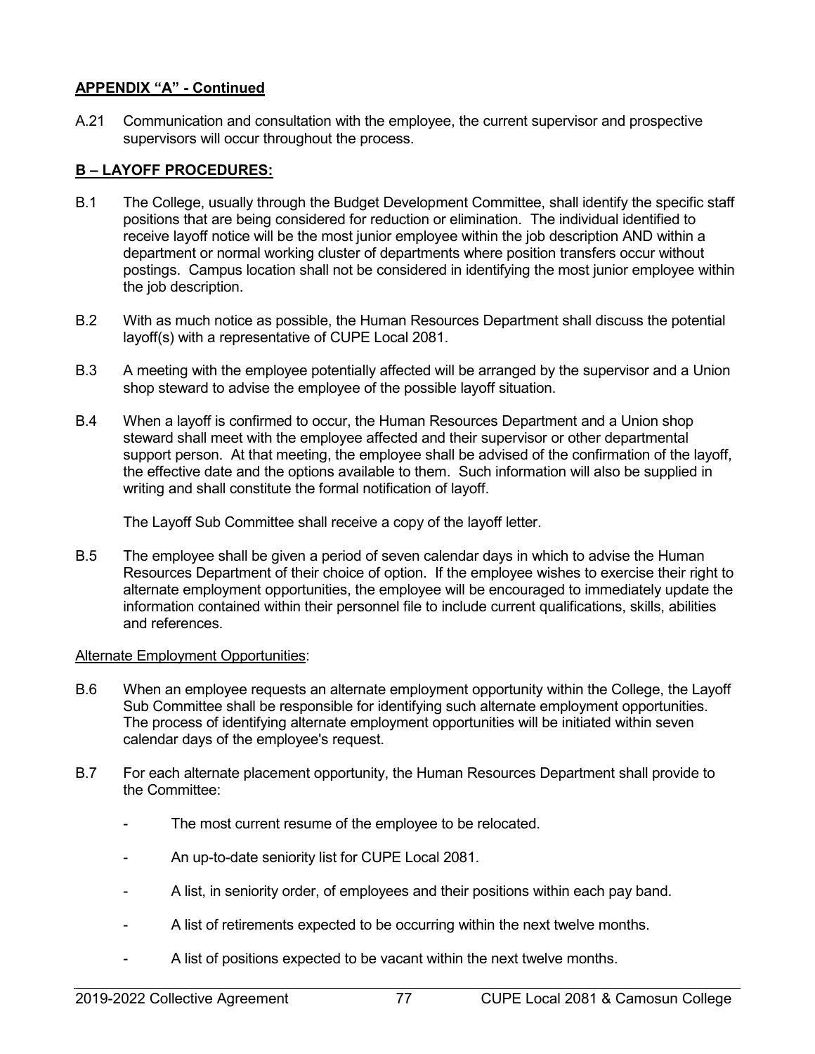**APPENDIX "A" - Continued**

A.21 Communication and consultation with the employee, the current supervisor and prospective supervisors will occur throughout the process.

**B – LAYOFF PROCEDURES:**

B.1 The College, usually through the Budget Development Committee, shall identify the specific staff positions that are being considered for reduction or elimination. The individual identified to receive layoff notice will be the most junior employee within the job description AND within a department or normal working cluster of departments where position transfers occur without postings. Campus location shall not be considered in identifying the most junior employee within the job description.

B.2 With as much notice as possible, the Human Resources Department shall discuss the potential layoff(s) with a representative of CUPE Local 2081.

B.3 A meeting with the employee potentially affected will be arranged by the supervisor and a Union shop steward to advise the employee of the possible layoff situation.

B.4 When a layoff is confirmed to occur, the Human Resources Department and a Union shop steward shall meet with the employee affected and their supervisor or other departmental support person. At that meeting, the employee shall be advised of the confirmation of the layoff, the effective date and the options available to them. Such information will also be supplied in writing and shall constitute the formal notification of layoff.

The Layoff Sub Committee shall receive a copy of the layoff letter.

B.5 The employee shall be given a period of seven calendar days in which to advise the Human Resources Department of their choice of option. If the employee wishes to exercise their right to alternate employment opportunities, the employee will be encouraged to immediately update the information contained within their personnel file to include current qualifications, skills, abilities and references.

Alternate Employment Opportunities:

B.6 When an employee requests an alternate employment opportunity within the College, the Layoff Sub Committee shall be responsible for identifying such alternate employment opportunities. The process of identifying alternate employment opportunities will be initiated within seven calendar days of the employee's request.

B.7 For each alternate placement opportunity, the Human Resources Department shall provide to the Committee:

- The most current resume of the employee to be relocated.
- An up-to-date seniority list for CUPE Local 2081.
- A list, in seniority order, of employees and their positions within each pay band.
- A list of retirements expected to be occurring within the next twelve months.
- A list of positions expected to be vacant within the next twelve months.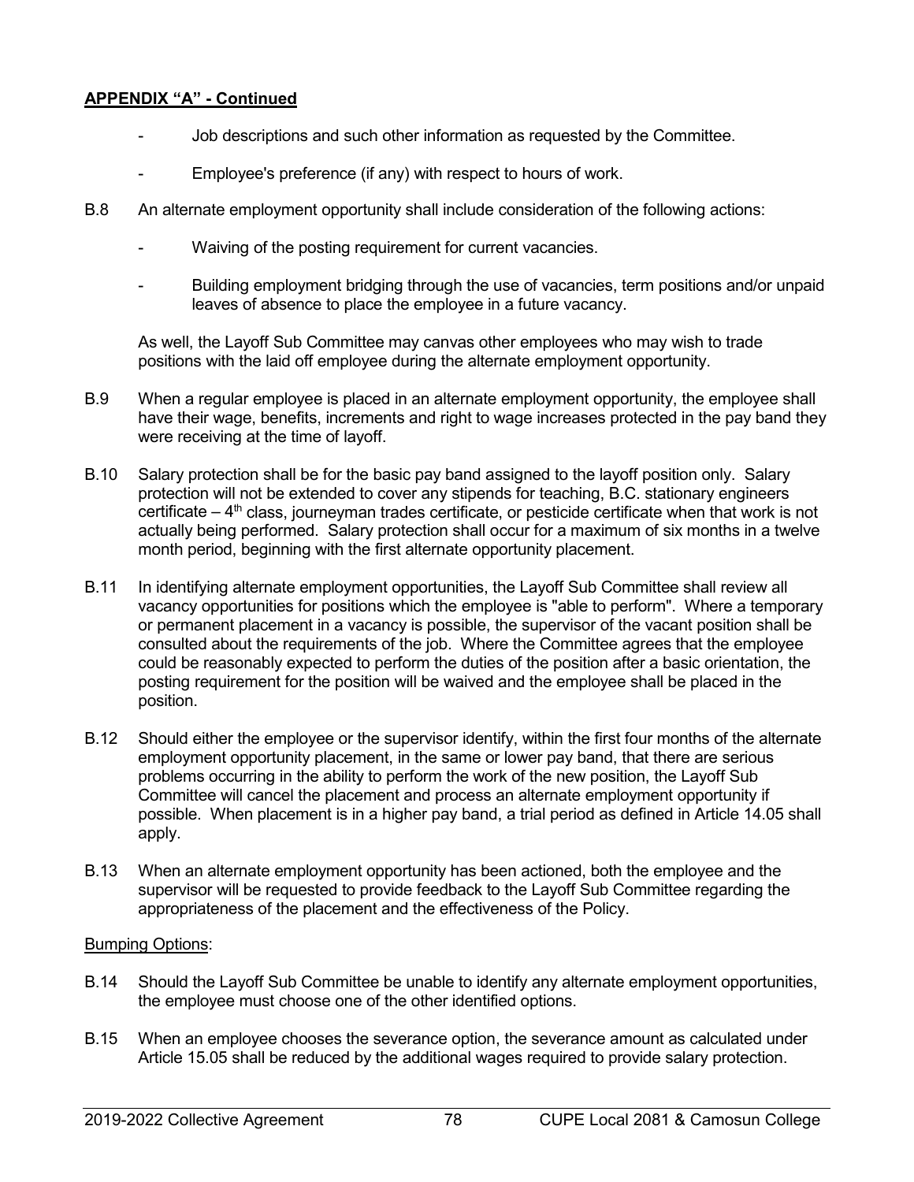**APPENDIX "A" - Continued**

- Job descriptions and such other information as requested by the Committee.
- Employee's preference (if any) with respect to hours of work.

B.8 An alternate employment opportunity shall include consideration of the following actions:

- Waiving of the posting requirement for current vacancies.
- Building employment bridging through the use of vacancies, term positions and/or unpaid leaves of absence to place the employee in a future vacancy.

As well, the Layoff Sub Committee may canvas other employees who may wish to trade positions with the laid off employee during the alternate employment opportunity.

B.9 When a regular employee is placed in an alternate employment opportunity, the employee shall have their wage, benefits, increments and right to wage increases protected in the pay band they were receiving at the time of layoff.

B.10 Salary protection shall be for the basic pay band assigned to the layoff position only. Salary protection will not be extended to cover any stipends for teaching, B.C. stationary engineers certificate – 4th class, journeyman trades certificate, or pesticide certificate when that work is not actually being performed. Salary protection shall occur for a maximum of six months in a twelve month period, beginning with the first alternate opportunity placement.

B.11 In identifying alternate employment opportunities, the Layoff Sub Committee shall review all vacancy opportunities for positions which the employee is "able to perform". Where a temporary or permanent placement in a vacancy is possible, the supervisor of the vacant position shall be consulted about the requirements of the job. Where the Committee agrees that the employee could be reasonably expected to perform the duties of the position after a basic orientation, the posting requirement for the position will be waived and the employee shall be placed in the position.

B.12 Should either the employee or the supervisor identify, within the first four months of the alternate employment opportunity placement, in the same or lower pay band, that there are serious problems occurring in the ability to perform the work of the new position, the Layoff Sub Committee will cancel the placement and process an alternate employment opportunity if possible. When placement is in a higher pay band, a trial period as defined in Article 14.05 shall apply.

B.13 When an alternate employment opportunity has been actioned, both the employee and the supervisor will be requested to provide feedback to the Layoff Sub Committee regarding the appropriateness of the placement and the effectiveness of the Policy.

Bumping Options:

B.14 Should the Layoff Sub Committee be unable to identify any alternate employment opportunities, the employee must choose one of the other identified options.

B.15 When an employee chooses the severance option, the severance amount as calculated under Article 15.05 shall be reduced by the additional wages required to provide salary protection.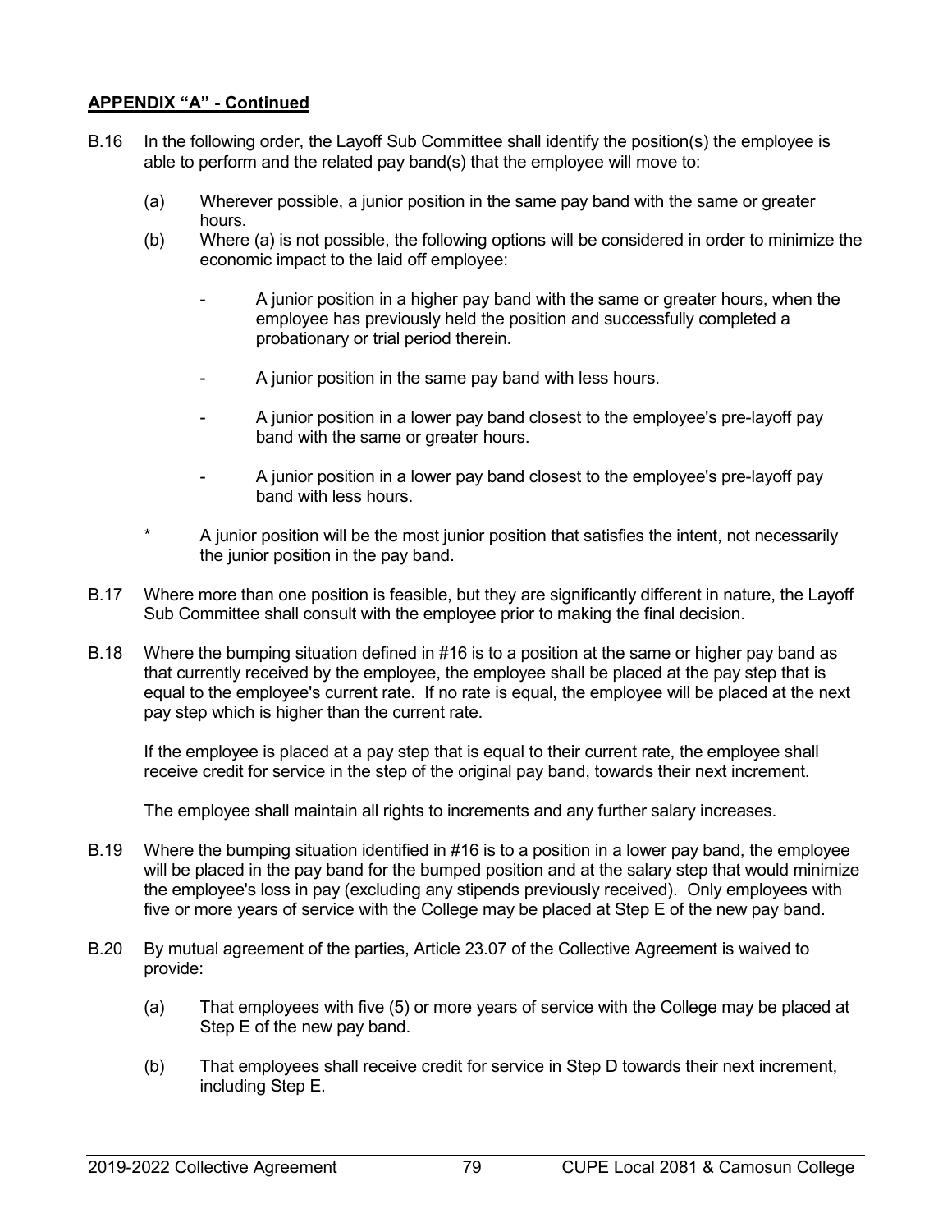**APPENDIX "A" - Continued**

B.16 In the following order, the Layoff Sub Committee shall identify the position(s) the employee is able to perform and the related pay band(s) that the employee will move to:

(a) Wherever possible, a junior position in the same pay band with the same or greater hours.

(b) Where (a) is not possible, the following options will be considered in order to minimize the economic impact to the laid off employee:

- A junior position in a higher pay band with the same or greater hours, when the employee has previously held the position and successfully completed a probationary or trial period therein.

- A junior position in the same pay band with less hours.

- A junior position in a lower pay band closest to the employee's pre-layoff pay band with the same or greater hours.

- A junior position in a lower pay band closest to the employee's pre-layoff pay band with less hours.

\* A junior position will be the most junior position that satisfies the intent, not necessarily the junior position in the pay band.

B.17 Where more than one position is feasible, but they are significantly different in nature, the Layoff Sub Committee shall consult with the employee prior to making the final decision.

B.18 Where the bumping situation defined in #16 is to a position at the same or higher pay band as that currently received by the employee, the employee shall be placed at the pay step that is equal to the employee's current rate. If no rate is equal, the employee will be placed at the next pay step which is higher than the current rate.

If the employee is placed at a pay step that is equal to their current rate, the employee shall receive credit for service in the step of the original pay band, towards their next increment.

The employee shall maintain all rights to increments and any further salary increases.

B.19 Where the bumping situation identified in #16 is to a position in a lower pay band, the employee will be placed in the pay band for the bumped position and at the salary step that would minimize the employee's loss in pay (excluding any stipends previously received). Only employees with five or more years of service with the College may be placed at Step E of the new pay band.

B.20 By mutual agreement of the parties, Article 23.07 of the Collective Agreement is waived to provide:

(a) That employees with five (5) or more years of service with the College may be placed at Step E of the new pay band.

(b) That employees shall receive credit for service in Step D towards their next increment, including Step E.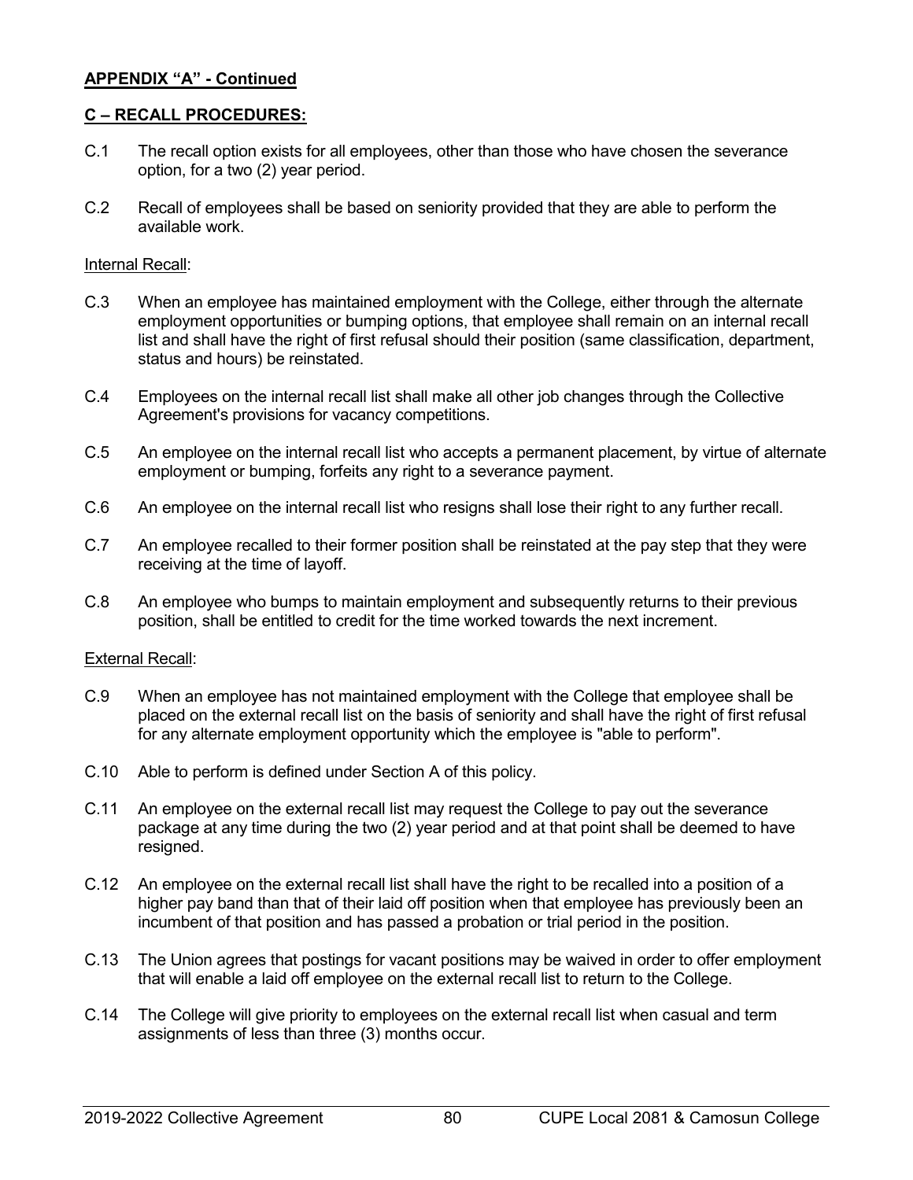**APPENDIX "A" - Continued**

**C – RECALL PROCEDURES:**

C.1 The recall option exists for all employees, other than those who have chosen the severance option, for a two (2) year period.

C.2 Recall of employees shall be based on seniority provided that they are able to perform the available work.

Internal Recall:

C.3 When an employee has maintained employment with the College, either through the alternate employment opportunities or bumping options, that employee shall remain on an internal recall list and shall have the right of first refusal should their position (same classification, department, status and hours) be reinstated.

C.4 Employees on the internal recall list shall make all other job changes through the Collective Agreement's provisions for vacancy competitions.

C.5 An employee on the internal recall list who accepts a permanent placement, by virtue of alternate employment or bumping, forfeits any right to a severance payment.

C.6 An employee on the internal recall list who resigns shall lose their right to any further recall.

C.7 An employee recalled to their former position shall be reinstated at the pay step that they were receiving at the time of layoff.

C.8 An employee who bumps to maintain employment and subsequently returns to their previous position, shall be entitled to credit for the time worked towards the next increment.

External Recall:

C.9 When an employee has not maintained employment with the College that employee shall be placed on the external recall list on the basis of seniority and shall have the right of first refusal for any alternate employment opportunity which the employee is "able to perform".

C.10 Able to perform is defined under Section A of this policy.

C.11 An employee on the external recall list may request the College to pay out the severance package at any time during the two (2) year period and at that point shall be deemed to have resigned.

C.12 An employee on the external recall list shall have the right to be recalled into a position of a higher pay band than that of their laid off position when that employee has previously been an incumbent of that position and has passed a probation or trial period in the position.

C.13 The Union agrees that postings for vacant positions may be waived in order to offer employment that will enable a laid off employee on the external recall list to return to the College.

C.14 The College will give priority to employees on the external recall list when casual and term assignments of less than three (3) months occur.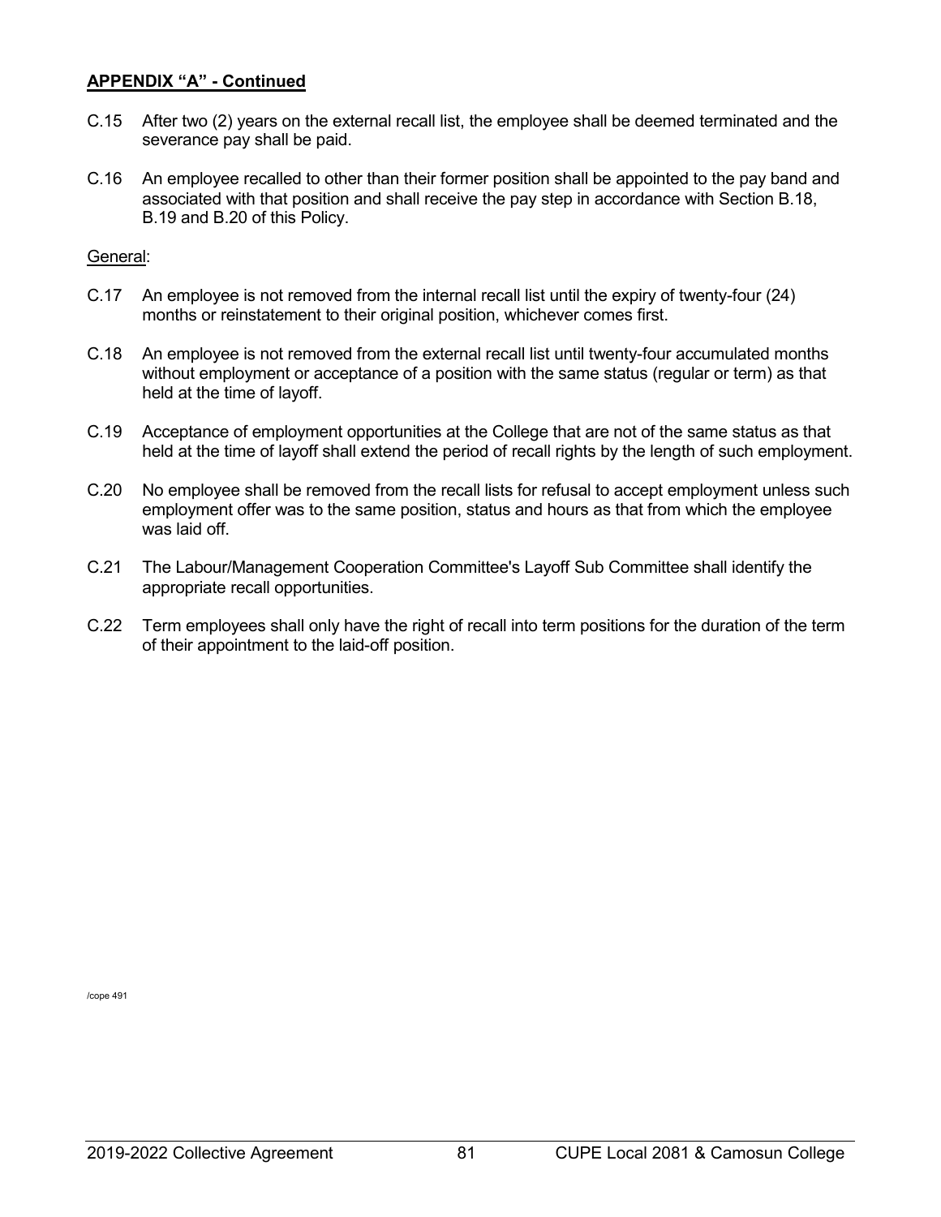**APPENDIX "A" - Continued**

C.15 After two (2) years on the external recall list, the employee shall be deemed terminated and the severance pay shall be paid.

C.16 An employee recalled to other than their former position shall be appointed to the pay band and associated with that position and shall receive the pay step in accordance with Section B.18, B.19 and B.20 of this Policy.

General:

C.17 An employee is not removed from the internal recall list until the expiry of twenty-four (24) months or reinstatement to their original position, whichever comes first.

C.18 An employee is not removed from the external recall list until twenty-four accumulated months without employment or acceptance of a position with the same status (regular or term) as that held at the time of layoff.

C.19 Acceptance of employment opportunities at the College that are not of the same status as that held at the time of layoff shall extend the period of recall rights by the length of such employment.

C.20 No employee shall be removed from the recall lists for refusal to accept employment unless such employment offer was to the same position, status and hours as that from which the employee was laid off.

C.21 The Labour/Management Cooperation Committee's Layoff Sub Committee shall identify the appropriate recall opportunities.

C.22 Term employees shall only have the right of recall into term positions for the duration of the term of their appointment to the laid-off position.

/cope 491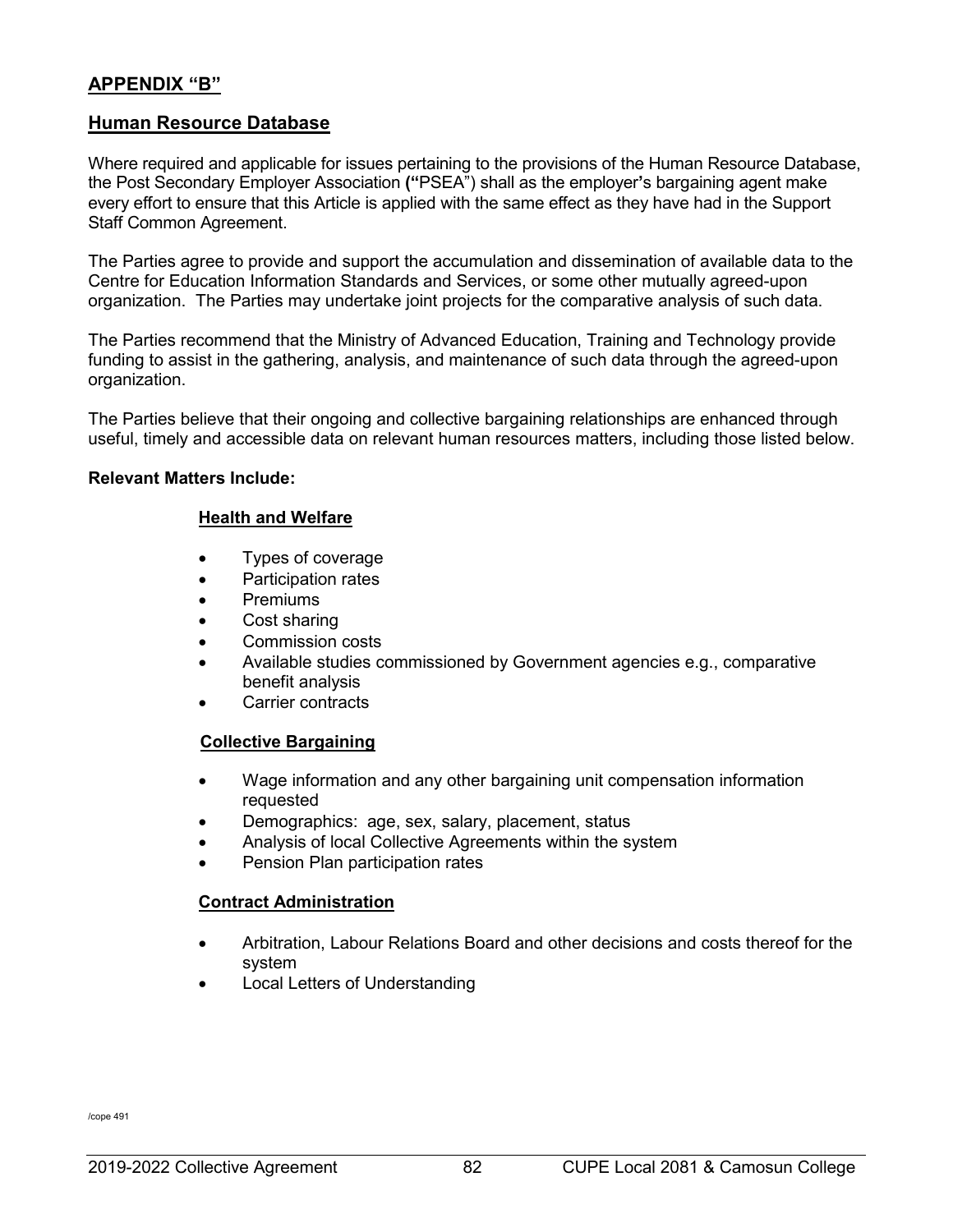## APPENDIX "B"

## Human Resource Database

Where required and applicable for issues pertaining to the provisions of the Human Resource Database, the Post Secondary Employer Association ("PSEA") shall as the employer's bargaining agent make every effort to ensure that this Article is applied with the same effect as they have had in the Support Staff Common Agreement.

The Parties agree to provide and support the accumulation and dissemination of available data to the Centre for Education Information Standards and Services, or some other mutually agreed-upon organization. The Parties may undertake joint projects for the comparative analysis of such data.

The Parties recommend that the Ministry of Advanced Education, Training and Technology provide funding to assist in the gathering, analysis, and maintenance of such data through the agreed-upon organization.

The Parties believe that their ongoing and collective bargaining relationships are enhanced through useful, timely and accessible data on relevant human resources matters, including those listed below.

**Relevant Matters Include:**

**Health and Welfare**

- Types of coverage
- Participation rates
- Premiums
- Cost sharing
- Commission costs
- Available studies commissioned by Government agencies e.g., comparative benefit analysis
- Carrier contracts

**Collective Bargaining**

- Wage information and any other bargaining unit compensation information requested
- Demographics: age, sex, salary, placement, status
- Analysis of local Collective Agreements within the system
- Pension Plan participation rates

**Contract Administration**

- Arbitration, Labour Relations Board and other decisions and costs thereof for the system
- Local Letters of Understanding

/cope 491